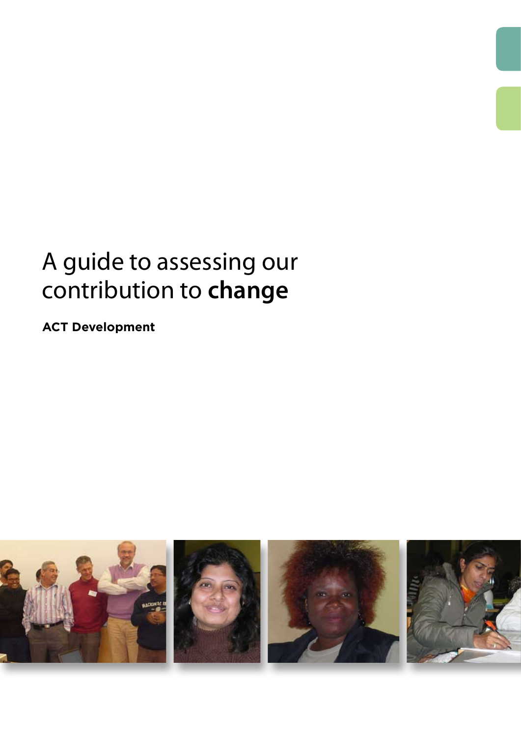# A guide to assessing our contribution to **change**

**ACT Development**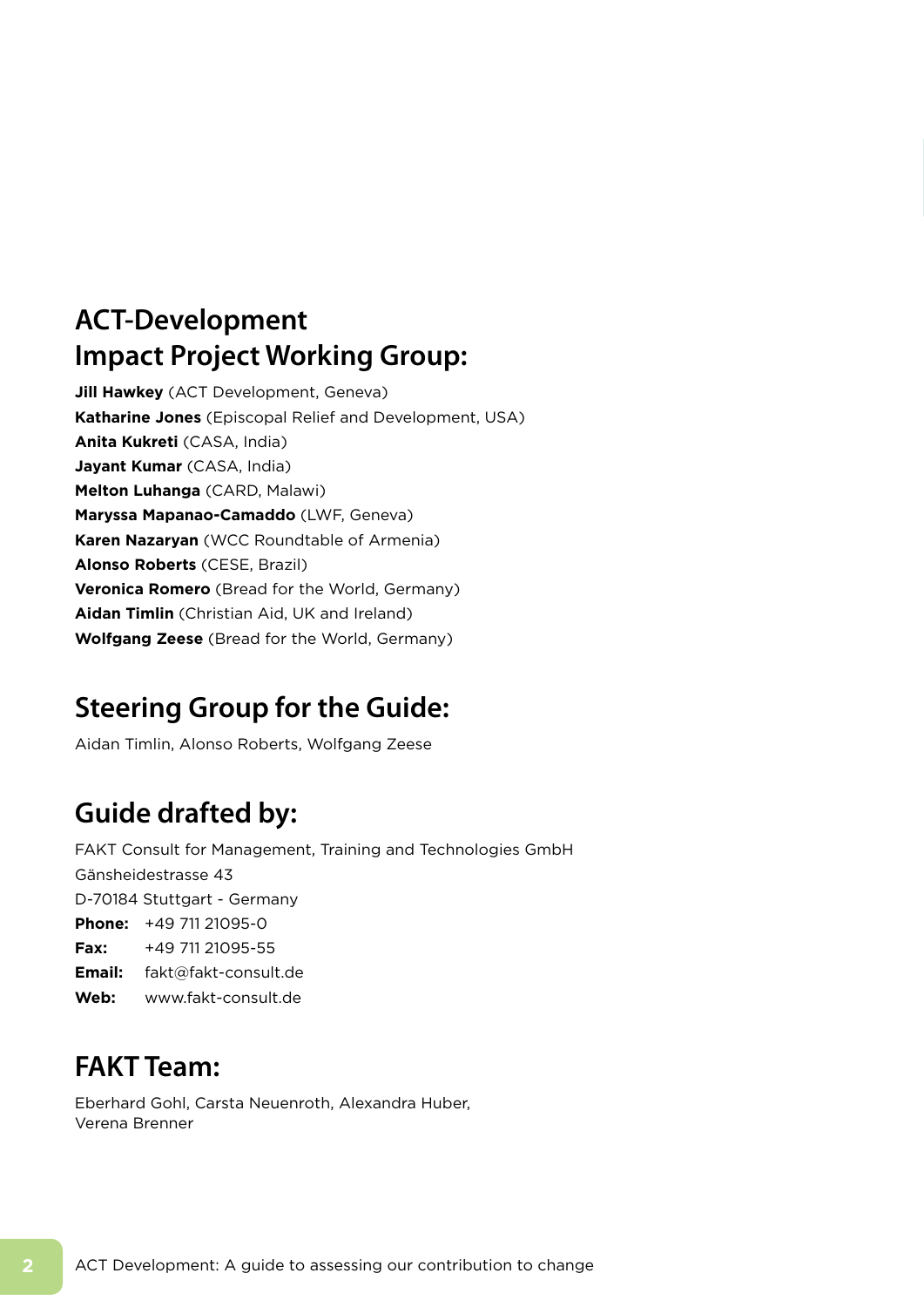## ACT-Development Impact Project Working Group:

**Jill Hawkey** (ACT Development, Geneva)
**Katharine Jones** (Episcopal Relief and Development, USA)
**Anita Kukreti** (CASA, India)
**Jayant Kumar** (CASA, India)
**Melton Luhanga** (CARD, Malawi)
**Maryssa Mapanao-Camaddo** (LWF, Geneva)
**Karen Nazaryan** (WCC Roundtable of Armenia)
**Alonso Roberts** (CESE, Brazil)
**Veronica Romero** (Bread for the World, Germany)
**Aidan Timlin** (Christian Aid, UK and Ireland)
**Wolfgang Zeese** (Bread for the World, Germany)

## Steering Group for the Guide:

Aidan Timlin, Alonso Roberts, Wolfgang Zeese

## Guide drafted by:

FAKT Consult for Management, Training and Technologies GmbH
Gänsheidestrasse 43
D-70184 Stuttgart - Germany
**Phone:** +49 711 21095-0
**Fax:** +49 711 21095-55
**Email:** fakt@fakt-consult.de
**Web:** www.fakt-consult.de

## FAKT Team:

Eberhard Gohl, Carsta Neuenroth, Alexandra Huber, Verena Brenner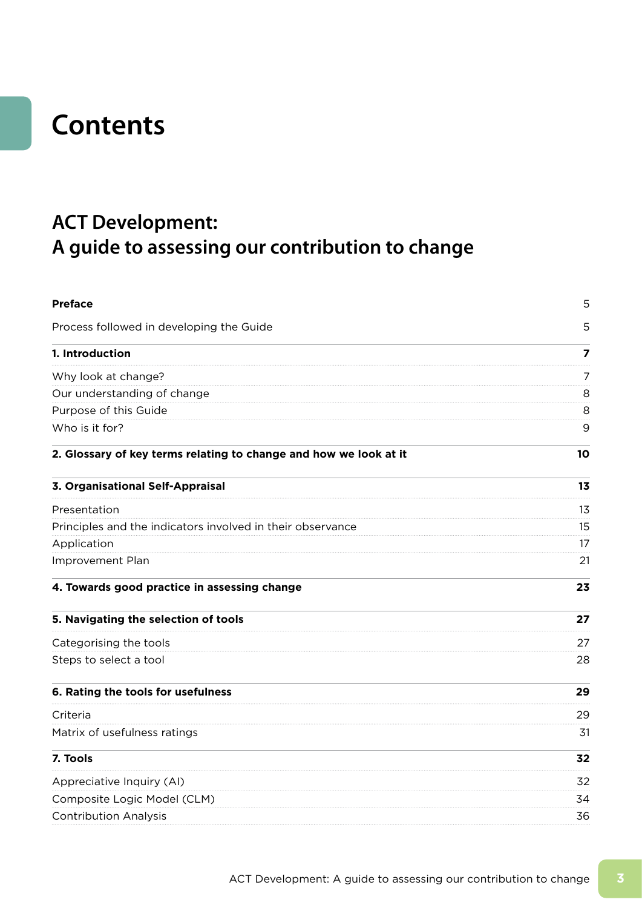# Contents

## ACT Development: A guide to assessing our contribution to change

| | |
|---|---|
| **Preface** | 5 |
| Process followed in developing the Guide | 5 |
| **1. Introduction** | **7** |
| Why look at change? | 7 |
| Our understanding of change | 8 |
| Purpose of this Guide | 8 |
| Who is it for? | 9 |
| **2. Glossary of key terms relating to change and how we look at it** | **10** |
| **3. Organisational Self-Appraisal** | **13** |
| Presentation | 13 |
| Principles and the indicators involved in their observance | 15 |
| Application | 17 |
| Improvement Plan | 21 |
| **4. Towards good practice in assessing change** | **23** |
| **5. Navigating the selection of tools** | **27** |
| Categorising the tools | 27 |
| Steps to select a tool | 28 |
| **6. Rating the tools for usefulness** | **29** |
| Criteria | 29 |
| Matrix of usefulness ratings | 31 |
| **7. Tools** | **32** |
| Appreciative Inquiry (AI) | 32 |
| Composite Logic Model (CLM) | 34 |
| Contribution Analysis | 36 |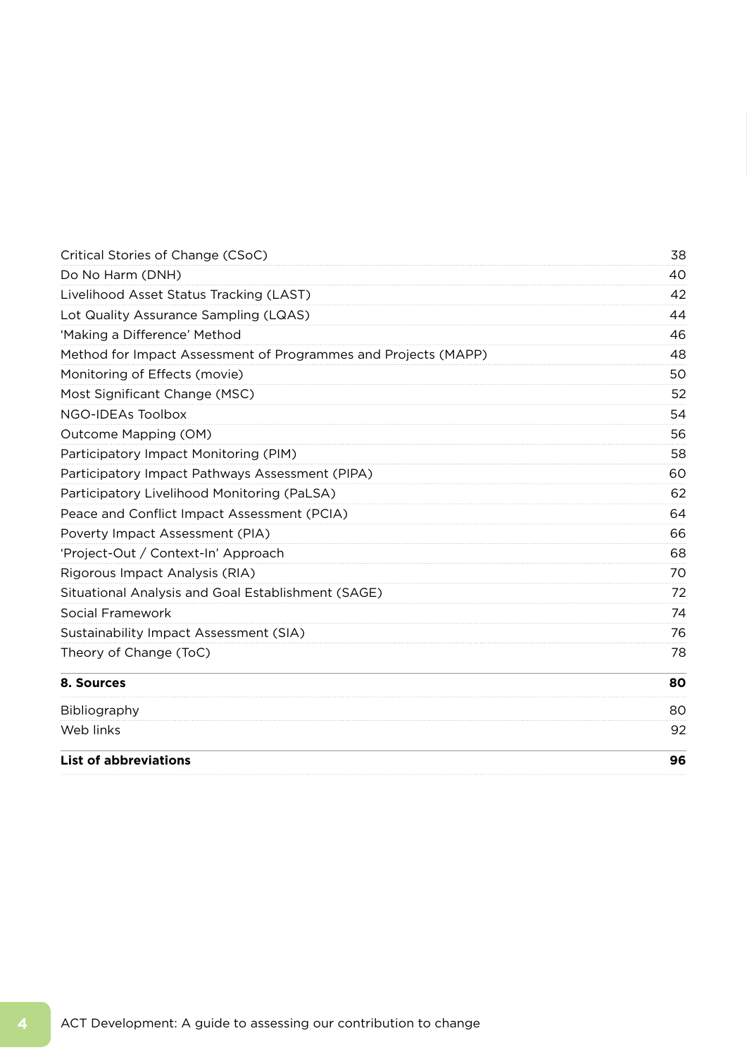| | |
|---|---|
| Critical Stories of Change (CSoC) | 38 |
| Do No Harm (DNH) | 40 |
| Livelihood Asset Status Tracking (LAST) | 42 |
| Lot Quality Assurance Sampling (LQAS) | 44 |
| 'Making a Difference' Method | 46 |
| Method for Impact Assessment of Programmes and Projects (MAPP) | 48 |
| Monitoring of Effects (movie) | 50 |
| Most Significant Change (MSC) | 52 |
| NGO-IDEAs Toolbox | 54 |
| Outcome Mapping (OM) | 56 |
| Participatory Impact Monitoring (PIM) | 58 |
| Participatory Impact Pathways Assessment (PIPA) | 60 |
| Participatory Livelihood Monitoring (PaLSA) | 62 |
| Peace and Conflict Impact Assessment (PCIA) | 64 |
| Poverty Impact Assessment (PIA) | 66 |
| 'Project-Out / Context-In' Approach | 68 |
| Rigorous Impact Analysis (RIA) | 70 |
| Situational Analysis and Goal Establishment (SAGE) | 72 |
| Social Framework | 74 |
| Sustainability Impact Assessment (SIA) | 76 |
| Theory of Change (ToC) | 78 |
| **8. Sources** | **80** |
| Bibliography | 80 |
| Web links | 92 |
| **List of abbreviations** | **96** |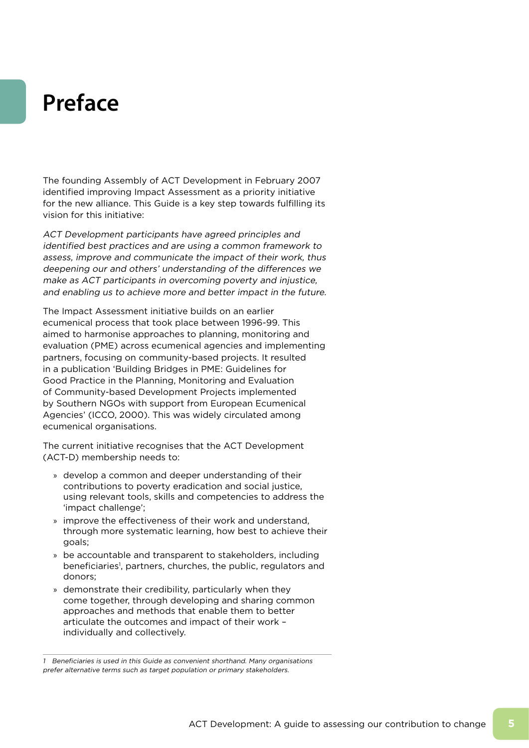# Preface

The founding Assembly of ACT Development in February 2007 identified improving Impact Assessment as a priority initiative for the new alliance. This Guide is a key step towards fulfilling its vision for this initiative:

*ACT Development participants have agreed principles and identified best practices and are using a common framework to assess, improve and communicate the impact of their work, thus deepening our and others' understanding of the differences we make as ACT participants in overcoming poverty and injustice, and enabling us to achieve more and better impact in the future.*

The Impact Assessment initiative builds on an earlier ecumenical process that took place between 1996-99. This aimed to harmonise approaches to planning, monitoring and evaluation (PME) across ecumenical agencies and implementing partners, focusing on community-based projects. It resulted in a publication 'Building Bridges in PME: Guidelines for Good Practice in the Planning, Monitoring and Evaluation of Community-based Development Projects implemented by Southern NGOs with support from European Ecumenical Agencies' (ICCO, 2000). This was widely circulated among ecumenical organisations.

The current initiative recognises that the ACT Development (ACT-D) membership needs to:

- develop a common and deeper understanding of their contributions to poverty eradication and social justice, using relevant tools, skills and competencies to address the 'impact challenge';
- improve the effectiveness of their work and understand, through more systematic learning, how best to achieve their goals;
- be accountable and transparent to stakeholders, including beneficiaries[1], partners, churches, the public, regulators and donors;
- demonstrate their credibility, particularly when they come together, through developing and sharing common approaches and methods that enable them to better articulate the outcomes and impact of their work – individually and collectively.

---

1 *Beneficiaries is used in this Guide as convenient shorthand. Many organisations prefer alternative terms such as target population or primary stakeholders.*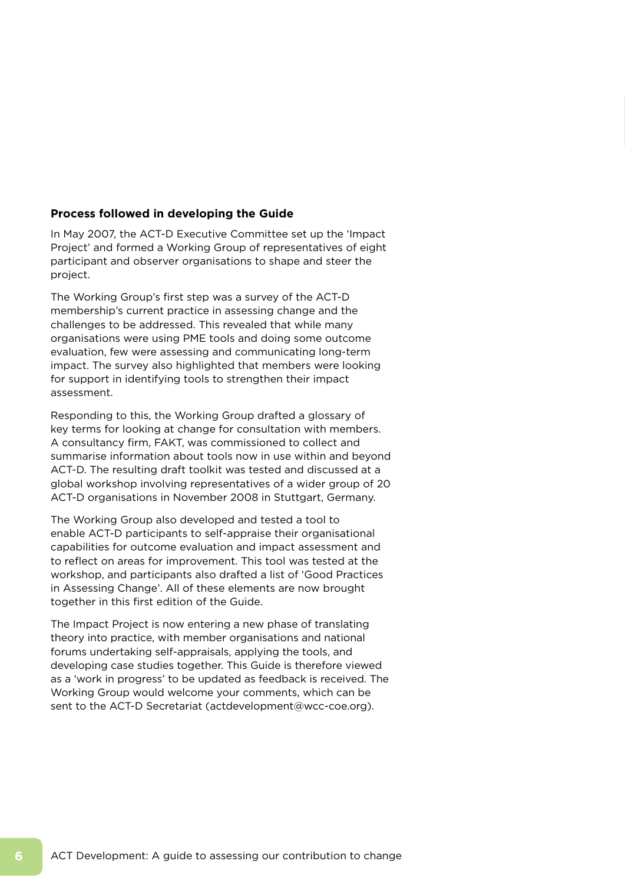### Process followed in developing the Guide

In May 2007, the ACT-D Executive Committee set up the 'Impact Project' and formed a Working Group of representatives of eight participant and observer organisations to shape and steer the project.

The Working Group's first step was a survey of the ACT-D membership's current practice in assessing change and the challenges to be addressed. This revealed that while many organisations were using PME tools and doing some outcome evaluation, few were assessing and communicating long-term impact. The survey also highlighted that members were looking for support in identifying tools to strengthen their impact assessment.

Responding to this, the Working Group drafted a glossary of key terms for looking at change for consultation with members. A consultancy firm, FAKT, was commissioned to collect and summarise information about tools now in use within and beyond ACT-D. The resulting draft toolkit was tested and discussed at a global workshop involving representatives of a wider group of 20 ACT-D organisations in November 2008 in Stuttgart, Germany.

The Working Group also developed and tested a tool to enable ACT-D participants to self-appraise their organisational capabilities for outcome evaluation and impact assessment and to reflect on areas for improvement. This tool was tested at the workshop, and participants also drafted a list of 'Good Practices in Assessing Change'. All of these elements are now brought together in this first edition of the Guide.

The Impact Project is now entering a new phase of translating theory into practice, with member organisations and national forums undertaking self-appraisals, applying the tools, and developing case studies together. This Guide is therefore viewed as a 'work in progress' to be updated as feedback is received. The Working Group would welcome your comments, which can be sent to the ACT-D Secretariat (actdevelopment@wcc-coe.org).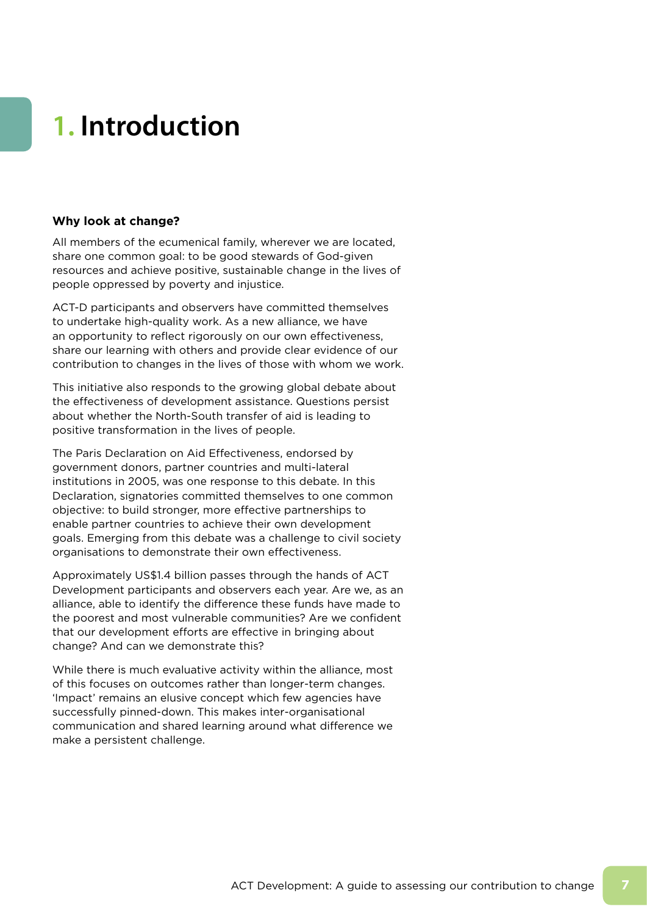# 1. Introduction

**Why look at change?**

All members of the ecumenical family, wherever we are located, share one common goal: to be good stewards of God-given resources and achieve positive, sustainable change in the lives of people oppressed by poverty and injustice.

ACT-D participants and observers have committed themselves to undertake high-quality work. As a new alliance, we have an opportunity to reflect rigorously on our own effectiveness, share our learning with others and provide clear evidence of our contribution to changes in the lives of those with whom we work.

This initiative also responds to the growing global debate about the effectiveness of development assistance. Questions persist about whether the North-South transfer of aid is leading to positive transformation in the lives of people.

The Paris Declaration on Aid Effectiveness, endorsed by government donors, partner countries and multi-lateral institutions in 2005, was one response to this debate. In this Declaration, signatories committed themselves to one common objective: to build stronger, more effective partnerships to enable partner countries to achieve their own development goals. Emerging from this debate was a challenge to civil society organisations to demonstrate their own effectiveness.

Approximately US$1.4 billion passes through the hands of ACT Development participants and observers each year. Are we, as an alliance, able to identify the difference these funds have made to the poorest and most vulnerable communities? Are we confident that our development efforts are effective in bringing about change? And can we demonstrate this?

While there is much evaluative activity within the alliance, most of this focuses on outcomes rather than longer-term changes. 'Impact' remains an elusive concept which few agencies have successfully pinned-down. This makes inter-organisational communication and shared learning around what difference we make a persistent challenge.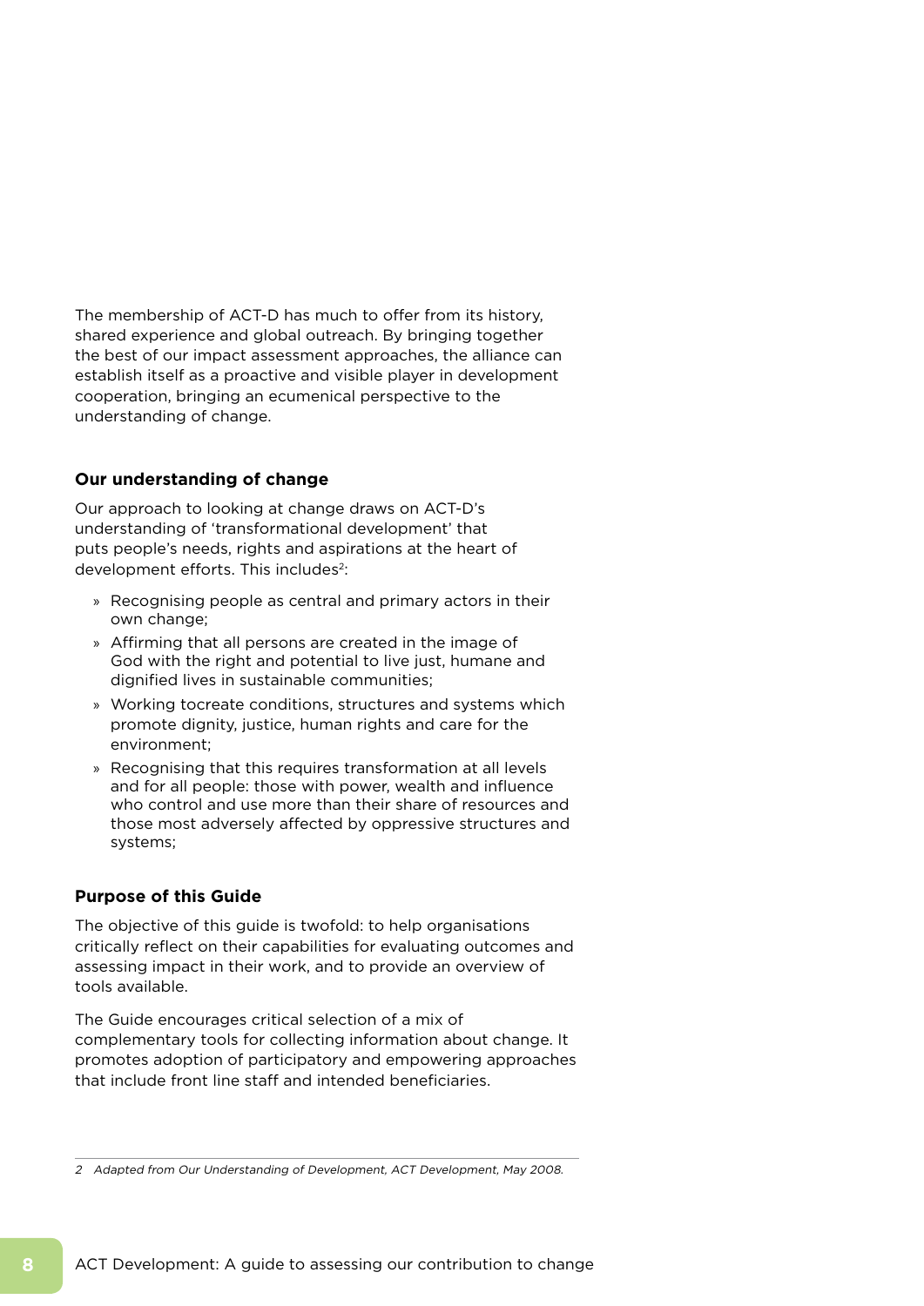The membership of ACT-D has much to offer from its history, shared experience and global outreach. By bringing together the best of our impact assessment approaches, the alliance can establish itself as a proactive and visible player in development cooperation, bringing an ecumenical perspective to the understanding of change.

### Our understanding of change

Our approach to looking at change draws on ACT-D's understanding of 'transformational development' that puts people's needs, rights and aspirations at the heart of development efforts. This includes[2]:

» Recognising people as central and primary actors in their own change;

» Affirming that all persons are created in the image of God with the right and potential to live just, humane and dignified lives in sustainable communities;

» Working tocreate conditions, structures and systems which promote dignity, justice, human rights and care for the environment;

» Recognising that this requires transformation at all levels and for all people: those with power, wealth and influence who control and use more than their share of resources and those most adversely affected by oppressive structures and systems;

### Purpose of this Guide

The objective of this guide is twofold: to help organisations critically reflect on their capabilities for evaluating outcomes and assessing impact in their work, and to provide an overview of tools available.

The Guide encourages critical selection of a mix of complementary tools for collecting information about change. It promotes adoption of participatory and empowering approaches that include front line staff and intended beneficiaries.

---

*2 Adapted from Our Understanding of Development, ACT Development, May 2008.*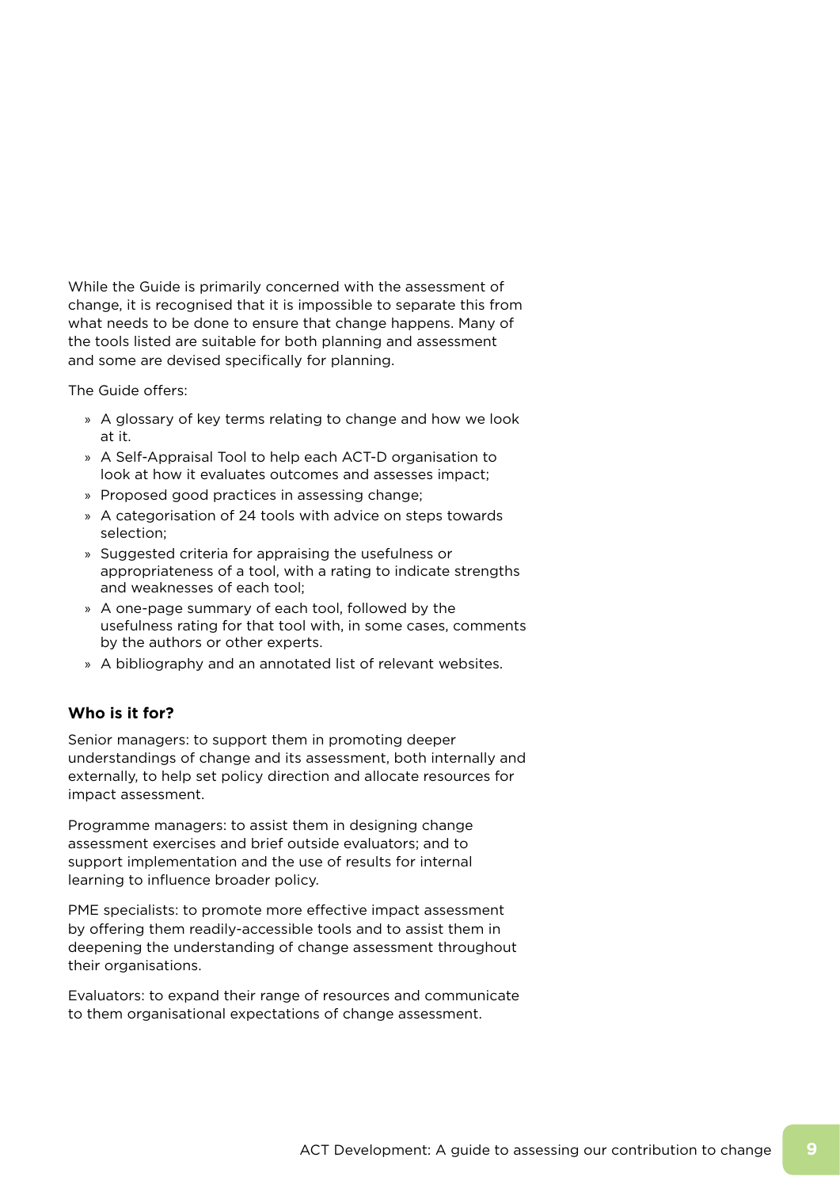While the Guide is primarily concerned with the assessment of change, it is recognised that it is impossible to separate this from what needs to be done to ensure that change happens. Many of the tools listed are suitable for both planning and assessment and some are devised specifically for planning.

The Guide offers:

- A glossary of key terms relating to change and how we look at it.
- A Self-Appraisal Tool to help each ACT-D organisation to look at how it evaluates outcomes and assesses impact;
- Proposed good practices in assessing change;
- A categorisation of 24 tools with advice on steps towards selection;
- Suggested criteria for appraising the usefulness or appropriateness of a tool, with a rating to indicate strengths and weaknesses of each tool;
- A one-page summary of each tool, followed by the usefulness rating for that tool with, in some cases, comments by the authors or other experts.
- A bibliography and an annotated list of relevant websites.

### Who is it for?

Senior managers: to support them in promoting deeper understandings of change and its assessment, both internally and externally, to help set policy direction and allocate resources for impact assessment.

Programme managers: to assist them in designing change assessment exercises and brief outside evaluators; and to support implementation and the use of results for internal learning to influence broader policy.

PME specialists: to promote more effective impact assessment by offering them readily-accessible tools and to assist them in deepening the understanding of change assessment throughout their organisations.

Evaluators: to expand their range of resources and communicate to them organisational expectations of change assessment.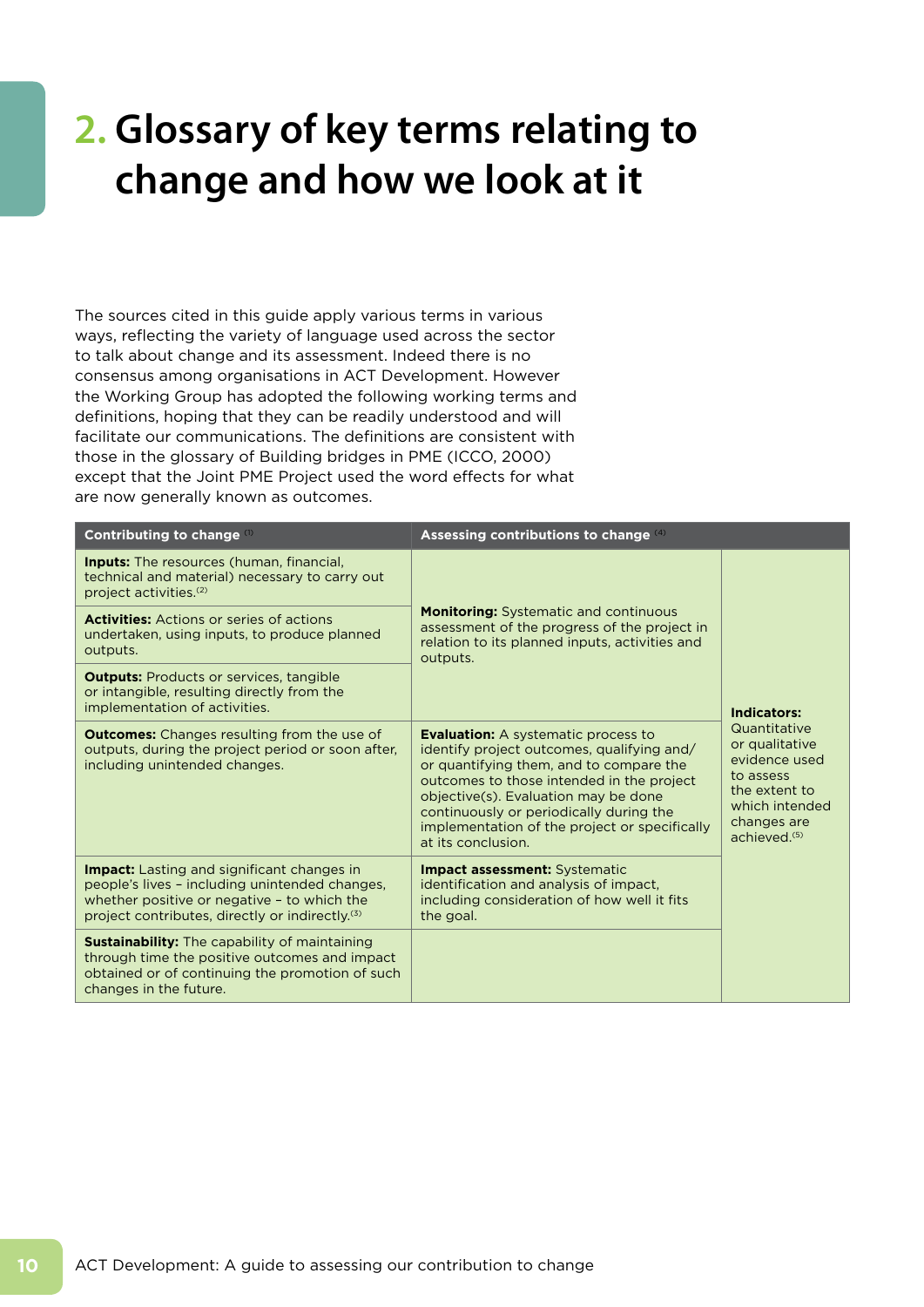# 2. Glossary of key terms relating to change and how we look at it

The sources cited in this guide apply various terms in various ways, reflecting the variety of language used across the sector to talk about change and its assessment. Indeed there is no consensus among organisations in ACT Development. However the Working Group has adopted the following working terms and definitions, hoping that they can be readily understood and will facilitate our communications. The definitions are consistent with those in the glossary of Building bridges in PME (ICCO, 2000) except that the Joint PME Project used the word effects for what are now generally known as outcomes.

| Contributing to change [1] | Assessing contributions to change [4] | |
|---|---|---|
| **Inputs:** The resources (human, financial, technical and material) necessary to carry out project activities.[2] | **Monitoring:** Systematic and continuous assessment of the progress of the project in relation to its planned inputs, activities and outputs. | **Indicators:** Quantitative or qualitative evidence used to assess the extent to which intended changes are achieved.[5] |
| **Activities:** Actions or series of actions undertaken, using inputs, to produce planned outputs. | | |
| **Outputs:** Products or services, tangible or intangible, resulting directly from the implementation of activities. | | |
| **Outcomes:** Changes resulting from the use of outputs, during the project period or soon after, including unintended changes. | **Evaluation:** A systematic process to identify project outcomes, qualifying and/ or quantifying them, and to compare the outcomes to those intended in the project objective(s). Evaluation may be done continuously or periodically during the implementation of the project or specifically at its conclusion. | |
| **Impact:** Lasting and significant changes in people's lives – including unintended changes, whether positive or negative – to which the project contributes, directly or indirectly.[3] | **Impact assessment:** Systematic identification and analysis of impact, including consideration of how well it fits the goal. | |
| **Sustainability:** The capability of maintaining through time the positive outcomes and impact obtained or of continuing the promotion of such changes in the future. | | |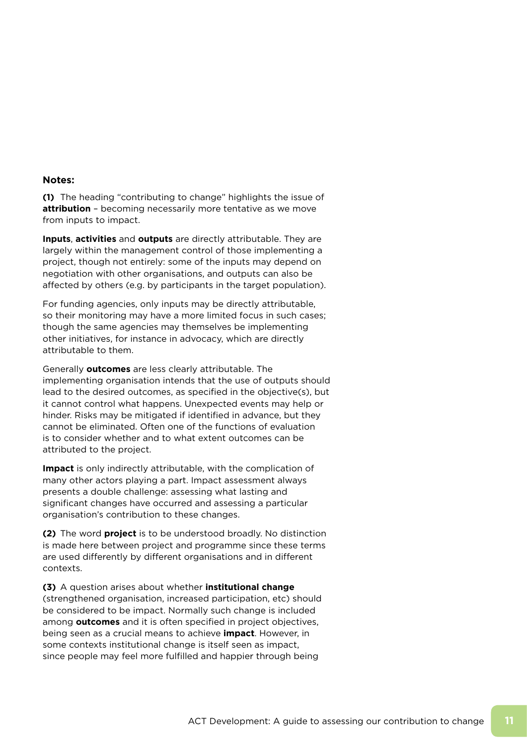**Notes:**

**(1)** The heading "contributing to change" highlights the issue of **attribution** – becoming necessarily more tentative as we move from inputs to impact.

**Inputs**, **activities** and **outputs** are directly attributable. They are largely within the management control of those implementing a project, though not entirely: some of the inputs may depend on negotiation with other organisations, and outputs can also be affected by others (e.g. by participants in the target population).

For funding agencies, only inputs may be directly attributable, so their monitoring may have a more limited focus in such cases; though the same agencies may themselves be implementing other initiatives, for instance in advocacy, which are directly attributable to them.

Generally **outcomes** are less clearly attributable. The implementing organisation intends that the use of outputs should lead to the desired outcomes, as specified in the objective(s), but it cannot control what happens. Unexpected events may help or hinder. Risks may be mitigated if identified in advance, but they cannot be eliminated. Often one of the functions of evaluation is to consider whether and to what extent outcomes can be attributed to the project.

**Impact** is only indirectly attributable, with the complication of many other actors playing a part. Impact assessment always presents a double challenge: assessing what lasting and significant changes have occurred and assessing a particular organisation's contribution to these changes.

**(2)** The word **project** is to be understood broadly. No distinction is made here between project and programme since these terms are used differently by different organisations and in different contexts.

**(3)** A question arises about whether **institutional change** (strengthened organisation, increased participation, etc) should be considered to be impact. Normally such change is included among **outcomes** and it is often specified in project objectives, being seen as a crucial means to achieve **impact**. However, in some contexts institutional change is itself seen as impact, since people may feel more fulfilled and happier through being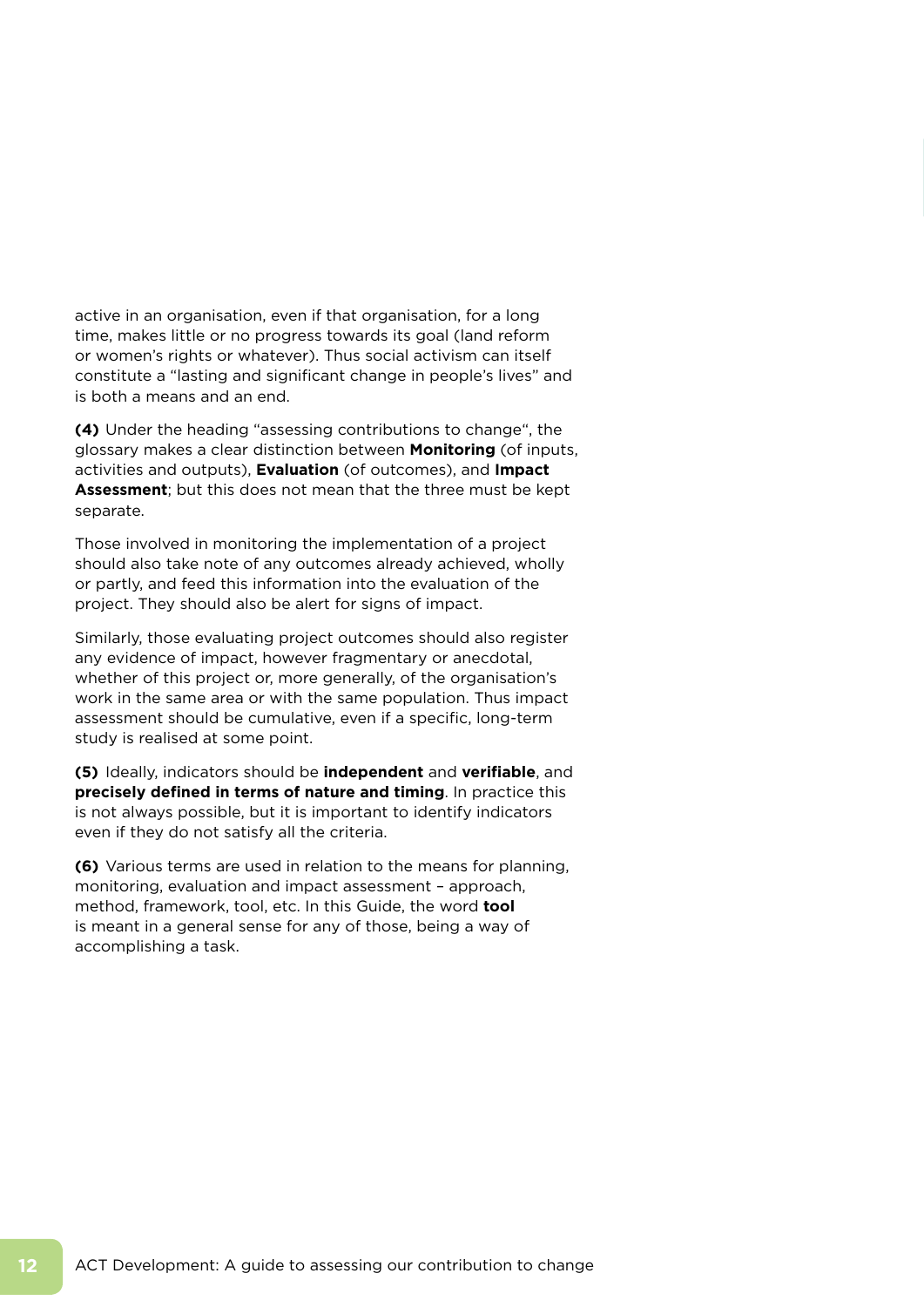active in an organisation, even if that organisation, for a long time, makes little or no progress towards its goal (land reform or women's rights or whatever). Thus social activism can itself constitute a "lasting and significant change in people's lives" and is both a means and an end.

**(4)** Under the heading "assessing contributions to change", the glossary makes a clear distinction between **Monitoring** (of inputs, activities and outputs), **Evaluation** (of outcomes), and **Impact Assessment**; but this does not mean that the three must be kept separate.

Those involved in monitoring the implementation of a project should also take note of any outcomes already achieved, wholly or partly, and feed this information into the evaluation of the project. They should also be alert for signs of impact.

Similarly, those evaluating project outcomes should also register any evidence of impact, however fragmentary or anecdotal, whether of this project or, more generally, of the organisation's work in the same area or with the same population. Thus impact assessment should be cumulative, even if a specific, long-term study is realised at some point.

**(5)** Ideally, indicators should be **independent** and **verifiable**, and **precisely defined in terms of nature and timing**. In practice this is not always possible, but it is important to identify indicators even if they do not satisfy all the criteria.

**(6)** Various terms are used in relation to the means for planning, monitoring, evaluation and impact assessment – approach, method, framework, tool, etc. In this Guide, the word **tool** is meant in a general sense for any of those, being a way of accomplishing a task.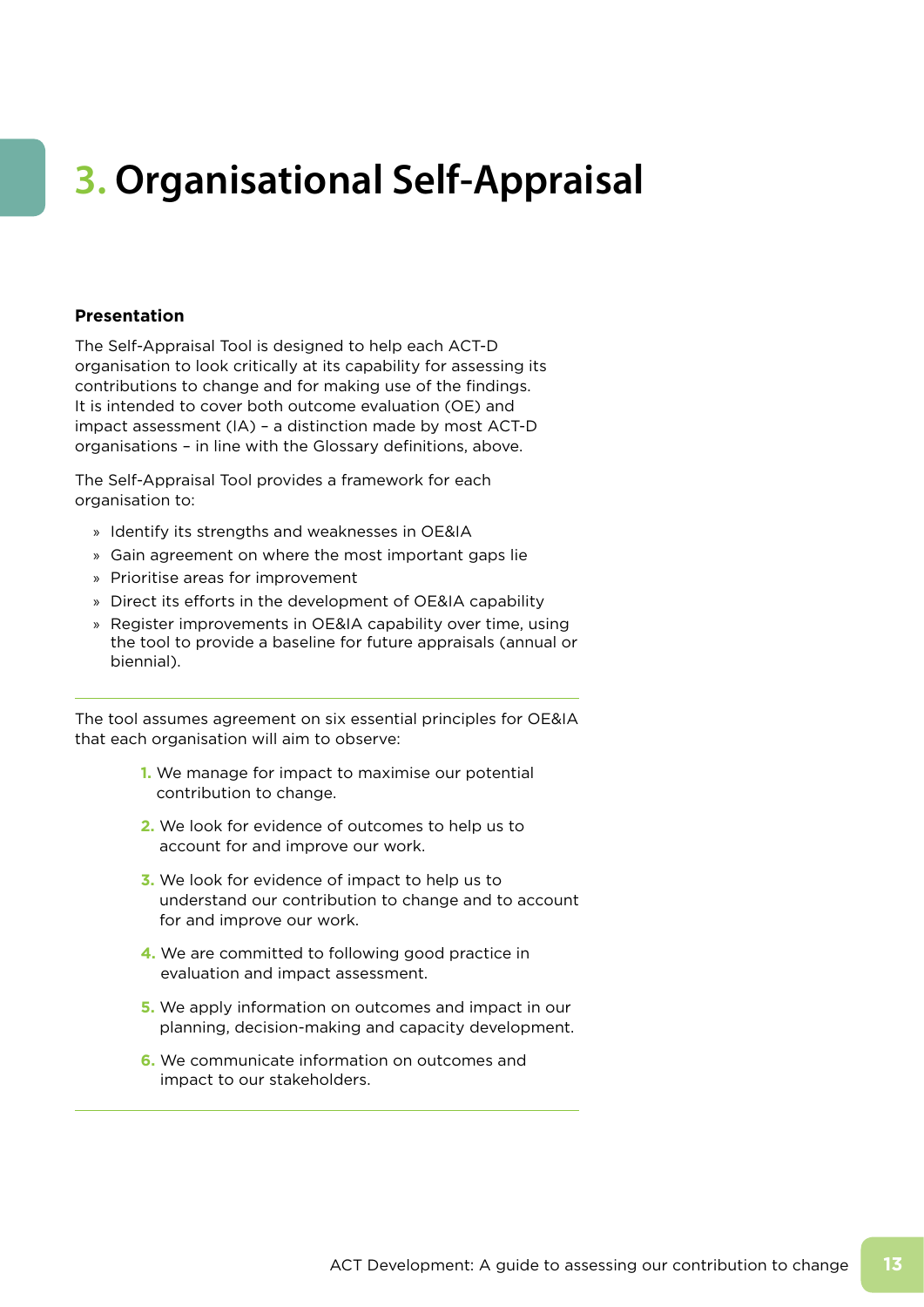# 3. Organisational Self-Appraisal

**Presentation**

The Self-Appraisal Tool is designed to help each ACT-D organisation to look critically at its capability for assessing its contributions to change and for making use of the findings. It is intended to cover both outcome evaluation (OE) and impact assessment (IA) – a distinction made by most ACT-D organisations – in line with the Glossary definitions, above.

The Self-Appraisal Tool provides a framework for each organisation to:

- Identify its strengths and weaknesses in OE&IA
- Gain agreement on where the most important gaps lie
- Prioritise areas for improvement
- Direct its efforts in the development of OE&IA capability
- Register improvements in OE&IA capability over time, using the tool to provide a baseline for future appraisals (annual or biennial).

---

The tool assumes agreement on six essential principles for OE&IA that each organisation will aim to observe:

1. We manage for impact to maximise our potential contribution to change.
2. We look for evidence of outcomes to help us to account for and improve our work.
3. We look for evidence of impact to help us to understand our contribution to change and to account for and improve our work.
4. We are committed to following good practice in evaluation and impact assessment.
5. We apply information on outcomes and impact in our planning, decision-making and capacity development.
6. We communicate information on outcomes and impact to our stakeholders.

---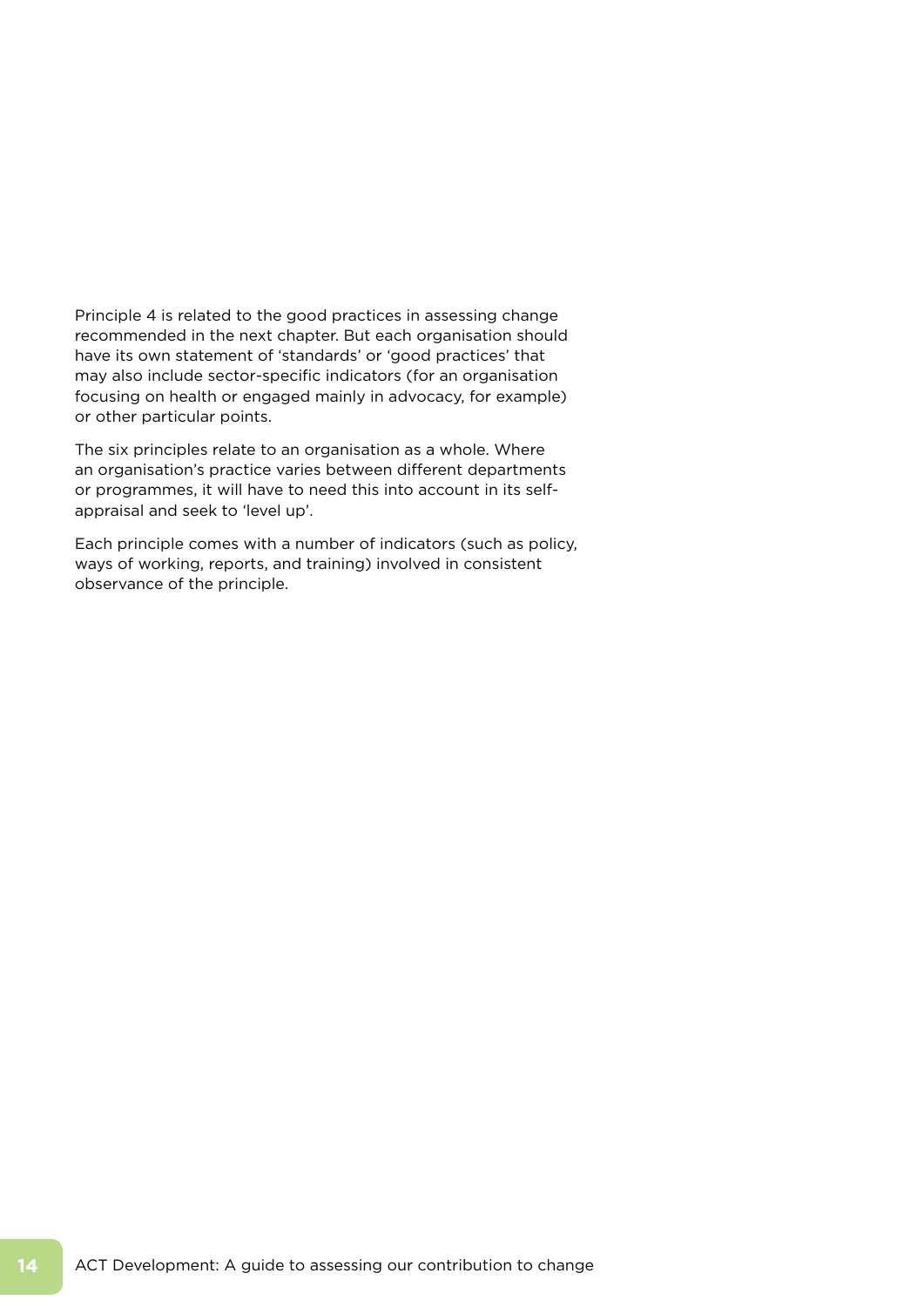Principle 4 is related to the good practices in assessing change recommended in the next chapter. But each organisation should have its own statement of 'standards' or 'good practices' that may also include sector-specific indicators (for an organisation focusing on health or engaged mainly in advocacy, for example) or other particular points.

The six principles relate to an organisation as a whole. Where an organisation's practice varies between different departments or programmes, it will have to need this into account in its self-appraisal and seek to 'level up'.

Each principle comes with a number of indicators (such as policy, ways of working, reports, and training) involved in consistent observance of the principle.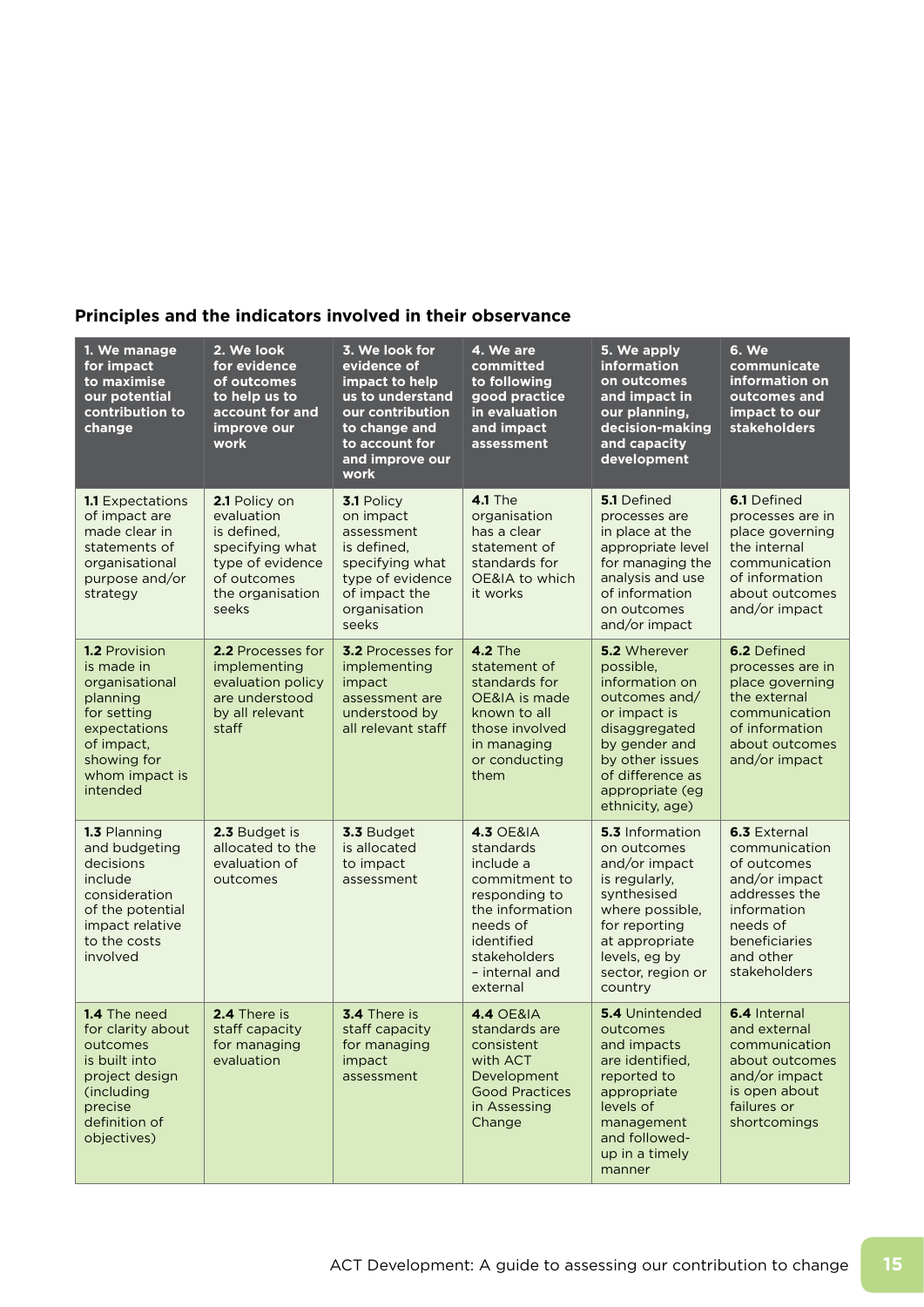**Principles and the indicators involved in their observance**

| 1. We manage for impact to maximise our potential contribution to change | 2. We look for evidence of outcomes to help us to account for and improve our work | 3. We look for evidence of impact to help us to understand our contribution to change and to account for and improve our work | 4. We are committed to following good practice in evaluation and impact assessment | 5. We apply information on outcomes and impact in our planning, decision-making and capacity development | 6. We communicate information on outcomes and impact to our stakeholders |
|---|---|---|---|---|---|
| **1.1** Expectations of impact are made clear in statements of organisational purpose and/or strategy | **2.1** Policy on evaluation is defined, specifying what type of evidence of outcomes the organisation seeks | **3.1** Policy on impact assessment is defined, specifying what type of evidence of impact the organisation seeks | **4.1** The organisation has a clear statement of standards for OE&IA to which it works | **5.1** Defined processes are in place at the appropriate level for managing the analysis and use of information on outcomes and/or impact | **6.1** Defined processes are in place governing the internal communication of information about outcomes and/or impact |
| **1.2** Provision is made in organisational planning for setting expectations of impact, showing for whom impact is intended | **2.2** Processes for implementing evaluation policy are understood by all relevant staff | **3.2** Processes for implementing impact assessment are understood by all relevant staff | **4.2** The statement of standards for OE&IA is made known to all those involved in managing or conducting them | **5.2** Wherever possible, information on outcomes and/or impact is disaggregated by gender and by other issues of difference as appropriate (eg ethnicity, age) | **6.2** Defined processes are in place governing the external communication of information about outcomes and/or impact |
| **1.3** Planning and budgeting decisions include consideration of the potential impact relative to the costs involved | **2.3** Budget is allocated to the evaluation of outcomes | **3.3** Budget is allocated to impact assessment | **4.3** OE&IA standards include a commitment to responding to the information needs of identified stakeholders – internal and external | **5.3** Information on outcomes and/or impact is regularly, synthesised where possible, for reporting at appropriate levels, eg by sector, region or country | **6.3** External communication of outcomes and/or impact addresses the information needs of beneficiaries and other stakeholders |
| **1.4** The need for clarity about outcomes is built into project design (including precise definition of objectives) | **2.4** There is staff capacity for managing evaluation | **3.4** There is staff capacity for managing impact assessment | **4.4** OE&IA standards are consistent with ACT Development Good Practices in Assessing Change | **5.4** Unintended outcomes and impacts are identified, reported to appropriate levels of management and followed-up in a timely manner | **6.4** Internal and external communication about outcomes and/or impact is open about failures or shortcomings |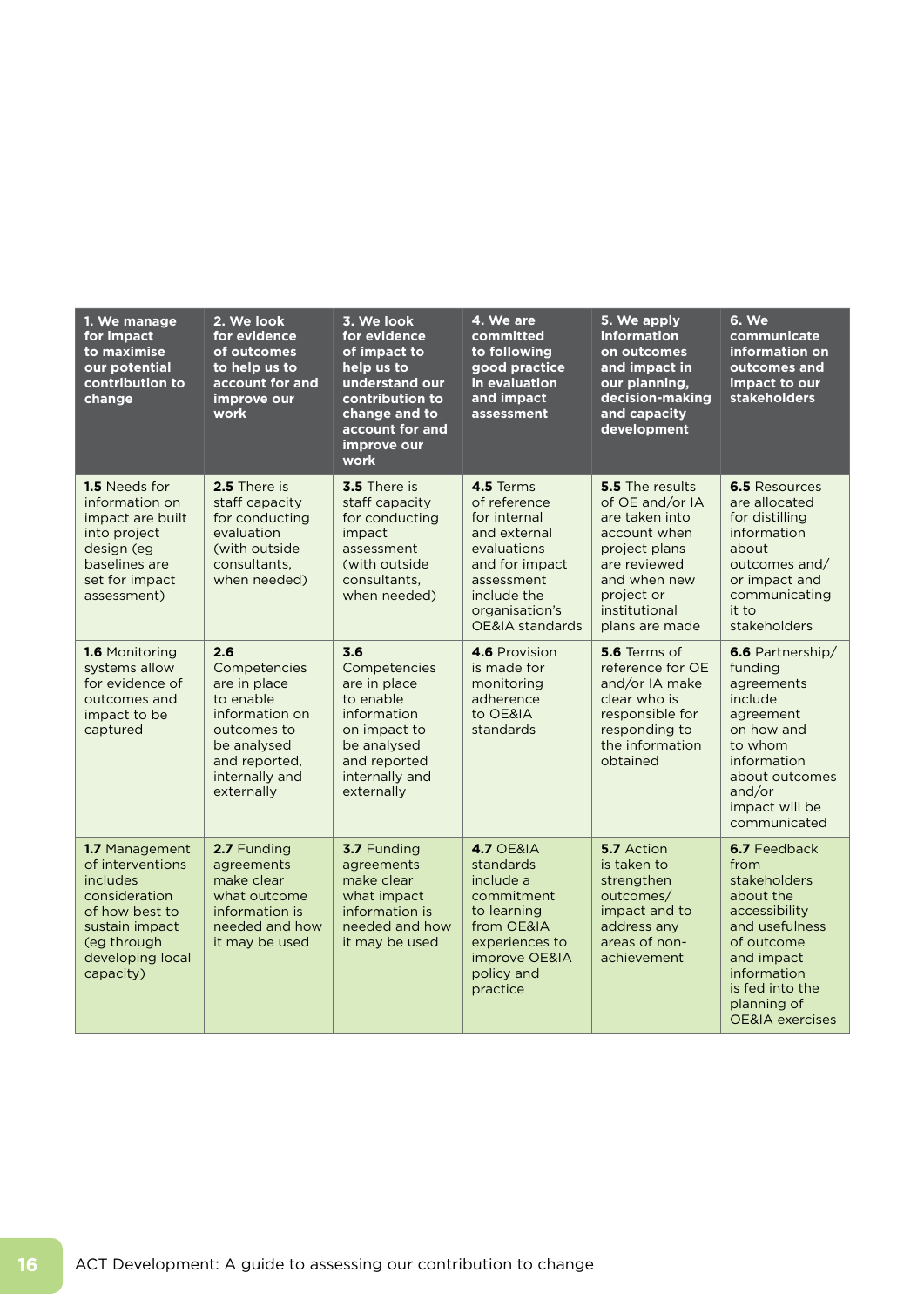| 1. We manage for impact to maximise our potential contribution to change | 2. We look for evidence of outcomes to help us to account for and improve our work | 3. We look for evidence of impact to help us to understand our contribution to change and to account for and improve our work | 4. We are committed to following good practice in evaluation and impact assessment | 5. We apply information on outcomes and impact in our planning, decision-making and capacity development | 6. We communicate information on outcomes and impact to our stakeholders |
|---|---|---|---|---|---|
| **1.5** Needs for information on impact are built into project design (eg baselines are set for impact assessment) | **2.5** There is staff capacity for conducting evaluation (with outside consultants, when needed) | **3.5** There is staff capacity for conducting impact assessment (with outside consultants, when needed) | **4.5** Terms of reference for internal and external evaluations and for impact assessment include the organisation's OE&IA standards | **5.5** The results of OE and/or IA are taken into account when project plans are reviewed and when new project or institutional plans are made | **6.5** Resources are allocated for distilling information about outcomes and/or impact and communicating it to stakeholders |
| **1.6** Monitoring systems allow for evidence of outcomes and impact to be captured | **2.6** Competencies are in place to enable information on outcomes to be analysed and reported, internally and externally | **3.6** Competencies are in place to enable information on impact to be analysed and reported internally and externally | **4.6** Provision is made for monitoring adherence to OE&IA standards | **5.6** Terms of reference for OE and/or IA make clear who is responsible for responding to the information obtained | **6.6** Partnership/funding agreements include agreement on how and to whom information about outcomes and/or impact will be communicated |
| **1.7** Management of interventions includes consideration of how best to sustain impact (eg through developing local capacity) | **2.7** Funding agreements make clear what outcome information is needed and how it may be used | **3.7** Funding agreements make clear what impact information is needed and how it may be used | **4.7** OE&IA standards include a commitment to learning from OE&IA experiences to improve OE&IA policy and practice | **5.7** Action is taken to strengthen outcomes/impact and to address any areas of non-achievement | **6.7** Feedback from stakeholders about the accessibility and usefulness of outcome and impact information is fed into the planning of OE&IA exercises |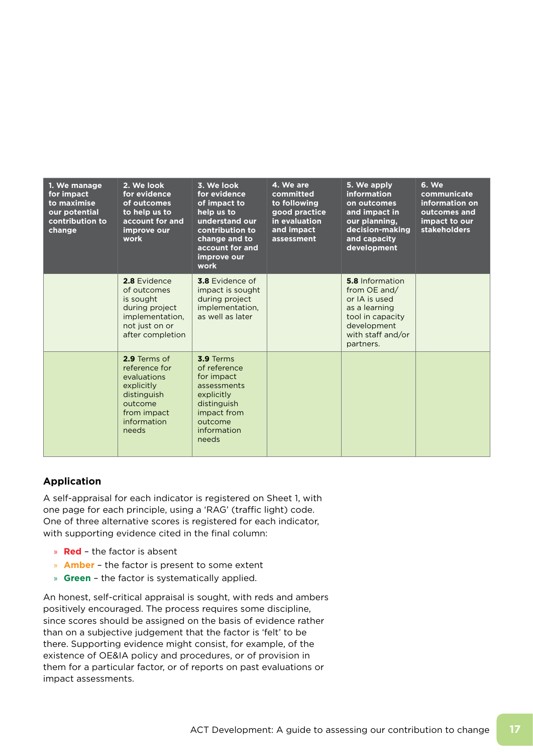| 1. We manage for impact to maximise our potential contribution to change | 2. We look for evidence of outcomes to help us to account for and improve our work | 3. We look for evidence of impact to help us to understand our contribution to change and to account for and improve our work | 4. We are committed to following good practice in evaluation and impact assessment | 5. We apply information on outcomes and impact in our planning, decision-making and capacity development | 6. We communicate information on outcomes and impact to our stakeholders |
|---|---|---|---|---|---|
| | **2.8** Evidence of outcomes is sought during project implementation, not just on or after completion | **3.8** Evidence of impact is sought during project implementation, as well as later | | **5.8** Information from OE and/ or IA is used as a learning tool in capacity development with staff and/or partners. | |
| | **2.9** Terms of reference for evaluations explicitly distinguish outcome from impact information needs | **3.9** Terms of reference for impact assessments explicitly distinguish impact from outcome information needs | | | |

### Application

A self-appraisal for each indicator is registered on Sheet 1, with one page for each principle, using a 'RAG' (traffic light) code. One of three alternative scores is registered for each indicator, with supporting evidence cited in the final column:

- **Red** – the factor is absent
- **Amber** – the factor is present to some extent
- **Green** – the factor is systematically applied.

An honest, self-critical appraisal is sought, with reds and ambers positively encouraged. The process requires some discipline, since scores should be assigned on the basis of evidence rather than on a subjective judgement that the factor is 'felt' to be there. Supporting evidence might consist, for example, of the existence of OE&IA policy and procedures, or of provision in them for a particular factor, or of reports on past evaluations or impact assessments.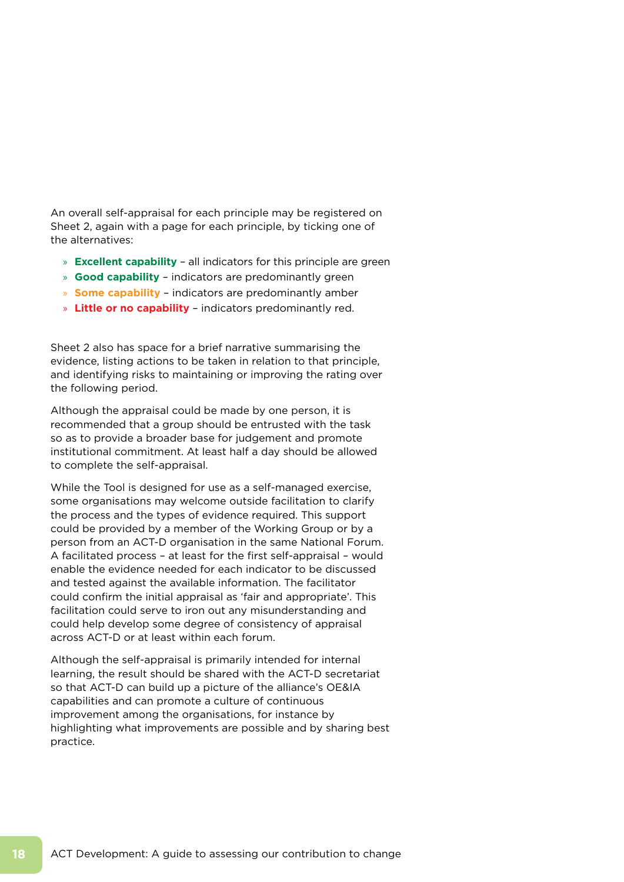An overall self-appraisal for each principle may be registered on Sheet 2, again with a page for each principle, by ticking one of the alternatives:

- **Excellent capability** – all indicators for this principle are green
- **Good capability** – indicators are predominantly green
- **Some capability** – indicators are predominantly amber
- **Little or no capability** – indicators predominantly red.

Sheet 2 also has space for a brief narrative summarising the evidence, listing actions to be taken in relation to that principle, and identifying risks to maintaining or improving the rating over the following period.

Although the appraisal could be made by one person, it is recommended that a group should be entrusted with the task so as to provide a broader base for judgement and promote institutional commitment. At least half a day should be allowed to complete the self-appraisal.

While the Tool is designed for use as a self-managed exercise, some organisations may welcome outside facilitation to clarify the process and the types of evidence required. This support could be provided by a member of the Working Group or by a person from an ACT-D organisation in the same National Forum. A facilitated process – at least for the first self-appraisal – would enable the evidence needed for each indicator to be discussed and tested against the available information. The facilitator could confirm the initial appraisal as 'fair and appropriate'. This facilitation could serve to iron out any misunderstanding and could help develop some degree of consistency of appraisal across ACT-D or at least within each forum.

Although the self-appraisal is primarily intended for internal learning, the result should be shared with the ACT-D secretariat so that ACT-D can build up a picture of the alliance's OE&IA capabilities and can promote a culture of continuous improvement among the organisations, for instance by highlighting what improvements are possible and by sharing best practice.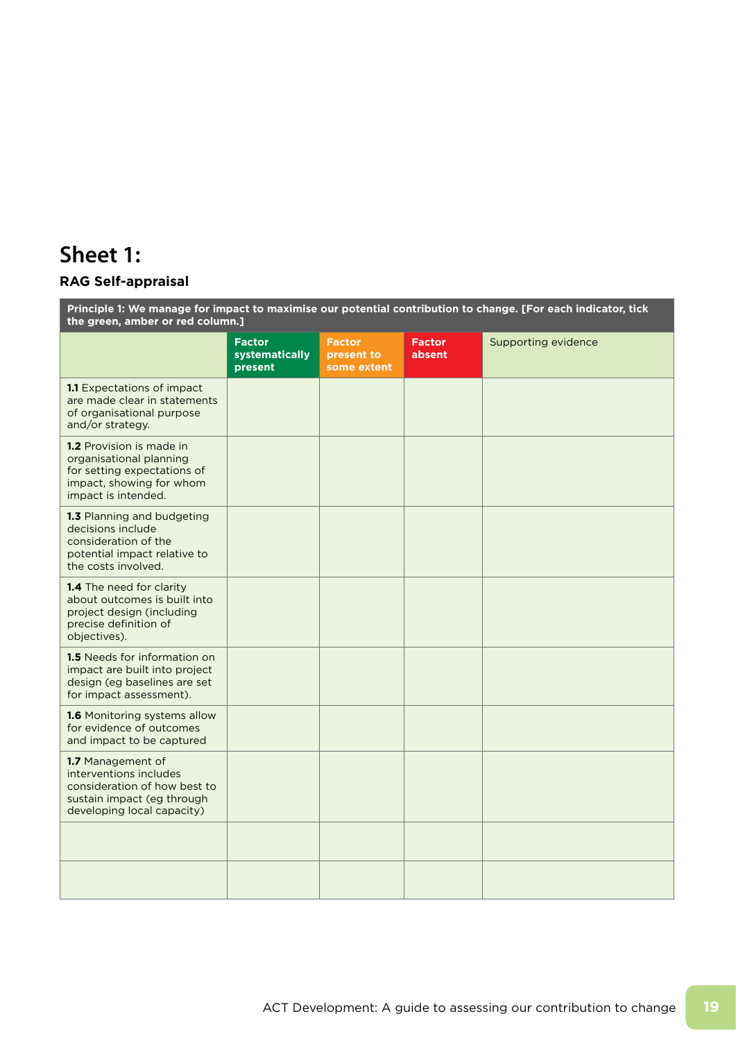# Sheet 1:

**RAG Self-appraisal**

| **Principle 1: We manage for impact to maximise our potential contribution to change. [For each indicator, tick the green, amber or red column.]** | | | | |
|---|---|---|---|---|
| | **Factor systematically present** | **Factor present to some extent** | **Factor absent** | Supporting evidence |
| **1.1** Expectations of impact are made clear in statements of organisational purpose and/or strategy. | | | | |
| **1.2** Provision is made in organisational planning for setting expectations of impact, showing for whom impact is intended. | | | | |
| **1.3** Planning and budgeting decisions include consideration of the potential impact relative to the costs involved. | | | | |
| **1.4** The need for clarity about outcomes is built into project design (including precise definition of objectives). | | | | |
| **1.5** Needs for information on impact are built into project design (eg baselines are set for impact assessment). | | | | |
| **1.6** Monitoring systems allow for evidence of outcomes and impact to be captured | | | | |
| **1.7** Management of interventions includes consideration of how best to sustain impact (eg through developing local capacity) | | | | |
| | | | | |
| | | | | |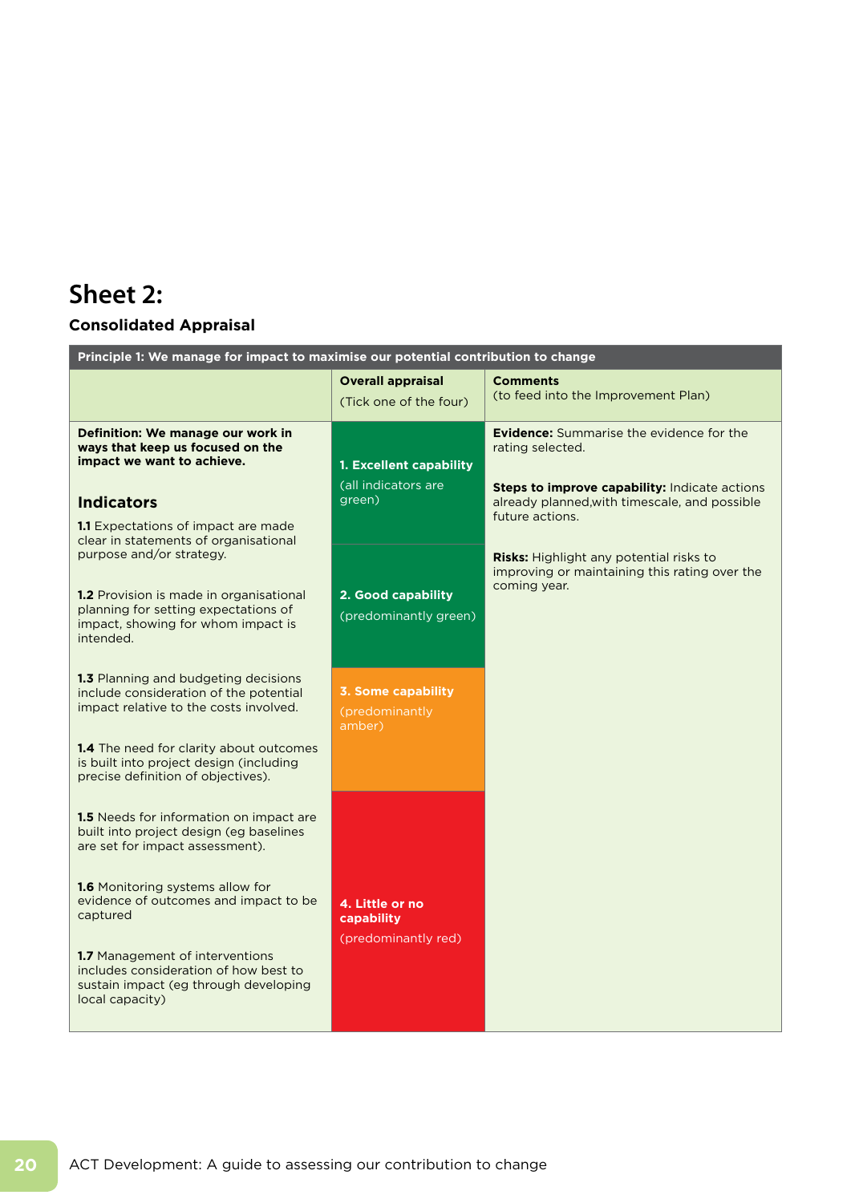# Sheet 2:

**Consolidated Appraisal**

| Principle 1: We manage for impact to maximise our potential contribution to change | | |
|---|---|---|
| | **Overall appraisal** (Tick one of the four) | **Comments** (to feed into the Improvement Plan) |
| **Definition: We manage our work in ways that keep us focused on the impact we want to achieve.**<br><br>**Indicators**<br><br>**1.1** Expectations of impact are made clear in statements of organisational purpose and/or strategy.<br><br>**1.2** Provision is made in organisational planning for setting expectations of impact, showing for whom impact is intended.<br><br>**1.3** Planning and budgeting decisions include consideration of the potential impact relative to the costs involved.<br><br>**1.4** The need for clarity about outcomes is built into project design (including precise definition of objectives).<br><br>**1.5** Needs for information on impact are built into project design (eg baselines are set for impact assessment).<br><br>**1.6** Monitoring systems allow for evidence of outcomes and impact to be captured<br><br>**1.7** Management of interventions includes consideration of how best to sustain impact (eg through developing local capacity) | **1. Excellent capability** (all indicators are green)<br><br>**2. Good capability** (predominantly green)<br><br>**3. Some capability** (predominantly amber)<br><br>**4. Little or no capability** (predominantly red) | **Evidence:** Summarise the evidence for the rating selected.<br><br>**Steps to improve capability:** Indicate actions already planned,with timescale, and possible future actions.<br><br>**Risks:** Highlight any potential risks to improving or maintaining this rating over the coming year. |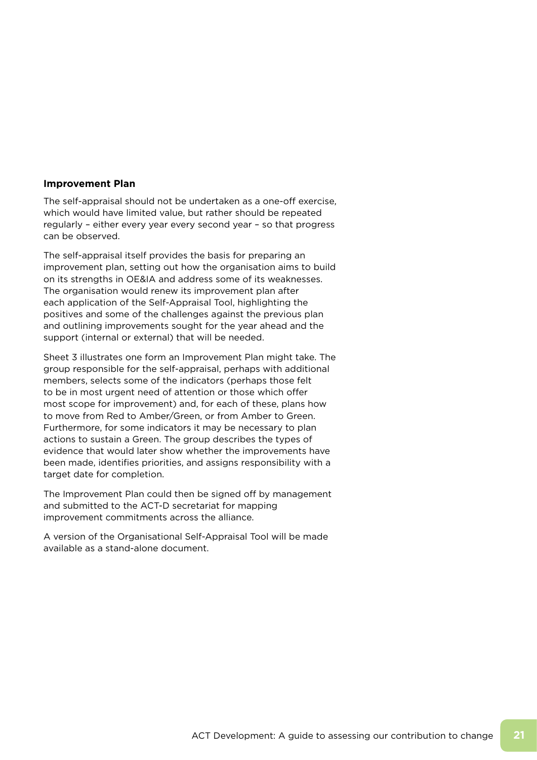**Improvement Plan**

The self-appraisal should not be undertaken as a one-off exercise, which would have limited value, but rather should be repeated regularly – either every year every second year – so that progress can be observed.

The self-appraisal itself provides the basis for preparing an improvement plan, setting out how the organisation aims to build on its strengths in OE&IA and address some of its weaknesses. The organisation would renew its improvement plan after each application of the Self-Appraisal Tool, highlighting the positives and some of the challenges against the previous plan and outlining improvements sought for the year ahead and the support (internal or external) that will be needed.

Sheet 3 illustrates one form an Improvement Plan might take. The group responsible for the self-appraisal, perhaps with additional members, selects some of the indicators (perhaps those felt to be in most urgent need of attention or those which offer most scope for improvement) and, for each of these, plans how to move from Red to Amber/Green, or from Amber to Green. Furthermore, for some indicators it may be necessary to plan actions to sustain a Green. The group describes the types of evidence that would later show whether the improvements have been made, identifies priorities, and assigns responsibility with a target date for completion.

The Improvement Plan could then be signed off by management and submitted to the ACT-D secretariat for mapping improvement commitments across the alliance.

A version of the Organisational Self-Appraisal Tool will be made available as a stand-alone document.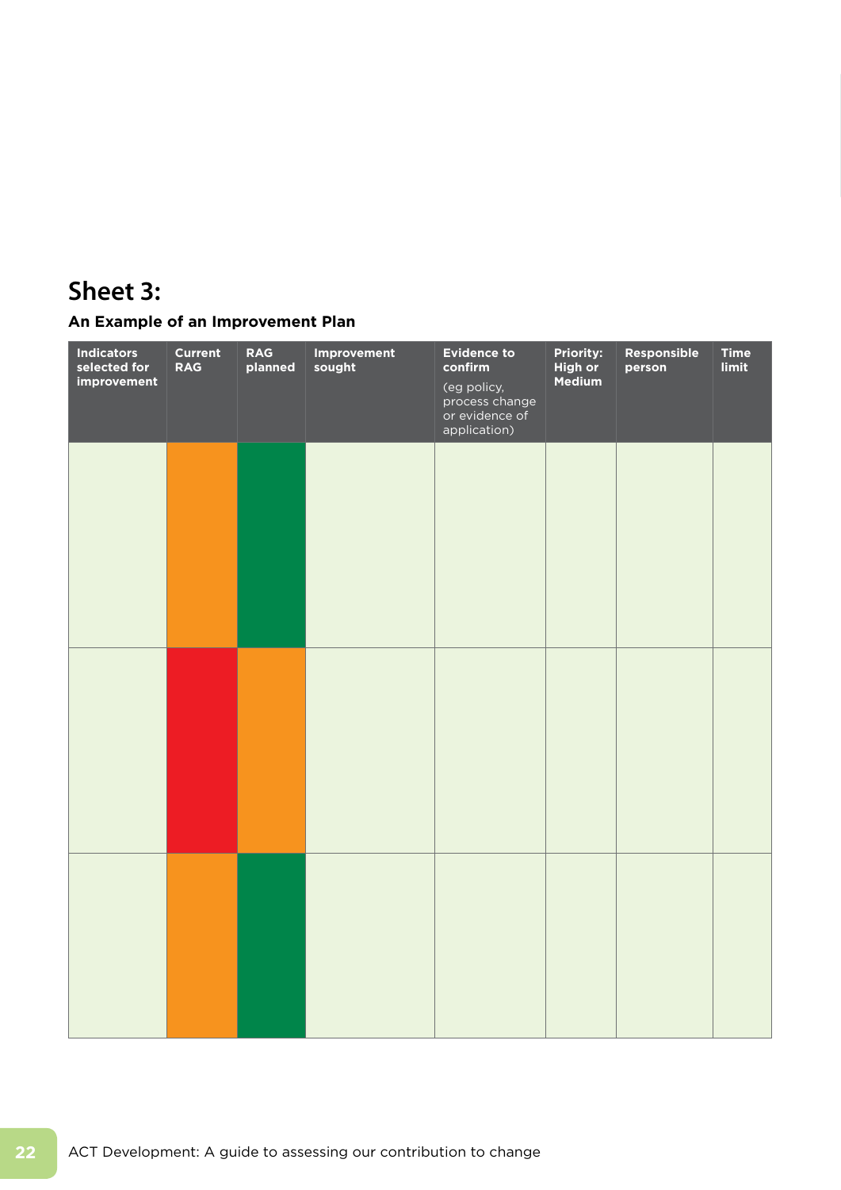## Sheet 3:

**An Example of an Improvement Plan**

| Indicators selected for improvement | Current RAG | RAG planned | Improvement sought | Evidence to confirm (eg policy, process change or evidence of application) | Priority: High or Medium | Responsible person | Time limit |
|---|---|---|---|---|---|---|---|
| | | | | | | | |
| | | | | | | | |
| | | | | | | | |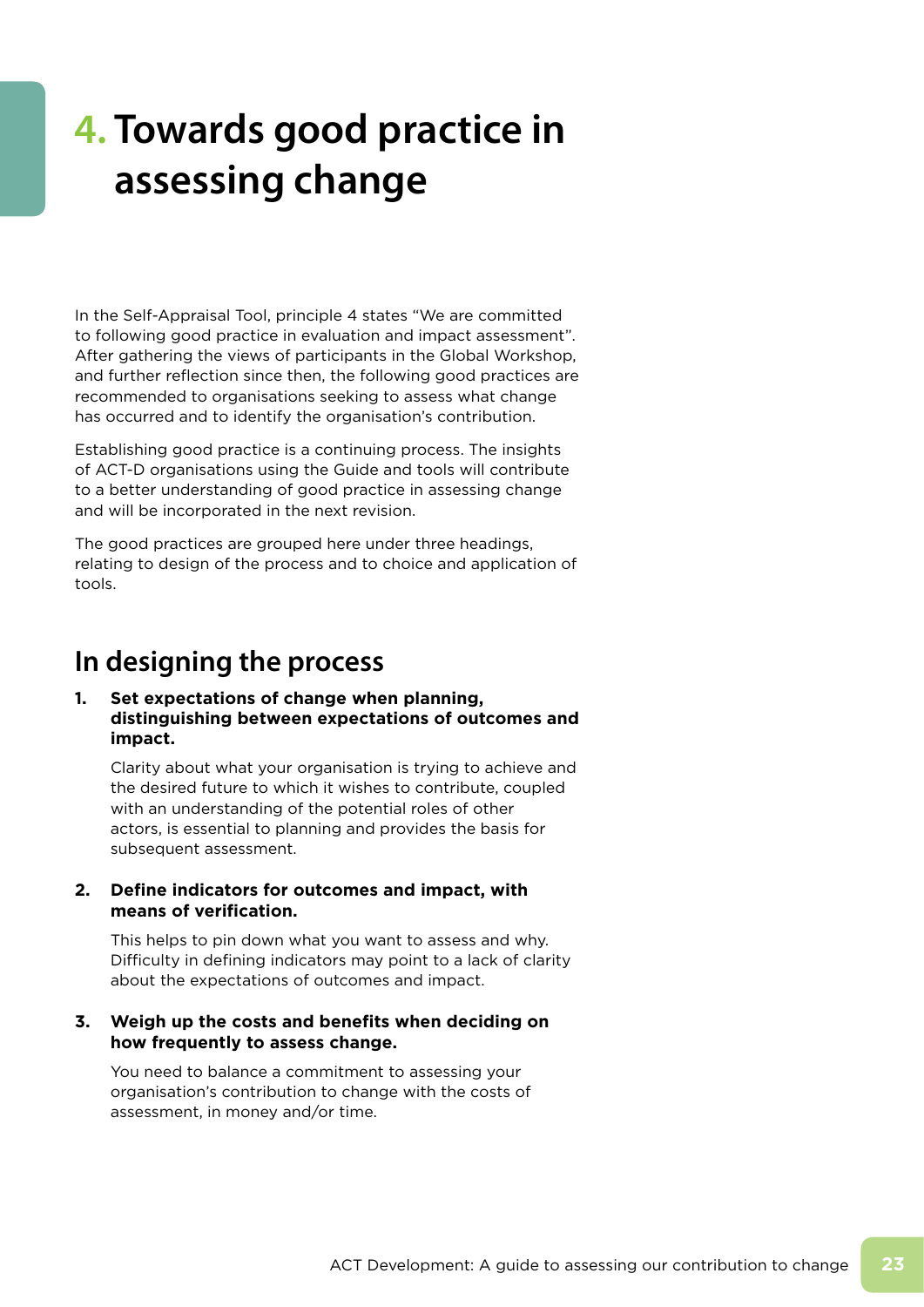# 4. Towards good practice in assessing change

In the Self-Appraisal Tool, principle 4 states "We are committed to following good practice in evaluation and impact assessment". After gathering the views of participants in the Global Workshop, and further reflection since then, the following good practices are recommended to organisations seeking to assess what change has occurred and to identify the organisation's contribution.

Establishing good practice is a continuing process. The insights of ACT-D organisations using the Guide and tools will contribute to a better understanding of good practice in assessing change and will be incorporated in the next revision.

The good practices are grouped here under three headings, relating to design of the process and to choice and application of tools.

## In designing the process

1. **Set expectations of change when planning, distinguishing between expectations of outcomes and impact.**

   Clarity about what your organisation is trying to achieve and the desired future to which it wishes to contribute, coupled with an understanding of the potential roles of other actors, is essential to planning and provides the basis for subsequent assessment.

2. **Define indicators for outcomes and impact, with means of verification.**

   This helps to pin down what you want to assess and why. Difficulty in defining indicators may point to a lack of clarity about the expectations of outcomes and impact.

3. **Weigh up the costs and benefits when deciding on how frequently to assess change.**

   You need to balance a commitment to assessing your organisation's contribution to change with the costs of assessment, in money and/or time.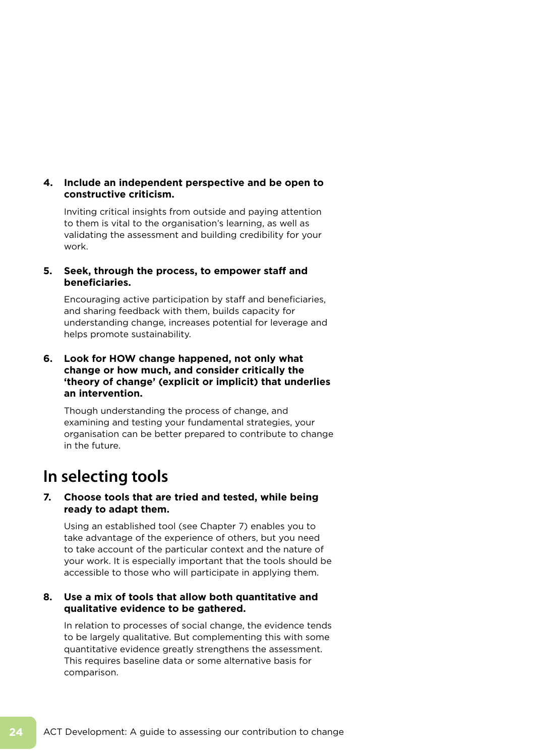**4. Include an independent perspective and be open to constructive criticism.**

Inviting critical insights from outside and paying attention to them is vital to the organisation's learning, as well as validating the assessment and building credibility for your work.

**5. Seek, through the process, to empower staff and beneficiaries.**

Encouraging active participation by staff and beneficiaries, and sharing feedback with them, builds capacity for understanding change, increases potential for leverage and helps promote sustainability.

**6. Look for HOW change happened, not only what change or how much, and consider critically the 'theory of change' (explicit or implicit) that underlies an intervention.**

Though understanding the process of change, and examining and testing your fundamental strategies, your organisation can be better prepared to contribute to change in the future.

## In selecting tools

**7. Choose tools that are tried and tested, while being ready to adapt them.**

Using an established tool (see Chapter 7) enables you to take advantage of the experience of others, but you need to take account of the particular context and the nature of your work. It is especially important that the tools should be accessible to those who will participate in applying them.

**8. Use a mix of tools that allow both quantitative and qualitative evidence to be gathered.**

In relation to processes of social change, the evidence tends to be largely qualitative. But complementing this with some quantitative evidence greatly strengthens the assessment. This requires baseline data or some alternative basis for comparison.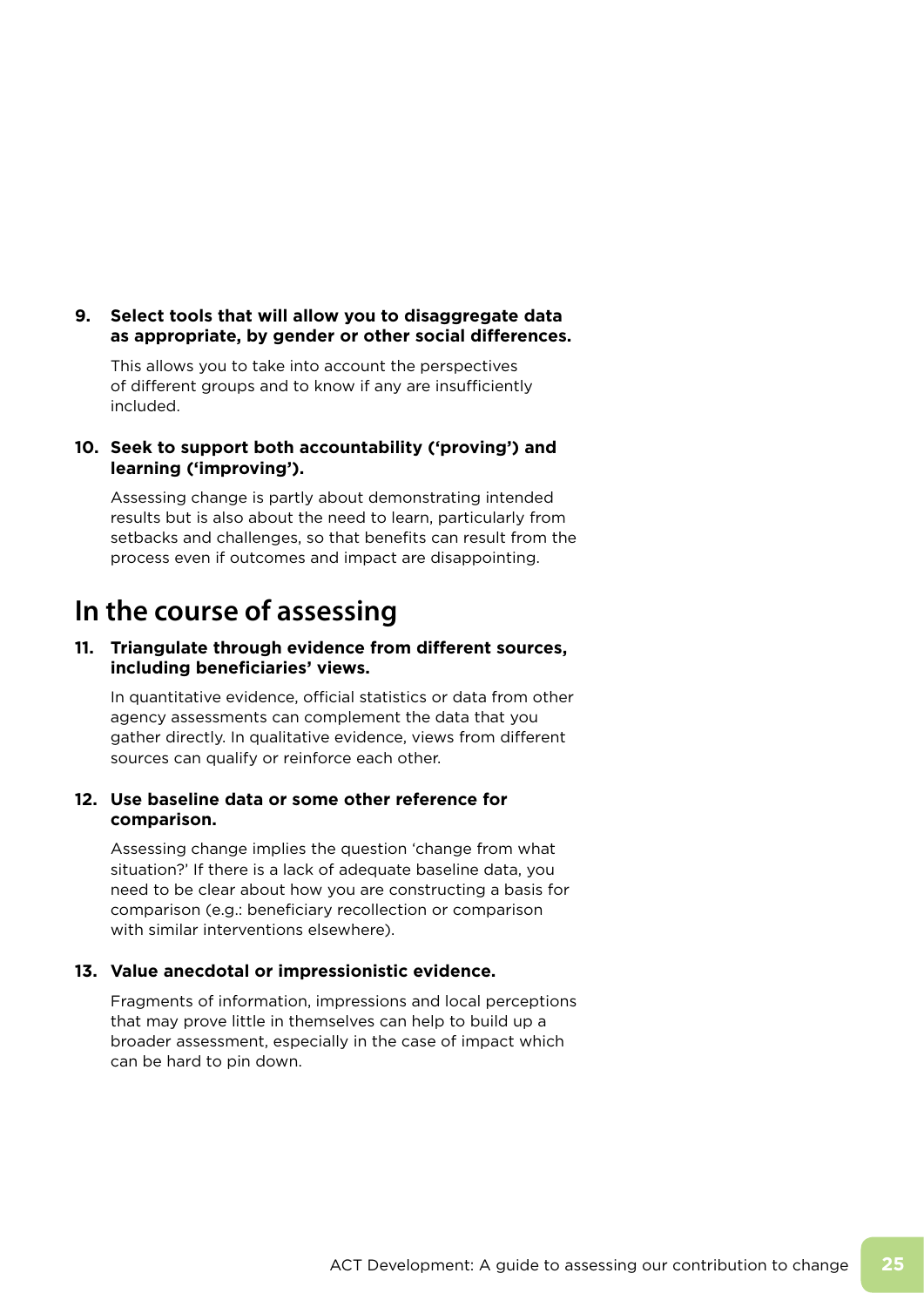**9. Select tools that will allow you to disaggregate data as appropriate, by gender or other social differences.**

This allows you to take into account the perspectives of different groups and to know if any are insufficiently included.

**10. Seek to support both accountability ('proving') and learning ('improving').**

Assessing change is partly about demonstrating intended results but is also about the need to learn, particularly from setbacks and challenges, so that benefits can result from the process even if outcomes and impact are disappointing.

## In the course of assessing

**11. Triangulate through evidence from different sources, including beneficiaries' views.**

In quantitative evidence, official statistics or data from other agency assessments can complement the data that you gather directly. In qualitative evidence, views from different sources can qualify or reinforce each other.

**12. Use baseline data or some other reference for comparison.**

Assessing change implies the question 'change from what situation?' If there is a lack of adequate baseline data, you need to be clear about how you are constructing a basis for comparison (e.g.: beneficiary recollection or comparison with similar interventions elsewhere).

**13. Value anecdotal or impressionistic evidence.**

Fragments of information, impressions and local perceptions that may prove little in themselves can help to build up a broader assessment, especially in the case of impact which can be hard to pin down.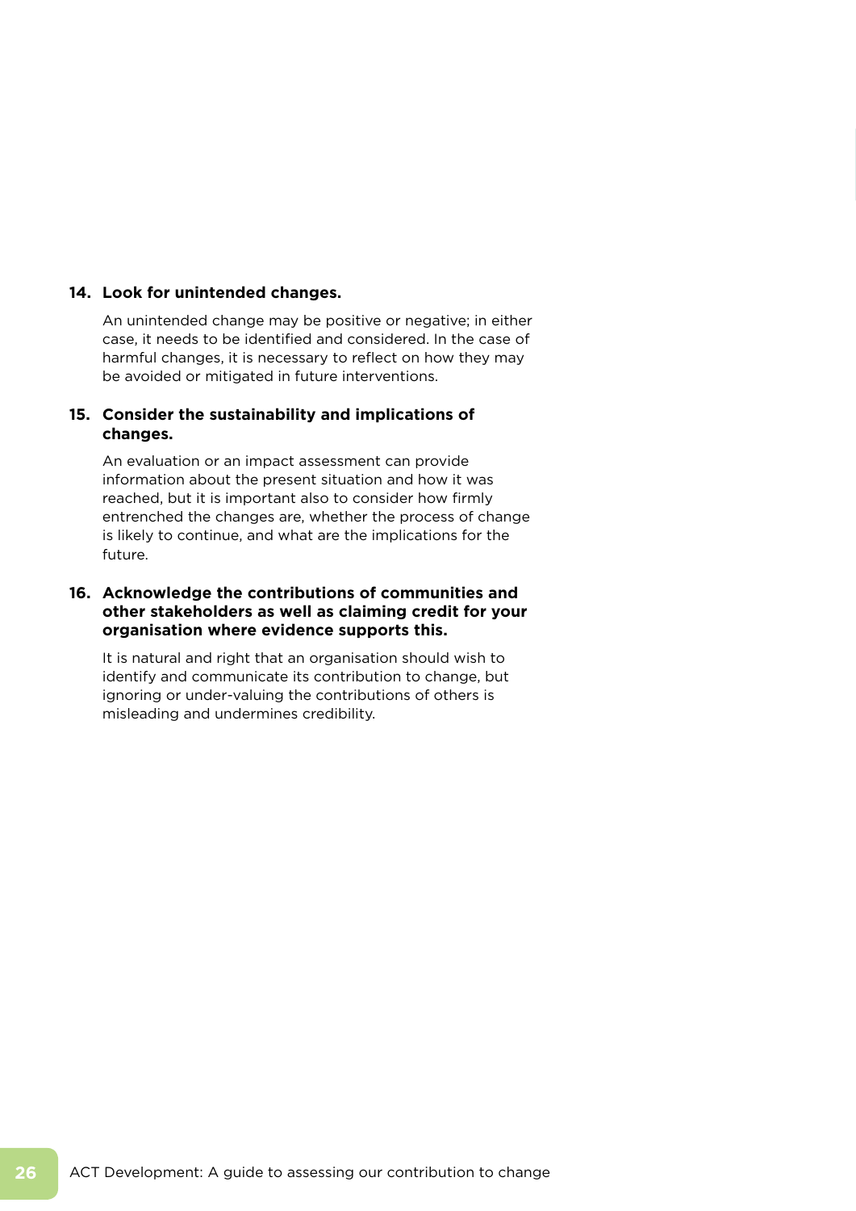14. **Look for unintended changes.**

    An unintended change may be positive or negative; in either case, it needs to be identified and considered. In the case of harmful changes, it is necessary to reflect on how they may be avoided or mitigated in future interventions.

15. **Consider the sustainability and implications of changes.**

    An evaluation or an impact assessment can provide information about the present situation and how it was reached, but it is important also to consider how firmly entrenched the changes are, whether the process of change is likely to continue, and what are the implications for the future.

16. **Acknowledge the contributions of communities and other stakeholders as well as claiming credit for your organisation where evidence supports this.**

    It is natural and right that an organisation should wish to identify and communicate its contribution to change, but ignoring or under-valuing the contributions of others is misleading and undermines credibility.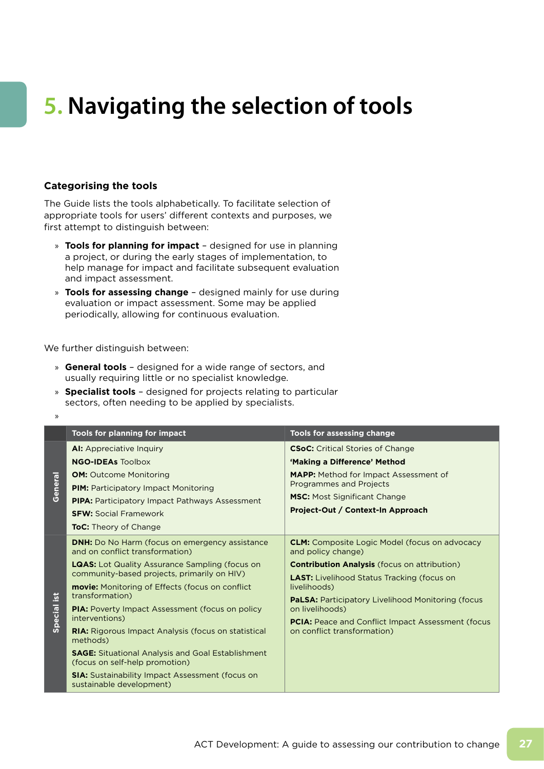# 5. Navigating the selection of tools

### Categorising the tools

The Guide lists the tools alphabetically. To facilitate selection of appropriate tools for users' different contexts and purposes, we first attempt to distinguish between:

- **Tools for planning for impact** – designed for use in planning a project, or during the early stages of implementation, to help manage for impact and facilitate subsequent evaluation and impact assessment.
- **Tools for assessing change** – designed mainly for use during evaluation or impact assessment. Some may be applied periodically, allowing for continuous evaluation.

We further distinguish between:

- **General tools** – designed for a wide range of sectors, and usually requiring little or no specialist knowledge.
- **Specialist tools** – designed for projects relating to particular sectors, often needing to be applied by specialists.

| | Tools for planning for impact | Tools for assessing change |
|---|---|---|
| General | **AI:** Appreciative Inquiry<br>**NGO-IDEAs** Toolbox<br>**OM:** Outcome Monitoring<br>**PIM:** Participatory Impact Monitoring<br>**PIPA:** Participatory Impact Pathways Assessment<br>**SFW:** Social Framework<br>**ToC:** Theory of Change | **CSoC:** Critical Stories of Change<br>**'Making a Difference' Method**<br>**MAPP:** Method for Impact Assessment of Programmes and Projects<br>**MSC:** Most Significant Change<br>**Project-Out / Context-In Approach** |
| Specialist | **DNH:** Do No Harm (focus on emergency assistance and on conflict transformation)<br>**LQAS:** Lot Quality Assurance Sampling (focus on community-based projects, primarily on HIV)<br>**movie:** Monitoring of Effects (focus on conflict transformation)<br>**PIA:** Poverty Impact Assessment (focus on policy interventions)<br>**RIA:** Rigorous Impact Analysis (focus on statistical methods)<br>**SAGE:** Situational Analysis and Goal Establishment (focus on self-help promotion)<br>**SIA:** Sustainability Impact Assessment (focus on sustainable development) | **CLM:** Composite Logic Model (focus on advocacy and policy change)<br>**Contribution Analysis** (focus on attribution)<br>**LAST:** Livelihood Status Tracking (focus on livelihoods)<br>**PaLSA:** Participatory Livelihood Monitoring (focus on livelihoods)<br>**PCIA:** Peace and Conflict Impact Assessment (focus on conflict transformation) |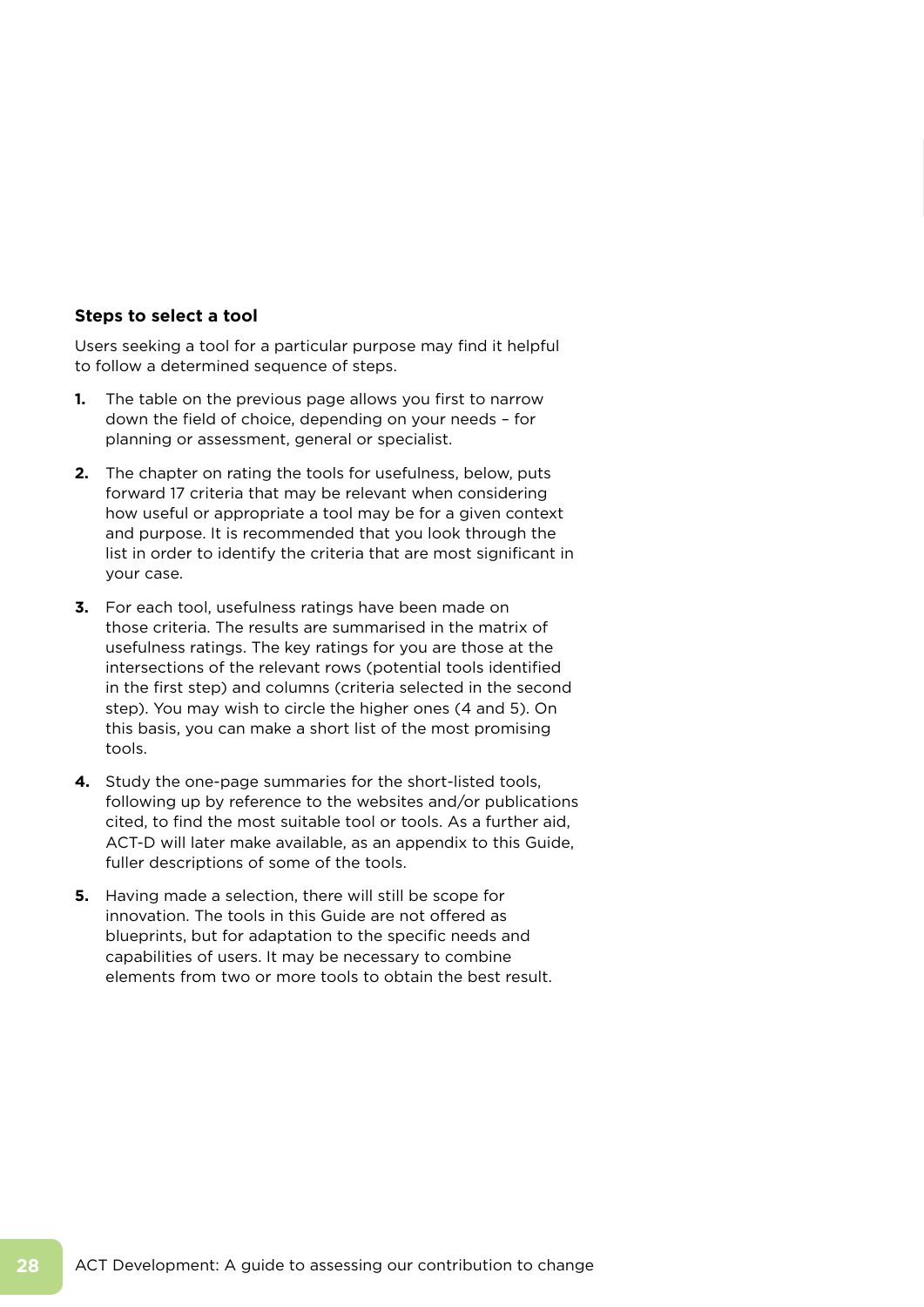### Steps to select a tool

Users seeking a tool for a particular purpose may find it helpful to follow a determined sequence of steps.

1. The table on the previous page allows you first to narrow down the field of choice, depending on your needs – for planning or assessment, general or specialist.

2. The chapter on rating the tools for usefulness, below, puts forward 17 criteria that may be relevant when considering how useful or appropriate a tool may be for a given context and purpose. It is recommended that you look through the list in order to identify the criteria that are most significant in your case.

3. For each tool, usefulness ratings have been made on those criteria. The results are summarised in the matrix of usefulness ratings. The key ratings for you are those at the intersections of the relevant rows (potential tools identified in the first step) and columns (criteria selected in the second step). You may wish to circle the higher ones (4 and 5). On this basis, you can make a short list of the most promising tools.

4. Study the one-page summaries for the short-listed tools, following up by reference to the websites and/or publications cited, to find the most suitable tool or tools. As a further aid, ACT-D will later make available, as an appendix to this Guide, fuller descriptions of some of the tools.

5. Having made a selection, there will still be scope for innovation. The tools in this Guide are not offered as blueprints, but for adaptation to the specific needs and capabilities of users. It may be necessary to combine elements from two or more tools to obtain the best result.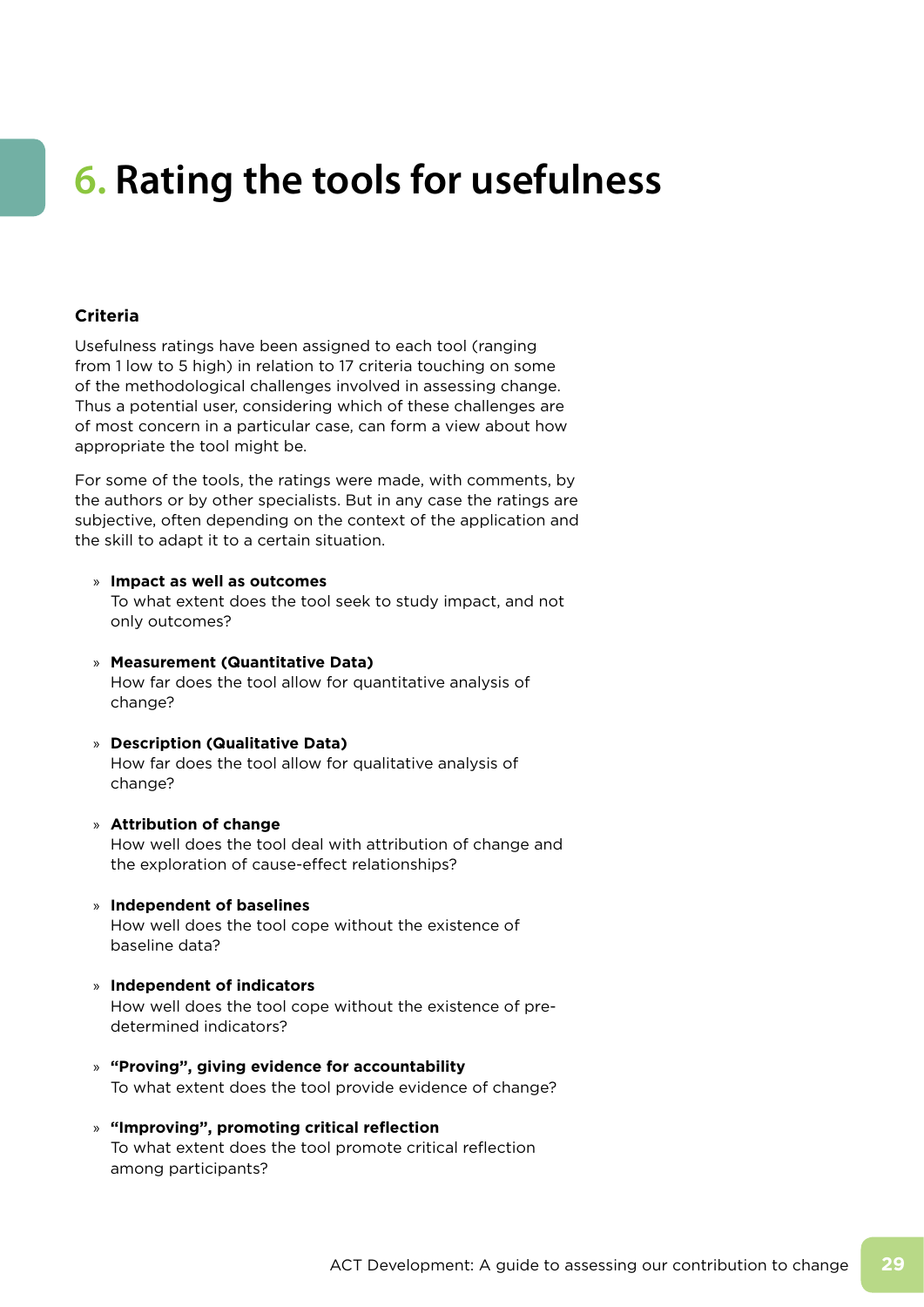# 6. Rating the tools for usefulness

### Criteria

Usefulness ratings have been assigned to each tool (ranging from 1 low to 5 high) in relation to 17 criteria touching on some of the methodological challenges involved in assessing change. Thus a potential user, considering which of these challenges are of most concern in a particular case, can form a view about how appropriate the tool might be.

For some of the tools, the ratings were made, with comments, by the authors or by other specialists. But in any case the ratings are subjective, often depending on the context of the application and the skill to adapt it to a certain situation.

- **Impact as well as outcomes**
  To what extent does the tool seek to study impact, and not only outcomes?

- **Measurement (Quantitative Data)**
  How far does the tool allow for quantitative analysis of change?

- **Description (Qualitative Data)**
  How far does the tool allow for qualitative analysis of change?

- **Attribution of change**
  How well does the tool deal with attribution of change and the exploration of cause-effect relationships?

- **Independent of baselines**
  How well does the tool cope without the existence of baseline data?

- **Independent of indicators**
  How well does the tool cope without the existence of pre-determined indicators?

- **"Proving", giving evidence for accountability**
  To what extent does the tool provide evidence of change?

- **"Improving", promoting critical reflection**
  To what extent does the tool promote critical reflection among participants?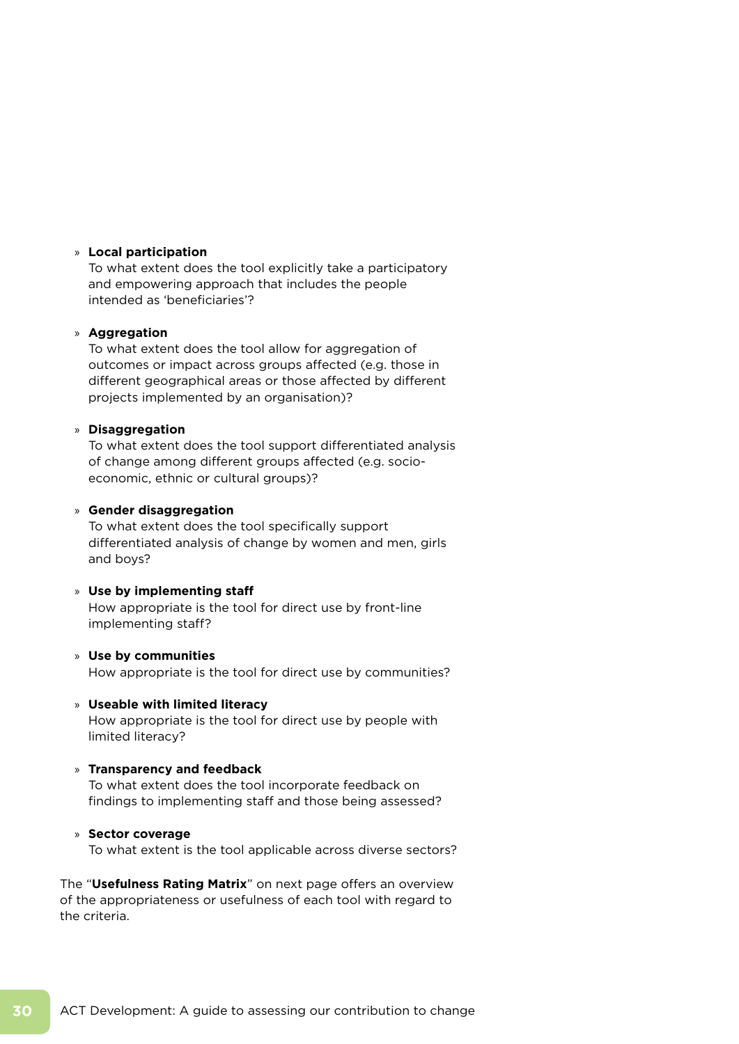- **Local participation**
  To what extent does the tool explicitly take a participatory and empowering approach that includes the people intended as 'beneficiaries'?

- **Aggregation**
  To what extent does the tool allow for aggregation of outcomes or impact across groups affected (e.g. those in different geographical areas or those affected by different projects implemented by an organisation)?

- **Disaggregation**
  To what extent does the tool support differentiated analysis of change among different groups affected (e.g. socio-economic, ethnic or cultural groups)?

- **Gender disaggregation**
  To what extent does the tool specifically support differentiated analysis of change by women and men, girls and boys?

- **Use by implementing staff**
  How appropriate is the tool for direct use by front-line implementing staff?

- **Use by communities**
  How appropriate is the tool for direct use by communities?

- **Useable with limited literacy**
  How appropriate is the tool for direct use by people with limited literacy?

- **Transparency and feedback**
  To what extent does the tool incorporate feedback on findings to implementing staff and those being assessed?

- **Sector coverage**
  To what extent is the tool applicable across diverse sectors?

The "**Usefulness Rating Matrix**" on next page offers an overview of the appropriateness or usefulness of each tool with regard to the criteria.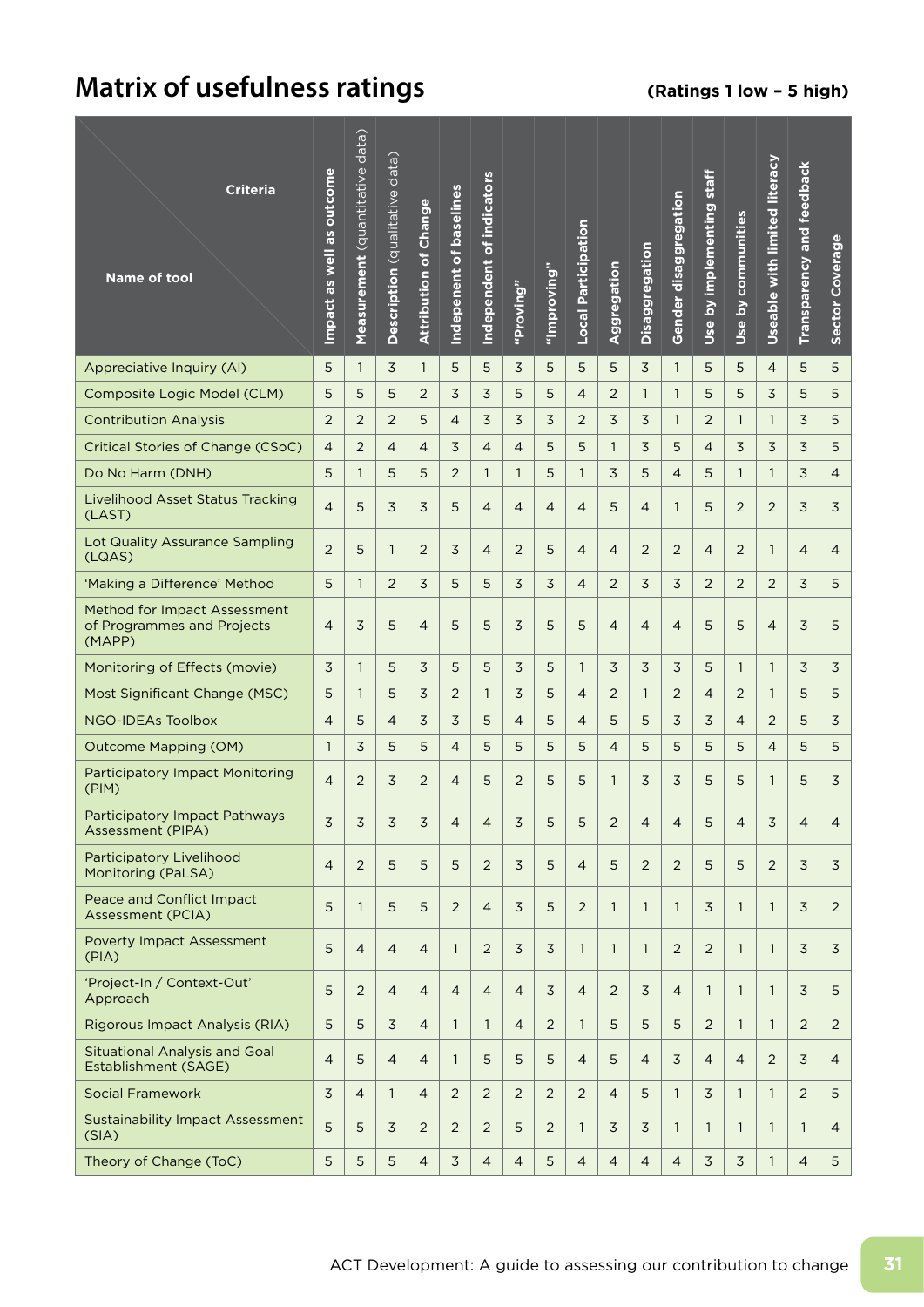# Matrix of usefulness ratings

**(Ratings 1 low – 5 high)**

| Criteria / Name of tool | Impact as well as outcome | **Measurement** (quantitative data) | **Description** (qualitative data) | Attribution of Change | Indepenent of baselines | Independent of indicators | "Proving" | "Improving" | Local Participation | Aggregation | Disaggregation | Gender disaggregation | Use by implementing staff | Use by communities | Useable with limited literacy | Transparency and feedback | Sector Coverage |
|---|---|---|---|---|---|---|---|---|---|---|---|---|---|---|---|---|---|
| Appreciative Inquiry (AI) | 5 | 1 | 3 | 1 | 5 | 5 | 3 | 5 | 5 | 5 | 3 | 1 | 5 | 5 | 4 | 5 | 5 |
| Composite Logic Model (CLM) | 5 | 5 | 5 | 2 | 3 | 3 | 5 | 5 | 4 | 2 | 1 | 1 | 5 | 5 | 3 | 5 | 5 |
| Contribution Analysis | 2 | 2 | 2 | 5 | 4 | 3 | 3 | 3 | 2 | 3 | 3 | 1 | 2 | 1 | 1 | 3 | 5 |
| Critical Stories of Change (CSoC) | 4 | 2 | 4 | 4 | 3 | 4 | 4 | 5 | 5 | 1 | 3 | 5 | 4 | 3 | 3 | 3 | 5 |
| Do No Harm (DNH) | 5 | 1 | 5 | 5 | 2 | 1 | 1 | 5 | 1 | 3 | 5 | 4 | 5 | 1 | 1 | 3 | 4 |
| Livelihood Asset Status Tracking (LAST) | 4 | 5 | 3 | 3 | 5 | 4 | 4 | 4 | 4 | 5 | 4 | 1 | 5 | 2 | 2 | 3 | 3 |
| Lot Quality Assurance Sampling (LQAS) | 2 | 5 | 1 | 2 | 3 | 4 | 2 | 5 | 4 | 4 | 2 | 2 | 4 | 2 | 1 | 4 | 4 |
| 'Making a Difference' Method | 5 | 1 | 2 | 3 | 5 | 5 | 3 | 3 | 4 | 2 | 3 | 3 | 2 | 2 | 2 | 3 | 5 |
| Method for Impact Assessment of Programmes and Projects (MAPP) | 4 | 3 | 5 | 4 | 5 | 5 | 3 | 5 | 5 | 4 | 4 | 4 | 5 | 5 | 4 | 3 | 5 |
| Monitoring of Effects (movie) | 3 | 1 | 5 | 3 | 5 | 5 | 3 | 5 | 1 | 3 | 3 | 3 | 5 | 1 | 1 | 3 | 3 |
| Most Significant Change (MSC) | 5 | 1 | 5 | 3 | 2 | 1 | 3 | 5 | 4 | 2 | 1 | 2 | 4 | 2 | 1 | 5 | 5 |
| NGO-IDEAs Toolbox | 4 | 5 | 4 | 3 | 3 | 5 | 4 | 5 | 4 | 5 | 5 | 3 | 3 | 4 | 2 | 5 | 3 |
| Outcome Mapping (OM) | 1 | 3 | 5 | 5 | 4 | 5 | 5 | 5 | 5 | 4 | 5 | 5 | 5 | 5 | 4 | 5 | 5 |
| Participatory Impact Monitoring (PIM) | 4 | 2 | 3 | 2 | 4 | 5 | 2 | 5 | 5 | 1 | 3 | 3 | 5 | 5 | 1 | 5 | 3 |
| Participatory Impact Pathways Assessment (PIPA) | 3 | 3 | 3 | 3 | 4 | 4 | 3 | 5 | 5 | 2 | 4 | 4 | 5 | 4 | 3 | 4 | 4 |
| Participatory Livelihood Monitoring (PaLSA) | 4 | 2 | 5 | 5 | 5 | 2 | 3 | 5 | 4 | 5 | 2 | 2 | 5 | 5 | 2 | 3 | 3 |
| Peace and Conflict Impact Assessment (PCIA) | 5 | 1 | 5 | 5 | 2 | 4 | 3 | 5 | 2 | 1 | 1 | 1 | 3 | 1 | 1 | 3 | 2 |
| Poverty Impact Assessment (PIA) | 5 | 4 | 4 | 4 | 1 | 2 | 3 | 3 | 1 | 1 | 1 | 2 | 2 | 1 | 1 | 3 | 3 |
| 'Project-In / Context-Out' Approach | 5 | 2 | 4 | 4 | 4 | 4 | 4 | 3 | 4 | 2 | 3 | 4 | 1 | 1 | 1 | 3 | 5 |
| Rigorous Impact Analysis (RIA) | 5 | 5 | 3 | 4 | 1 | 1 | 4 | 2 | 1 | 5 | 5 | 5 | 2 | 1 | 1 | 2 | 2 |
| Situational Analysis and Goal Establishment (SAGE) | 4 | 5 | 4 | 4 | 1 | 5 | 5 | 5 | 4 | 5 | 4 | 3 | 4 | 4 | 2 | 3 | 4 |
| Social Framework | 3 | 4 | 1 | 4 | 2 | 2 | 2 | 2 | 2 | 4 | 5 | 1 | 3 | 1 | 1 | 2 | 5 |
| Sustainability Impact Assessment (SIA) | 5 | 5 | 3 | 2 | 2 | 2 | 5 | 2 | 1 | 3 | 3 | 1 | 1 | 1 | 1 | 1 | 4 |
| Theory of Change (ToC) | 5 | 5 | 5 | 4 | 3 | 4 | 4 | 5 | 4 | 4 | 4 | 4 | 3 | 3 | 1 | 4 | 5 |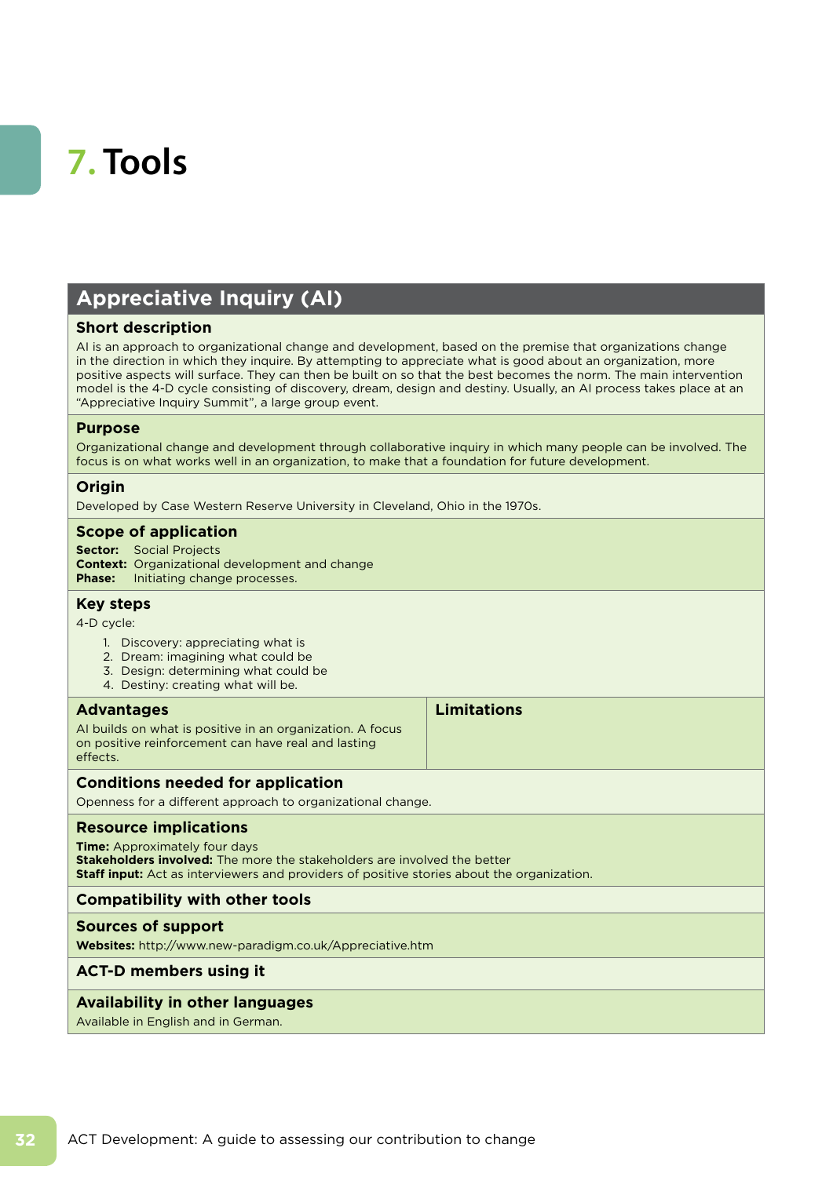# 7. Tools

## Appreciative Inquiry (AI)

### Short description

AI is an approach to organizational change and development, based on the premise that organizations change in the direction in which they inquire. By attempting to appreciate what is good about an organization, more positive aspects will surface. They can then be built on so that the best becomes the norm. The main intervention model is the 4-D cycle consisting of discovery, dream, design and destiny. Usually, an AI process takes place at an "Appreciative Inquiry Summit", a large group event.

### Purpose

Organizational change and development through collaborative inquiry in which many people can be involved. The focus is on what works well in an organization, to make that a foundation for future development.

### Origin

Developed by Case Western Reserve University in Cleveland, Ohio in the 1970s.

### Scope of application

**Sector:** Social Projects
**Context:** Organizational development and change
**Phase:** Initiating change processes.

### Key steps

4-D cycle:

1. Discovery: appreciating what is
2. Dream: imagining what could be
3. Design: determining what could be
4. Destiny: creating what will be.

### Advantages

AI builds on what is positive in an organization. A focus on positive reinforcement can have real and lasting effects.

### Limitations

### Conditions needed for application

Openness for a different approach to organizational change.

### Resource implications

**Time:** Approximately four days
**Stakeholders involved:** The more the stakeholders are involved the better
**Staff input:** Act as interviewers and providers of positive stories about the organization.

### Compatibility with other tools

### Sources of support

**Websites:** http://www.new-paradigm.co.uk/Appreciative.htm

### ACT-D members using it

### Availability in other languages

Available in English and in German.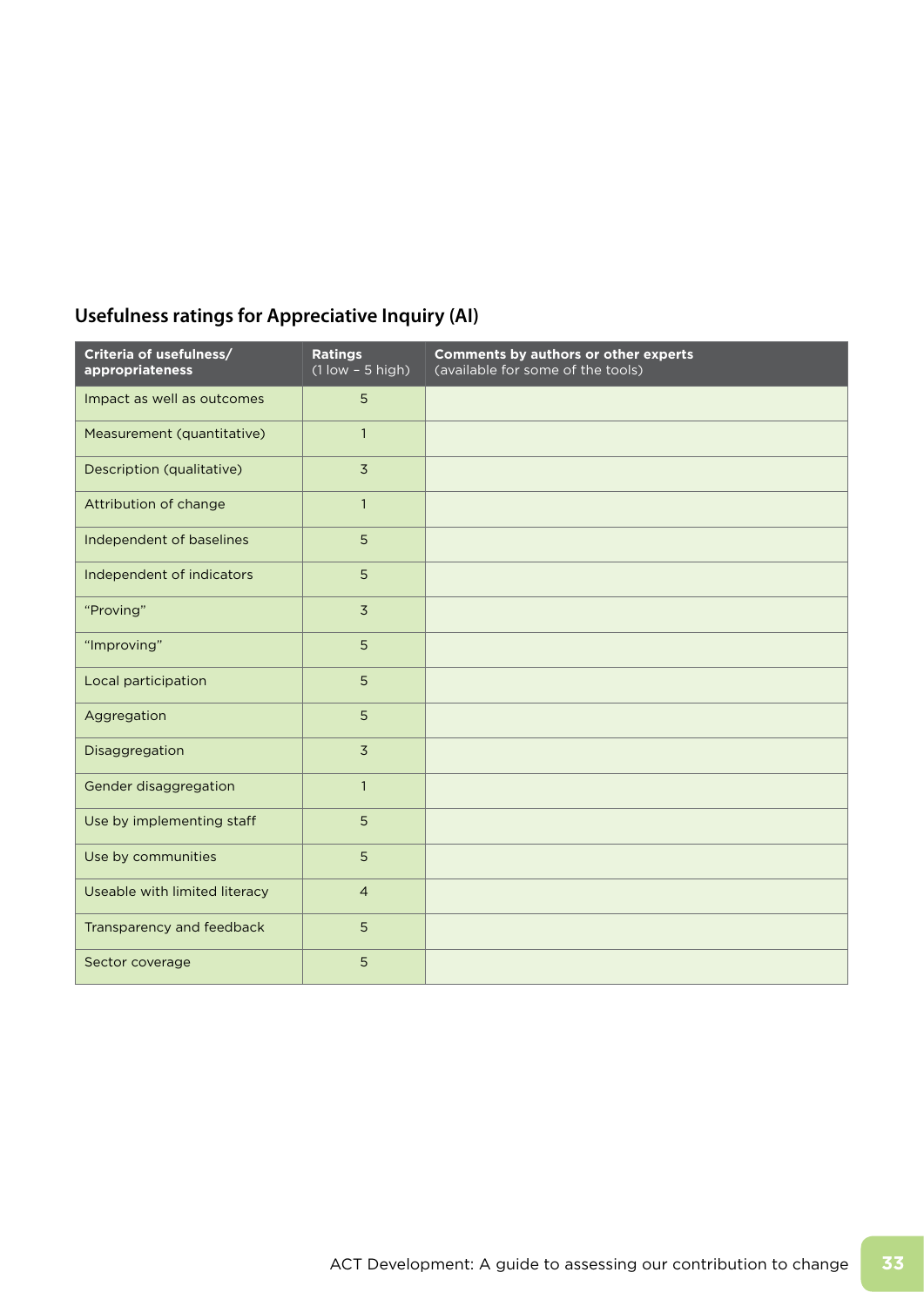## Usefulness ratings for Appreciative Inquiry (AI)

| Criteria of usefulness/ appropriateness | Ratings (1 low – 5 high) | Comments by authors or other experts (available for some of the tools) |
|---|---|---|
| Impact as well as outcomes | 5 | |
| Measurement (quantitative) | 1 | |
| Description (qualitative) | 3 | |
| Attribution of change | 1 | |
| Independent of baselines | 5 | |
| Independent of indicators | 5 | |
| "Proving" | 3 | |
| "Improving" | 5 | |
| Local participation | 5 | |
| Aggregation | 5 | |
| Disaggregation | 3 | |
| Gender disaggregation | 1 | |
| Use by implementing staff | 5 | |
| Use by communities | 5 | |
| Useable with limited literacy | 4 | |
| Transparency and feedback | 5 | |
| Sector coverage | 5 | |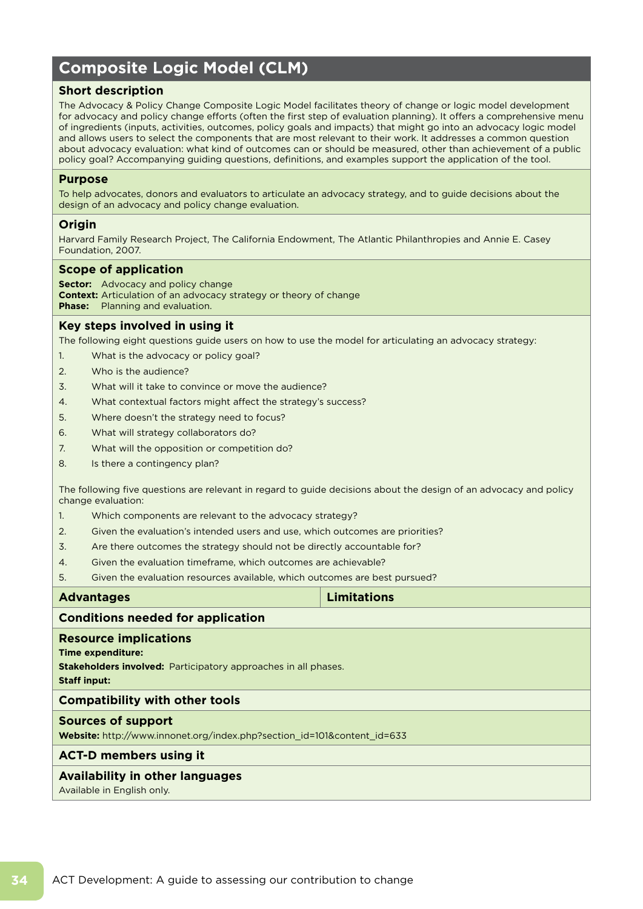## Composite Logic Model (CLM)

### Short description

The Advocacy & Policy Change Composite Logic Model facilitates theory of change or logic model development for advocacy and policy change efforts (often the first step of evaluation planning). It offers a comprehensive menu of ingredients (inputs, activities, outcomes, policy goals and impacts) that might go into an advocacy logic model and allows users to select the components that are most relevant to their work. It addresses a common question about advocacy evaluation: what kind of outcomes can or should be measured, other than achievement of a public policy goal? Accompanying guiding questions, definitions, and examples support the application of the tool.

### Purpose

To help advocates, donors and evaluators to articulate an advocacy strategy, and to guide decisions about the design of an advocacy and policy change evaluation.

### Origin

Harvard Family Research Project, The California Endowment, The Atlantic Philanthropies and Annie E. Casey Foundation, 2007.

### Scope of application

**Sector:** Advocacy and policy change
**Context:** Articulation of an advocacy strategy or theory of change
**Phase:** Planning and evaluation.

### Key steps involved in using it

The following eight questions guide users on how to use the model for articulating an advocacy strategy:

1. What is the advocacy or policy goal?
2. Who is the audience?
3. What will it take to convince or move the audience?
4. What contextual factors might affect the strategy's success?
5. Where doesn't the strategy need to focus?
6. What will strategy collaborators do?
7. What will the opposition or competition do?
8. Is there a contingency plan?

The following five questions are relevant in regard to guide decisions about the design of an advocacy and policy change evaluation:

1. Which components are relevant to the advocacy strategy?
2. Given the evaluation's intended users and use, which outcomes are priorities?
3. Are there outcomes the strategy should not be directly accountable for?
4. Given the evaluation timeframe, which outcomes are achievable?
5. Given the evaluation resources available, which outcomes are best pursued?

| Advantages | Limitations |
|---|---|

### Conditions needed for application

### Resource implications

**Time expenditure:**
**Stakeholders involved:** Participatory approaches in all phases.
**Staff input:**

### Compatibility with other tools

### Sources of support

**Website:** http://www.innonet.org/index.php?section_id=101&content_id=633

### ACT-D members using it

### Availability in other languages

Available in English only.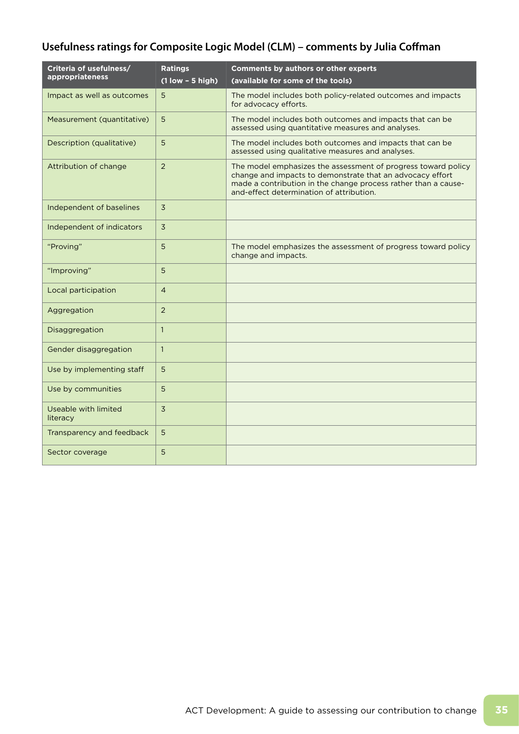## Usefulness ratings for Composite Logic Model (CLM) – comments by Julia Coffman

| Criteria of usefulness/ appropriateness | Ratings (1 low – 5 high) | Comments by authors or other experts (available for some of the tools) |
|---|---|---|
| Impact as well as outcomes | 5 | The model includes both policy-related outcomes and impacts for advocacy efforts. |
| Measurement (quantitative) | 5 | The model includes both outcomes and impacts that can be assessed using quantitative measures and analyses. |
| Description (qualitative) | 5 | The model includes both outcomes and impacts that can be assessed using qualitative measures and analyses. |
| Attribution of change | 2 | The model emphasizes the assessment of progress toward policy change and impacts to demonstrate that an advocacy effort made a contribution in the change process rather than a cause-and-effect determination of attribution. |
| Independent of baselines | 3 | |
| Independent of indicators | 3 | |
| "Proving" | 5 | The model emphasizes the assessment of progress toward policy change and impacts. |
| "Improving" | 5 | |
| Local participation | 4 | |
| Aggregation | 2 | |
| Disaggregation | 1 | |
| Gender disaggregation | 1 | |
| Use by implementing staff | 5 | |
| Use by communities | 5 | |
| Useable with limited literacy | 3 | |
| Transparency and feedback | 5 | |
| Sector coverage | 5 | |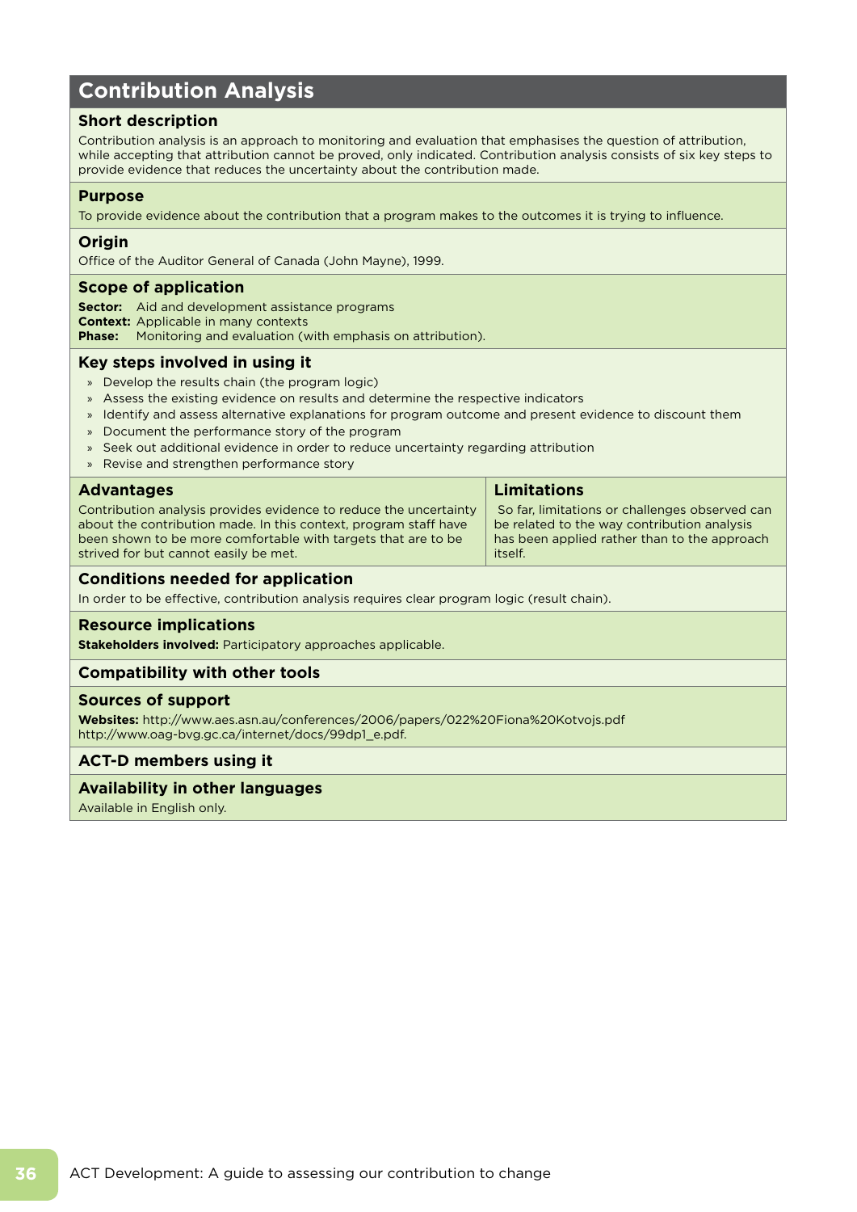# Contribution Analysis

## Short description

Contribution analysis is an approach to monitoring and evaluation that emphasises the question of attribution, while accepting that attribution cannot be proved, only indicated. Contribution analysis consists of six key steps to provide evidence that reduces the uncertainty about the contribution made.

## Purpose

To provide evidence about the contribution that a program makes to the outcomes it is trying to influence.

## Origin

Office of the Auditor General of Canada (John Mayne), 1999.

## Scope of application

**Sector:** Aid and development assistance programs
**Context:** Applicable in many contexts
**Phase:** Monitoring and evaluation (with emphasis on attribution).

## Key steps involved in using it

- Develop the results chain (the program logic)
- Assess the existing evidence on results and determine the respective indicators
- Identify and assess alternative explanations for program outcome and present evidence to discount them
- Document the performance story of the program
- Seek out additional evidence in order to reduce uncertainty regarding attribution
- Revise and strengthen performance story

## Advantages

Contribution analysis provides evidence to reduce the uncertainty about the contribution made. In this context, program staff have been shown to be more comfortable with targets that are to be strived for but cannot easily be met.

## Limitations

So far, limitations or challenges observed can be related to the way contribution analysis has been applied rather than to the approach itself.

## Conditions needed for application

In order to be effective, contribution analysis requires clear program logic (result chain).

## Resource implications

**Stakeholders involved:** Participatory approaches applicable.

## Compatibility with other tools

## Sources of support

**Websites:** http://www.aes.asn.au/conferences/2006/papers/022%20Fiona%20Kotvojs.pdf
http://www.oag-bvg.gc.ca/internet/docs/99dp1_e.pdf.

## ACT-D members using it

## Availability in other languages

Available in English only.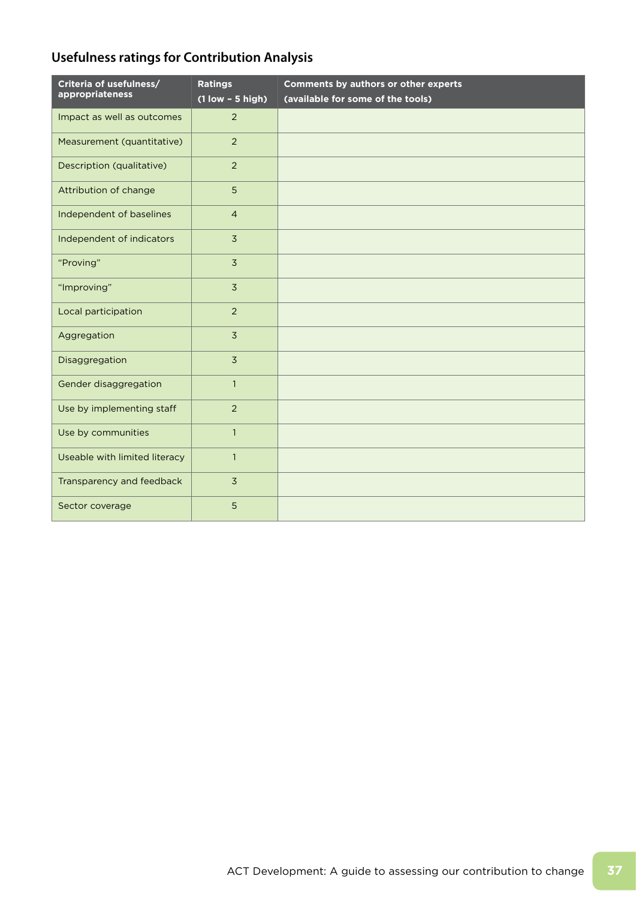## Usefulness ratings for Contribution Analysis

| Criteria of usefulness/ appropriateness | Ratings (1 low – 5 high) | Comments by authors or other experts (available for some of the tools) |
|---|---|---|
| Impact as well as outcomes | 2 | |
| Measurement (quantitative) | 2 | |
| Description (qualitative) | 2 | |
| Attribution of change | 5 | |
| Independent of baselines | 4 | |
| Independent of indicators | 3 | |
| "Proving" | 3 | |
| "Improving" | 3 | |
| Local participation | 2 | |
| Aggregation | 3 | |
| Disaggregation | 3 | |
| Gender disaggregation | 1 | |
| Use by implementing staff | 2 | |
| Use by communities | 1 | |
| Useable with limited literacy | 1 | |
| Transparency and feedback | 3 | |
| Sector coverage | 5 | |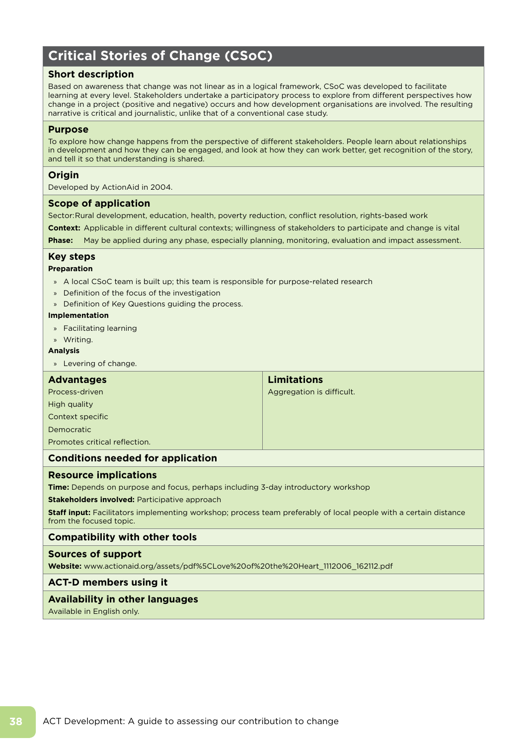# Critical Stories of Change (CSoC)

## Short description

Based on awareness that change was not linear as in a logical framework, CSoC was developed to facilitate learning at every level. Stakeholders undertake a participatory process to explore from different perspectives how change in a project (positive and negative) occurs and how development organisations are involved. The resulting narrative is critical and journalistic, unlike that of a conventional case study.

## Purpose

To explore how change happens from the perspective of different stakeholders. People learn about relationships in development and how they can be engaged, and look at how they can work better, get recognition of the story, and tell it so that understanding is shared.

## Origin

Developed by ActionAid in 2004.

## Scope of application

Sector: Rural development, education, health, poverty reduction, conflict resolution, rights-based work

**Context:** Applicable in different cultural contexts; willingness of stakeholders to participate and change is vital

**Phase:** May be applied during any phase, especially planning, monitoring, evaluation and impact assessment.

## Key steps

**Preparation**

- A local CSoC team is built up; this team is responsible for purpose-related research
- Definition of the focus of the investigation
- Definition of Key Questions guiding the process.

**Implementation**

- Facilitating learning
- Writing.

**Analysis**

- Levering of change.

## Advantages

Process-driven

High quality

Context specific

Democratic

Promotes critical reflection.

## Limitations

Aggregation is difficult.

## Conditions needed for application

## Resource implications

**Time:** Depends on purpose and focus, perhaps including 3-day introductory workshop

**Stakeholders involved:** Participative approach

**Staff input:** Facilitators implementing workshop; process team preferably of local people with a certain distance from the focused topic.

## Compatibility with other tools

## Sources of support

**Website:** www.actionaid.org/assets/pdf%5CLove%20of%20the%20Heart_1112006_162112.pdf

## ACT-D members using it

## Availability in other languages

Available in English only.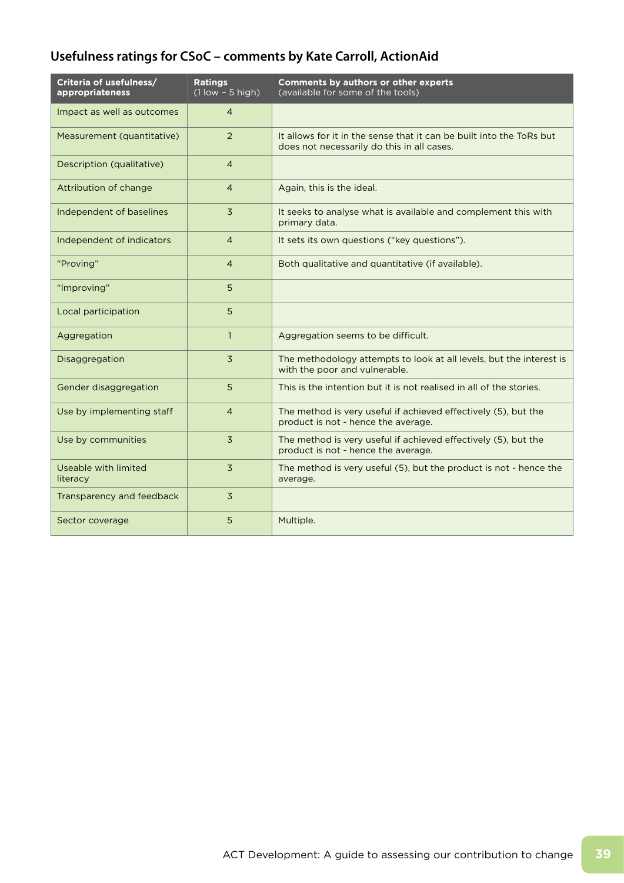## Usefulness ratings for CSoC – comments by Kate Carroll, ActionAid

| Criteria of usefulness/ appropriateness | Ratings (1 low – 5 high) | Comments by authors or other experts (available for some of the tools) |
|---|---|---|
| Impact as well as outcomes | 4 | |
| Measurement (quantitative) | 2 | It allows for it in the sense that it can be built into the ToRs but does not necessarily do this in all cases. |
| Description (qualitative) | 4 | |
| Attribution of change | 4 | Again, this is the ideal. |
| Independent of baselines | 3 | It seeks to analyse what is available and complement this with primary data. |
| Independent of indicators | 4 | It sets its own questions ("key questions"). |
| "Proving" | 4 | Both qualitative and quantitative (if available). |
| "Improving" | 5 | |
| Local participation | 5 | |
| Aggregation | 1 | Aggregation seems to be difficult. |
| Disaggregation | 3 | The methodology attempts to look at all levels, but the interest is with the poor and vulnerable. |
| Gender disaggregation | 5 | This is the intention but it is not realised in all of the stories. |
| Use by implementing staff | 4 | The method is very useful if achieved effectively (5), but the product is not - hence the average. |
| Use by communities | 3 | The method is very useful if achieved effectively (5), but the product is not - hence the average. |
| Useable with limited literacy | 3 | The method is very useful (5), but the product is not - hence the average. |
| Transparency and feedback | 3 | |
| Sector coverage | 5 | Multiple. |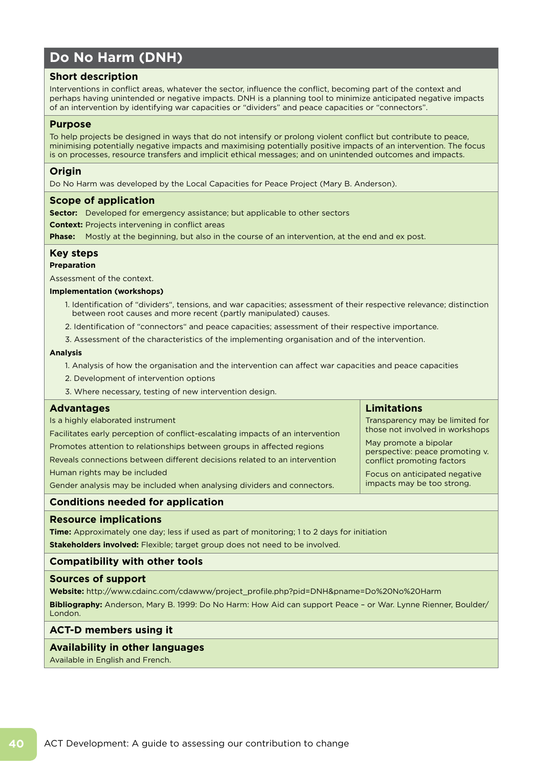# Do No Harm (DNH)

## Short description

Interventions in conflict areas, whatever the sector, influence the conflict, becoming part of the context and perhaps having unintended or negative impacts. DNH is a planning tool to minimize anticipated negative impacts of an intervention by identifying war capacities or "dividers" and peace capacities or "connectors".

## Purpose

To help projects be designed in ways that do not intensify or prolong violent conflict but contribute to peace, minimising potentially negative impacts and maximising potentially positive impacts of an intervention. The focus is on processes, resource transfers and implicit ethical messages; and on unintended outcomes and impacts.

## Origin

Do No Harm was developed by the Local Capacities for Peace Project (Mary B. Anderson).

## Scope of application

**Sector:** Developed for emergency assistance; but applicable to other sectors

**Context:** Projects intervening in conflict areas

**Phase:** Mostly at the beginning, but also in the course of an intervention, at the end and ex post.

## Key steps

**Preparation**

Assessment of the context.

**Implementation (workshops)**

1. Identification of "dividers", tensions, and war capacities; assessment of their respective relevance; distinction between root causes and more recent (partly manipulated) causes.
2. Identification of "connectors" and peace capacities; assessment of their respective importance.
3. Assessment of the characteristics of the implementing organisation and of the intervention.

**Analysis**

1. Analysis of how the organisation and the intervention can affect war capacities and peace capacities
2. Development of intervention options
3. Where necessary, testing of new intervention design.

## Advantages

Is a highly elaborated instrument

Facilitates early perception of conflict-escalating impacts of an intervention

Promotes attention to relationships between groups in affected regions

Reveals connections between different decisions related to an intervention

Human rights may be included

Gender analysis may be included when analysing dividers and connectors.

## Limitations

Transparency may be limited for those not involved in workshops

May promote a bipolar perspective: peace promoting v. conflict promoting factors

Focus on anticipated negative impacts may be too strong.

## Conditions needed for application

## Resource implications

**Time:** Approximately one day; less if used as part of monitoring; 1 to 2 days for initiation

**Stakeholders involved:** Flexible; target group does not need to be involved.

## Compatibility with other tools

## Sources of support

**Website:** http://www.cdainc.com/cdawww/project_profile.php?pid=DNH&pname=Do%20No%20Harm

**Bibliography:** Anderson, Mary B. 1999: Do No Harm: How Aid can support Peace – or War. Lynne Rienner, Boulder/London.

## ACT-D members using it

## Availability in other languages

Available in English and French.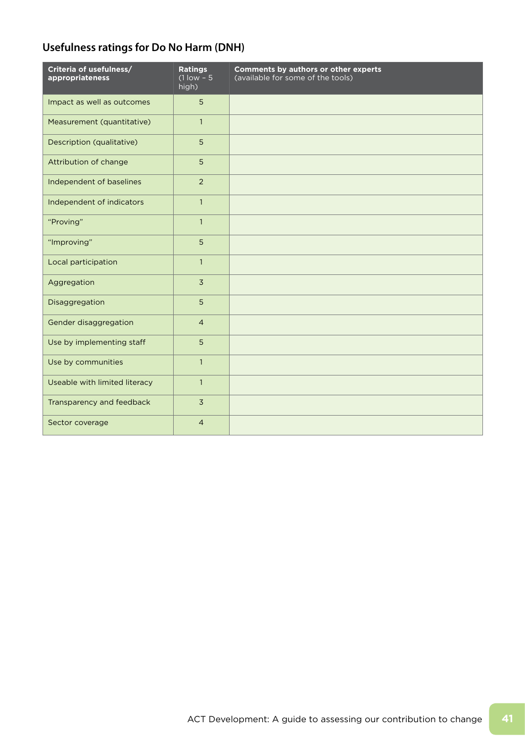## Usefulness ratings for Do No Harm (DNH)

| Criteria of usefulness/ appropriateness | Ratings (1 low – 5 high) | Comments by authors or other experts (available for some of the tools) |
|---|---|---|
| Impact as well as outcomes | 5 | |
| Measurement (quantitative) | 1 | |
| Description (qualitative) | 5 | |
| Attribution of change | 5 | |
| Independent of baselines | 2 | |
| Independent of indicators | 1 | |
| “Proving” | 1 | |
| “Improving” | 5 | |
| Local participation | 1 | |
| Aggregation | 3 | |
| Disaggregation | 5 | |
| Gender disaggregation | 4 | |
| Use by implementing staff | 5 | |
| Use by communities | 1 | |
| Useable with limited literacy | 1 | |
| Transparency and feedback | 3 | |
| Sector coverage | 4 | |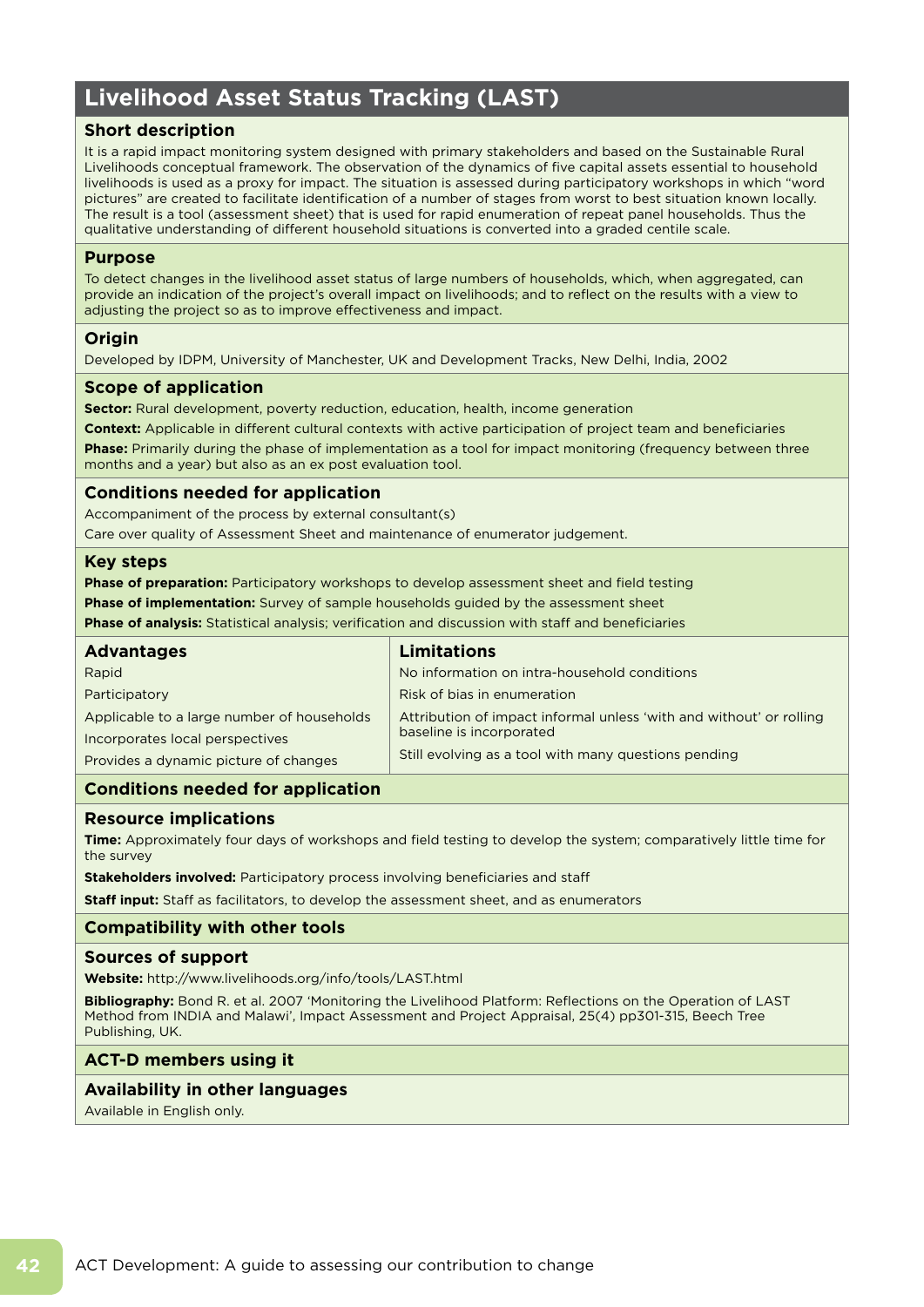## Livelihood Asset Status Tracking (LAST)

### Short description

It is a rapid impact monitoring system designed with primary stakeholders and based on the Sustainable Rural Livelihoods conceptual framework. The observation of the dynamics of five capital assets essential to household livelihoods is used as a proxy for impact. The situation is assessed during participatory workshops in which "word pictures" are created to facilitate identification of a number of stages from worst to best situation known locally. The result is a tool (assessment sheet) that is used for rapid enumeration of repeat panel households. Thus the qualitative understanding of different household situations is converted into a graded centile scale.

### Purpose

To detect changes in the livelihood asset status of large numbers of households, which, when aggregated, can provide an indication of the project's overall impact on livelihoods; and to reflect on the results with a view to adjusting the project so as to improve effectiveness and impact.

### Origin

Developed by IDPM, University of Manchester, UK and Development Tracks, New Delhi, India, 2002

### Scope of application

**Sector:** Rural development, poverty reduction, education, health, income generation

**Context:** Applicable in different cultural contexts with active participation of project team and beneficiaries

**Phase:** Primarily during the phase of implementation as a tool for impact monitoring (frequency between three months and a year) but also as an ex post evaluation tool.

### Conditions needed for application

Accompaniment of the process by external consultant(s)

Care over quality of Assessment Sheet and maintenance of enumerator judgement.

### Key steps

**Phase of preparation:** Participatory workshops to develop assessment sheet and field testing

**Phase of implementation:** Survey of sample households guided by the assessment sheet

**Phase of analysis:** Statistical analysis; verification and discussion with staff and beneficiaries

| Advantages | Limitations |
|---|---|
| Rapid | No information on intra-household conditions |
| Participatory | Risk of bias in enumeration |
| Applicable to a large number of households | Attribution of impact informal unless 'with and without' or rolling baseline is incorporated |
| Incorporates local perspectives | Still evolving as a tool with many questions pending |
| Provides a dynamic picture of changes | |

### Conditions needed for application

### Resource implications

**Time:** Approximately four days of workshops and field testing to develop the system; comparatively little time for the survey

**Stakeholders involved:** Participatory process involving beneficiaries and staff

**Staff input:** Staff as facilitators, to develop the assessment sheet, and as enumerators

### Compatibility with other tools

### Sources of support

**Website:** http://www.livelihoods.org/info/tools/LAST.html

**Bibliography:** Bond R. et al. 2007 'Monitoring the Livelihood Platform: Reflections on the Operation of LAST Method from INDIA and Malawi', Impact Assessment and Project Appraisal, 25(4) pp301-315, Beech Tree Publishing, UK.

### ACT-D members using it

### Availability in other languages

Available in English only.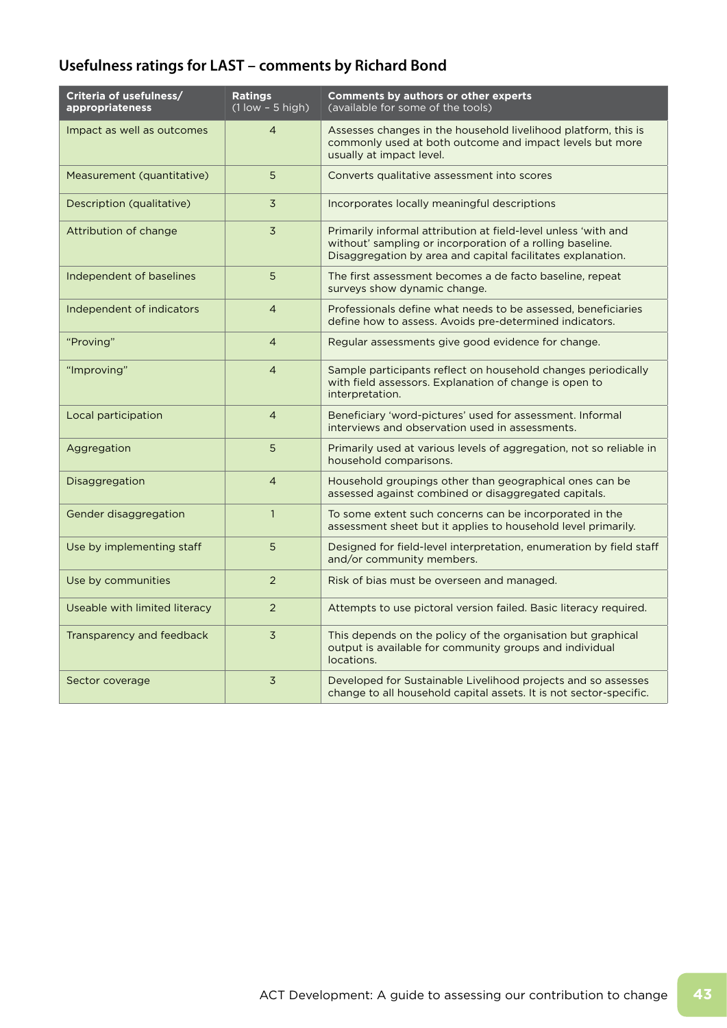## Usefulness ratings for LAST – comments by Richard Bond

| Criteria of usefulness/ appropriateness | Ratings (1 low – 5 high) | Comments by authors or other experts (available for some of the tools) |
|---|---|---|
| Impact as well as outcomes | 4 | Assesses changes in the household livelihood platform, this is commonly used at both outcome and impact levels but more usually at impact level. |
| Measurement (quantitative) | 5 | Converts qualitative assessment into scores |
| Description (qualitative) | 3 | Incorporates locally meaningful descriptions |
| Attribution of change | 3 | Primarily informal attribution at field-level unless 'with and without' sampling or incorporation of a rolling baseline. Disaggregation by area and capital facilitates explanation. |
| Independent of baselines | 5 | The first assessment becomes a de facto baseline, repeat surveys show dynamic change. |
| Independent of indicators | 4 | Professionals define what needs to be assessed, beneficiaries define how to assess. Avoids pre-determined indicators. |
| "Proving" | 4 | Regular assessments give good evidence for change. |
| "Improving" | 4 | Sample participants reflect on household changes periodically with field assessors. Explanation of change is open to interpretation. |
| Local participation | 4 | Beneficiary 'word-pictures' used for assessment. Informal interviews and observation used in assessments. |
| Aggregation | 5 | Primarily used at various levels of aggregation, not so reliable in household comparisons. |
| Disaggregation | 4 | Household groupings other than geographical ones can be assessed against combined or disaggregated capitals. |
| Gender disaggregation | 1 | To some extent such concerns can be incorporated in the assessment sheet but it applies to household level primarily. |
| Use by implementing staff | 5 | Designed for field-level interpretation, enumeration by field staff and/or community members. |
| Use by communities | 2 | Risk of bias must be overseen and managed. |
| Useable with limited literacy | 2 | Attempts to use pictoral version failed. Basic literacy required. |
| Transparency and feedback | 3 | This depends on the policy of the organisation but graphical output is available for community groups and individual locations. |
| Sector coverage | 3 | Developed for Sustainable Livelihood projects and so assesses change to all household capital assets. It is not sector-specific. |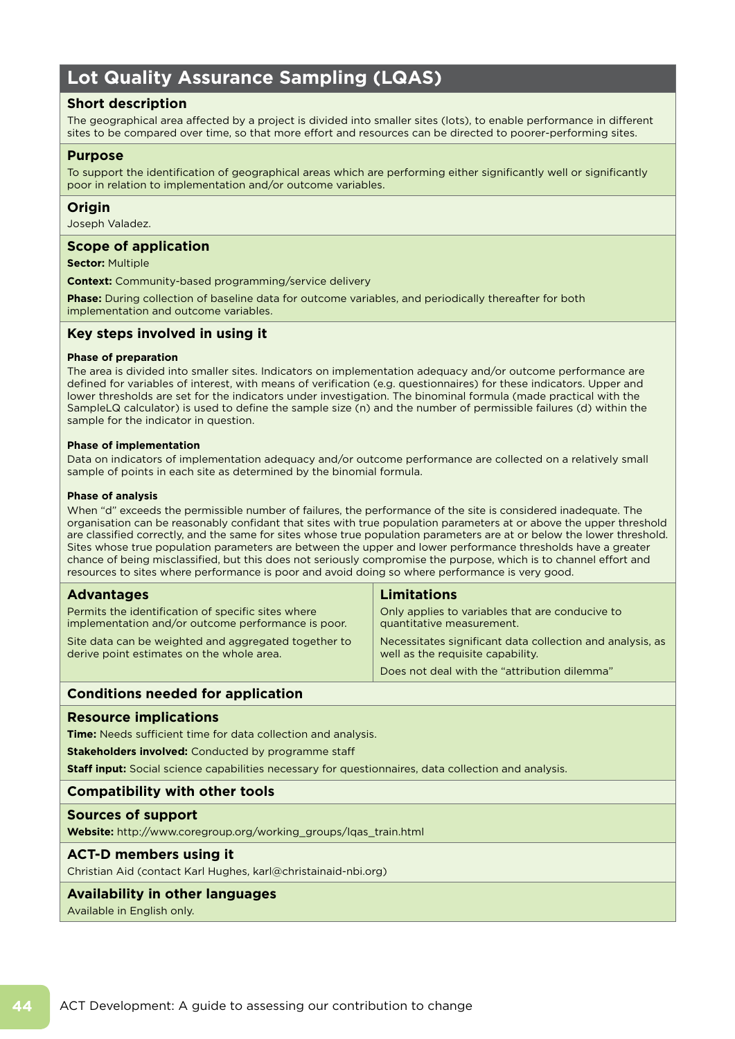# Lot Quality Assurance Sampling (LQAS)

## Short description

The geographical area affected by a project is divided into smaller sites (lots), to enable performance in different sites to be compared over time, so that more effort and resources can be directed to poorer-performing sites.

## Purpose

To support the identification of geographical areas which are performing either significantly well or significantly poor in relation to implementation and/or outcome variables.

## Origin

Joseph Valadez.

## Scope of application

**Sector:** Multiple

**Context:** Community-based programming/service delivery

**Phase:** During collection of baseline data for outcome variables, and periodically thereafter for both implementation and outcome variables.

## Key steps involved in using it

#### Phase of preparation

The area is divided into smaller sites. Indicators on implementation adequacy and/or outcome performance are defined for variables of interest, with means of verification (e.g. questionnaires) for these indicators. Upper and lower thresholds are set for the indicators under investigation. The binominal formula (made practical with the SampleLQ calculator) is used to define the sample size (n) and the number of permissible failures (d) within the sample for the indicator in question.

#### Phase of implementation

Data on indicators of implementation adequacy and/or outcome performance are collected on a relatively small sample of points in each site as determined by the binomial formula.

#### Phase of analysis

When "d" exceeds the permissible number of failures, the performance of the site is considered inadequate. The organisation can be reasonably confidant that sites with true population parameters at or above the upper threshold are classified correctly, and the same for sites whose true population parameters are at or below the lower threshold. Sites whose true population parameters are between the upper and lower performance thresholds have a greater chance of being misclassified, but this does not seriously compromise the purpose, which is to channel effort and resources to sites where performance is poor and avoid doing so where performance is very good.

## Advantages

Permits the identification of specific sites where implementation and/or outcome performance is poor.

Site data can be weighted and aggregated together to derive point estimates on the whole area.

## Limitations

Only applies to variables that are conducive to quantitative measurement.

Necessitates significant data collection and analysis, as well as the requisite capability.

Does not deal with the "attribution dilemma"

## Conditions needed for application

## Resource implications

**Time:** Needs sufficient time for data collection and analysis.

**Stakeholders involved:** Conducted by programme staff

**Staff input:** Social science capabilities necessary for questionnaires, data collection and analysis.

## Compatibility with other tools

## Sources of support

**Website:** http://www.coregroup.org/working_groups/lqas_train.html

## ACT-D members using it

Christian Aid (contact Karl Hughes, karl@christainaid-nbi.org)

## Availability in other languages

Available in English only.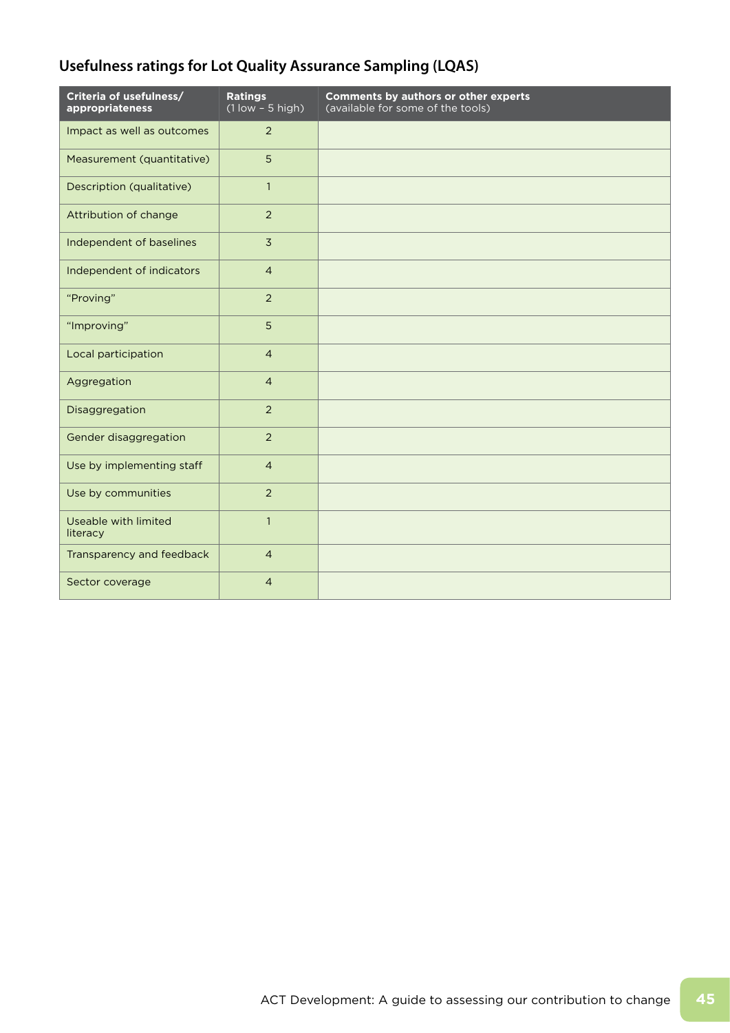## Usefulness ratings for Lot Quality Assurance Sampling (LQAS)

| Criteria of usefulness/ appropriateness | Ratings (1 low – 5 high) | Comments by authors or other experts (available for some of the tools) |
|---|---|---|
| Impact as well as outcomes | 2 | |
| Measurement (quantitative) | 5 | |
| Description (qualitative) | 1 | |
| Attribution of change | 2 | |
| Independent of baselines | 3 | |
| Independent of indicators | 4 | |
| "Proving" | 2 | |
| "Improving" | 5 | |
| Local participation | 4 | |
| Aggregation | 4 | |
| Disaggregation | 2 | |
| Gender disaggregation | 2 | |
| Use by implementing staff | 4 | |
| Use by communities | 2 | |
| Useable with limited literacy | 1 | |
| Transparency and feedback | 4 | |
| Sector coverage | 4 | |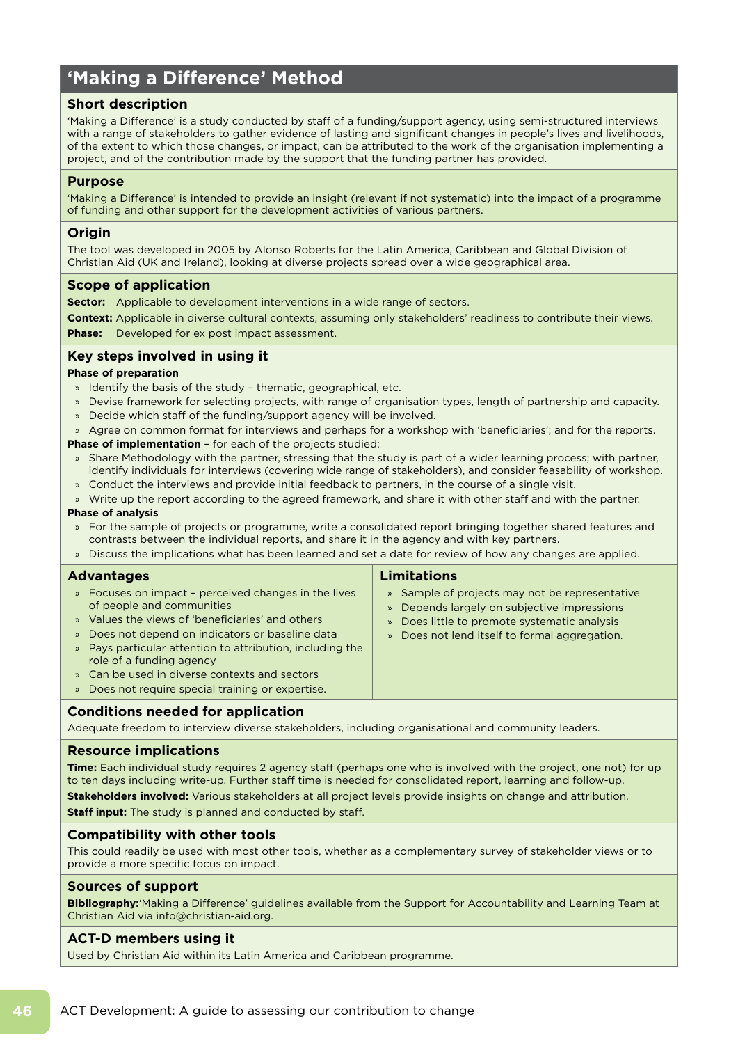# 'Making a Difference' Method

## Short description

'Making a Difference' is a study conducted by staff of a funding/support agency, using semi-structured interviews with a range of stakeholders to gather evidence of lasting and significant changes in people's lives and livelihoods, of the extent to which those changes, or impact, can be attributed to the work of the organisation implementing a project, and of the contribution made by the support that the funding partner has provided.

## Purpose

'Making a Difference' is intended to provide an insight (relevant if not systematic) into the impact of a programme of funding and other support for the development activities of various partners.

## Origin

The tool was developed in 2005 by Alonso Roberts for the Latin America, Caribbean and Global Division of Christian Aid (UK and Ireland), looking at diverse projects spread over a wide geographical area.

## Scope of application

**Sector:** Applicable to development interventions in a wide range of sectors.

**Context:** Applicable in diverse cultural contexts, assuming only stakeholders' readiness to contribute their views.

**Phase:** Developed for ex post impact assessment.

## Key steps involved in using it

**Phase of preparation**

- Identify the basis of the study – thematic, geographical, etc.
- Devise framework for selecting projects, with range of organisation types, length of partnership and capacity.
- Decide which staff of the funding/support agency will be involved.
- Agree on common format for interviews and perhaps for a workshop with 'beneficiaries'; and for the reports.

**Phase of implementation** – for each of the projects studied:

- Share Methodology with the partner, stressing that the study is part of a wider learning process; with partner, identify individuals for interviews (covering wide range of stakeholders), and consider feasability of workshop.
- Conduct the interviews and provide initial feedback to partners, in the course of a single visit.
- Write up the report according to the agreed framework, and share it with other staff and with the partner.

**Phase of analysis**

- For the sample of projects or programme, write a consolidated report bringing together shared features and contrasts between the individual reports, and share it in the agency and with key partners.
- Discuss the implications what has been learned and set a date for review of how any changes are applied.

## Advantages

- Focuses on impact – perceived changes in the lives of people and communities
- Values the views of 'beneficiaries' and others
- Does not depend on indicators or baseline data
- Pays particular attention to attribution, including the role of a funding agency
- Can be used in diverse contexts and sectors
- Does not require special training or expertise.

## Limitations

- Sample of projects may not be representative
- Depends largely on subjective impressions
- Does little to promote systematic analysis
- Does not lend itself to formal aggregation.

## Conditions needed for application

Adequate freedom to interview diverse stakeholders, including organisational and community leaders.

## Resource implications

**Time:** Each individual study requires 2 agency staff (perhaps one who is involved with the project, one not) for up to ten days including write-up. Further staff time is needed for consolidated report, learning and follow-up.

**Stakeholders involved:** Various stakeholders at all project levels provide insights on change and attribution.

**Staff input:** The study is planned and conducted by staff.

## Compatibility with other tools

This could readily be used with most other tools, whether as a complementary survey of stakeholder views or to provide a more specific focus on impact.

## Sources of support

**Bibliography:**'Making a Difference' guidelines available from the Support for Accountability and Learning Team at Christian Aid via info@christian-aid.org.

## ACT-D members using it

Used by Christian Aid within its Latin America and Caribbean programme.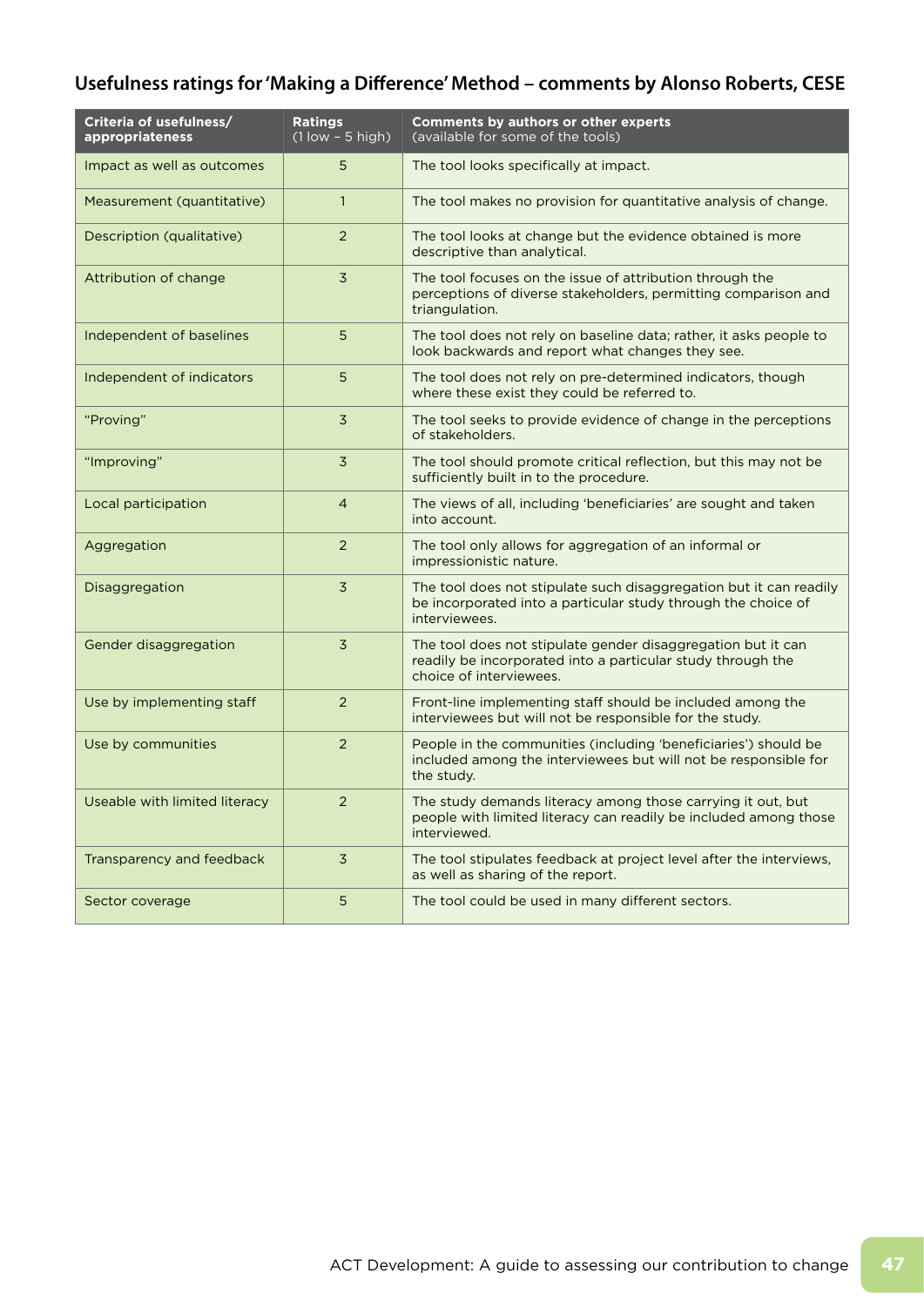## Usefulness ratings for 'Making a Difference' Method – comments by Alonso Roberts, CESE

| Criteria of usefulness/ appropriateness | Ratings (1 low – 5 high) | Comments by authors or other experts (available for some of the tools) |
|---|---|---|
| Impact as well as outcomes | 5 | The tool looks specifically at impact. |
| Measurement (quantitative) | 1 | The tool makes no provision for quantitative analysis of change. |
| Description (qualitative) | 2 | The tool looks at change but the evidence obtained is more descriptive than analytical. |
| Attribution of change | 3 | The tool focuses on the issue of attribution through the perceptions of diverse stakeholders, permitting comparison and triangulation. |
| Independent of baselines | 5 | The tool does not rely on baseline data; rather, it asks people to look backwards and report what changes they see. |
| Independent of indicators | 5 | The tool does not rely on pre-determined indicators, though where these exist they could be referred to. |
| "Proving" | 3 | The tool seeks to provide evidence of change in the perceptions of stakeholders. |
| "Improving" | 3 | The tool should promote critical reflection, but this may not be sufficiently built in to the procedure. |
| Local participation | 4 | The views of all, including 'beneficiaries' are sought and taken into account. |
| Aggregation | 2 | The tool only allows for aggregation of an informal or impressionistic nature. |
| Disaggregation | 3 | The tool does not stipulate such disaggregation but it can readily be incorporated into a particular study through the choice of interviewees. |
| Gender disaggregation | 3 | The tool does not stipulate gender disaggregation but it can readily be incorporated into a particular study through the choice of interviewees. |
| Use by implementing staff | 2 | Front-line implementing staff should be included among the interviewees but will not be responsible for the study. |
| Use by communities | 2 | People in the communities (including 'beneficiaries') should be included among the interviewees but will not be responsible for the study. |
| Useable with limited literacy | 2 | The study demands literacy among those carrying it out, but people with limited literacy can readily be included among those interviewed. |
| Transparency and feedback | 3 | The tool stipulates feedback at project level after the interviews, as well as sharing of the report. |
| Sector coverage | 5 | The tool could be used in many different sectors. |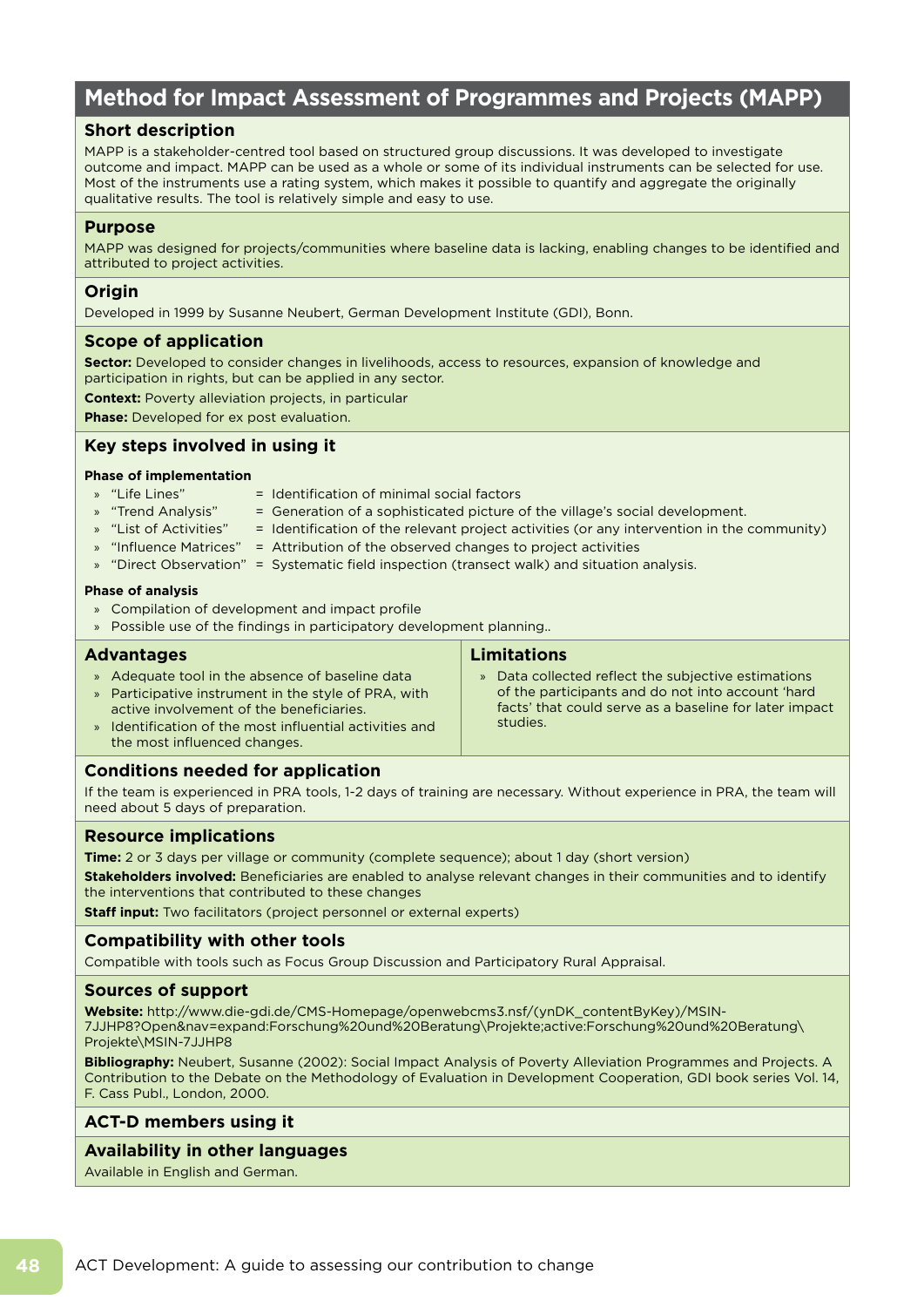# Method for Impact Assessment of Programmes and Projects (MAPP)

## Short description

MAPP is a stakeholder-centred tool based on structured group discussions. It was developed to investigate outcome and impact. MAPP can be used as a whole or some of its individual instruments can be selected for use. Most of the instruments use a rating system, which makes it possible to quantify and aggregate the originally qualitative results. The tool is relatively simple and easy to use.

## Purpose

MAPP was designed for projects/communities where baseline data is lacking, enabling changes to be identified and attributed to project activities.

## Origin

Developed in 1999 by Susanne Neubert, German Development Institute (GDI), Bonn.

## Scope of application

**Sector:** Developed to consider changes in livelihoods, access to resources, expansion of knowledge and participation in rights, but can be applied in any sector.

**Context:** Poverty alleviation projects, in particular

**Phase:** Developed for ex post evaluation.

## Key steps involved in using it

**Phase of implementation**

- "Life Lines" = Identification of minimal social factors
- "Trend Analysis" = Generation of a sophisticated picture of the village's social development.
- "List of Activities" = Identification of the relevant project activities (or any intervention in the community)
- "Influence Matrices" = Attribution of the observed changes to project activities
- "Direct Observation" = Systematic field inspection (transect walk) and situation analysis.

**Phase of analysis**

- Compilation of development and impact profile
- Possible use of the findings in participatory development planning..

## Advantages

- Adequate tool in the absence of baseline data
- Participative instrument in the style of PRA, with active involvement of the beneficiaries.
- Identification of the most influential activities and the most influenced changes.

## Limitations

- Data collected reflect the subjective estimations of the participants and do not into account 'hard facts' that could serve as a baseline for later impact studies.

## Conditions needed for application

If the team is experienced in PRA tools, 1-2 days of training are necessary. Without experience in PRA, the team will need about 5 days of preparation.

## Resource implications

**Time:** 2 or 3 days per village or community (complete sequence); about 1 day (short version)

**Stakeholders involved:** Beneficiaries are enabled to analyse relevant changes in their communities and to identify the interventions that contributed to these changes

**Staff input:** Two facilitators (project personnel or external experts)

## Compatibility with other tools

Compatible with tools such as Focus Group Discussion and Participatory Rural Appraisal.

## Sources of support

**Website:** http://www.die-gdi.de/CMS-Homepage/openwebcms3.nsf/(ynDK_contentByKey)/MSIN-7JJHP8?Open&nav=expand:Forschung%20und%20Beratung\Projekte;active:Forschung%20und%20Beratung\Projekte\MSIN-7JJHP8

**Bibliography:** Neubert, Susanne (2002): Social Impact Analysis of Poverty Alleviation Programmes and Projects. A Contribution to the Debate on the Methodology of Evaluation in Development Cooperation, GDI book series Vol. 14, F. Cass Publ., London, 2000.

## ACT-D members using it

## Availability in other languages

Available in English and German.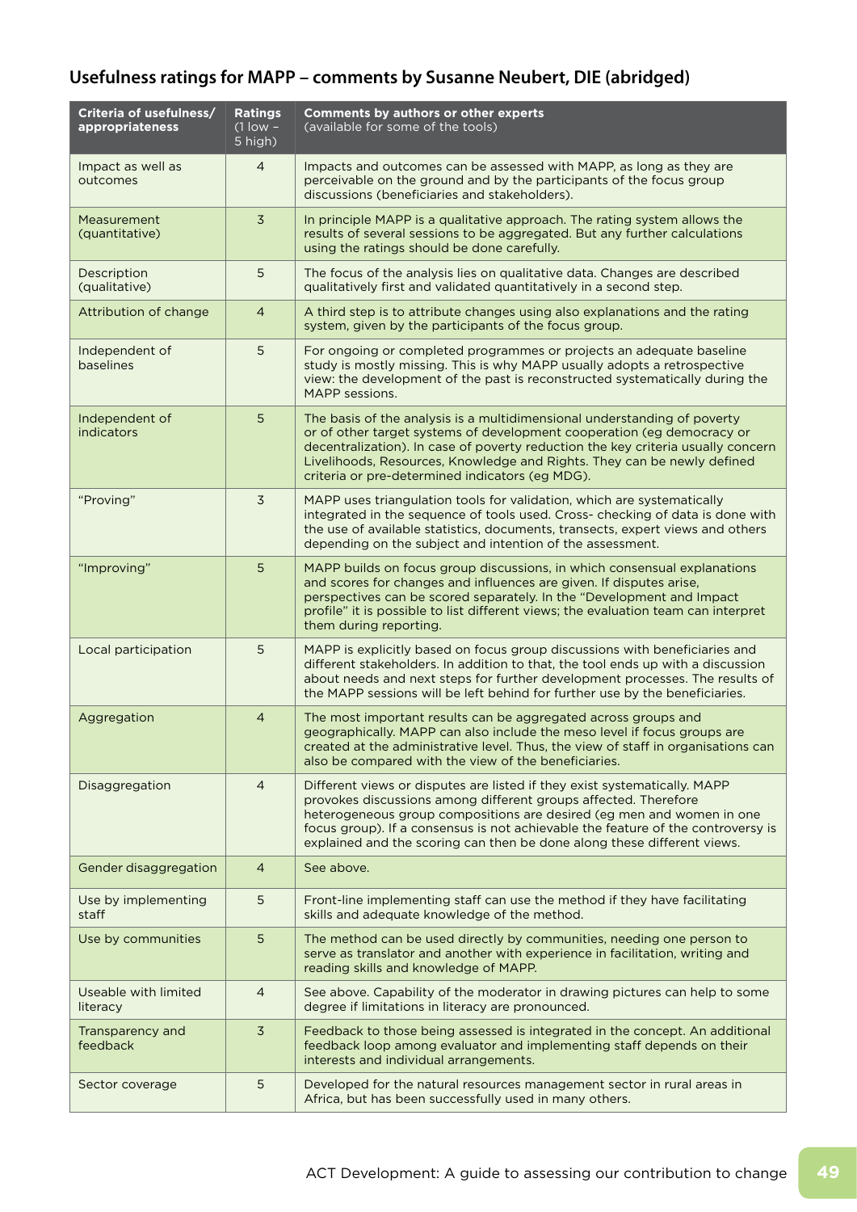## Usefulness ratings for MAPP – comments by Susanne Neubert, DIE (abridged)

| Criteria of usefulness/ appropriateness | Ratings (1 low – 5 high) | Comments by authors or other experts (available for some of the tools) |
|---|---|---|
| Impact as well as outcomes | 4 | Impacts and outcomes can be assessed with MAPP, as long as they are perceivable on the ground and by the participants of the focus group discussions (beneficiaries and stakeholders). |
| Measurement (quantitative) | 3 | In principle MAPP is a qualitative approach. The rating system allows the results of several sessions to be aggregated. But any further calculations using the ratings should be done carefully. |
| Description (qualitative) | 5 | The focus of the analysis lies on qualitative data. Changes are described qualitatively first and validated quantitatively in a second step. |
| Attribution of change | 4 | A third step is to attribute changes using also explanations and the rating system, given by the participants of the focus group. |
| Independent of baselines | 5 | For ongoing or completed programmes or projects an adequate baseline study is mostly missing. This is why MAPP usually adopts a retrospective view: the development of the past is reconstructed systematically during the MAPP sessions. |
| Independent of indicators | 5 | The basis of the analysis is a multidimensional understanding of poverty or of other target systems of development cooperation (eg democracy or decentralization). In case of poverty reduction the key criteria usually concern Livelihoods, Resources, Knowledge and Rights. They can be newly defined criteria or pre-determined indicators (eg MDG). |
| "Proving" | 3 | MAPP uses triangulation tools for validation, which are systematically integrated in the sequence of tools used. Cross- checking of data is done with the use of available statistics, documents, transects, expert views and others depending on the subject and intention of the assessment. |
| "Improving" | 5 | MAPP builds on focus group discussions, in which consensual explanations and scores for changes and influences are given. If disputes arise, perspectives can be scored separately. In the "Development and Impact profile" it is possible to list different views; the evaluation team can interpret them during reporting. |
| Local participation | 5 | MAPP is explicitly based on focus group discussions with beneficiaries and different stakeholders. In addition to that, the tool ends up with a discussion about needs and next steps for further development processes. The results of the MAPP sessions will be left behind for further use by the beneficiaries. |
| Aggregation | 4 | The most important results can be aggregated across groups and geographically. MAPP can also include the meso level if focus groups are created at the administrative level. Thus, the view of staff in organisations can also be compared with the view of the beneficiaries. |
| Disaggregation | 4 | Different views or disputes are listed if they exist systematically. MAPP provokes discussions among different groups affected. Therefore heterogeneous group compositions are desired (eg men and women in one focus group). If a consensus is not achievable the feature of the controversy is explained and the scoring can then be done along these different views. |
| Gender disaggregation | 4 | See above. |
| Use by implementing staff | 5 | Front-line implementing staff can use the method if they have facilitating skills and adequate knowledge of the method. |
| Use by communities | 5 | The method can be used directly by communities, needing one person to serve as translator and another with experience in facilitation, writing and reading skills and knowledge of MAPP. |
| Useable with limited literacy | 4 | See above. Capability of the moderator in drawing pictures can help to some degree if limitations in literacy are pronounced. |
| Transparency and feedback | 3 | Feedback to those being assessed is integrated in the concept. An additional feedback loop among evaluator and implementing staff depends on their interests and individual arrangements. |
| Sector coverage | 5 | Developed for the natural resources management sector in rural areas in Africa, but has been successfully used in many others. |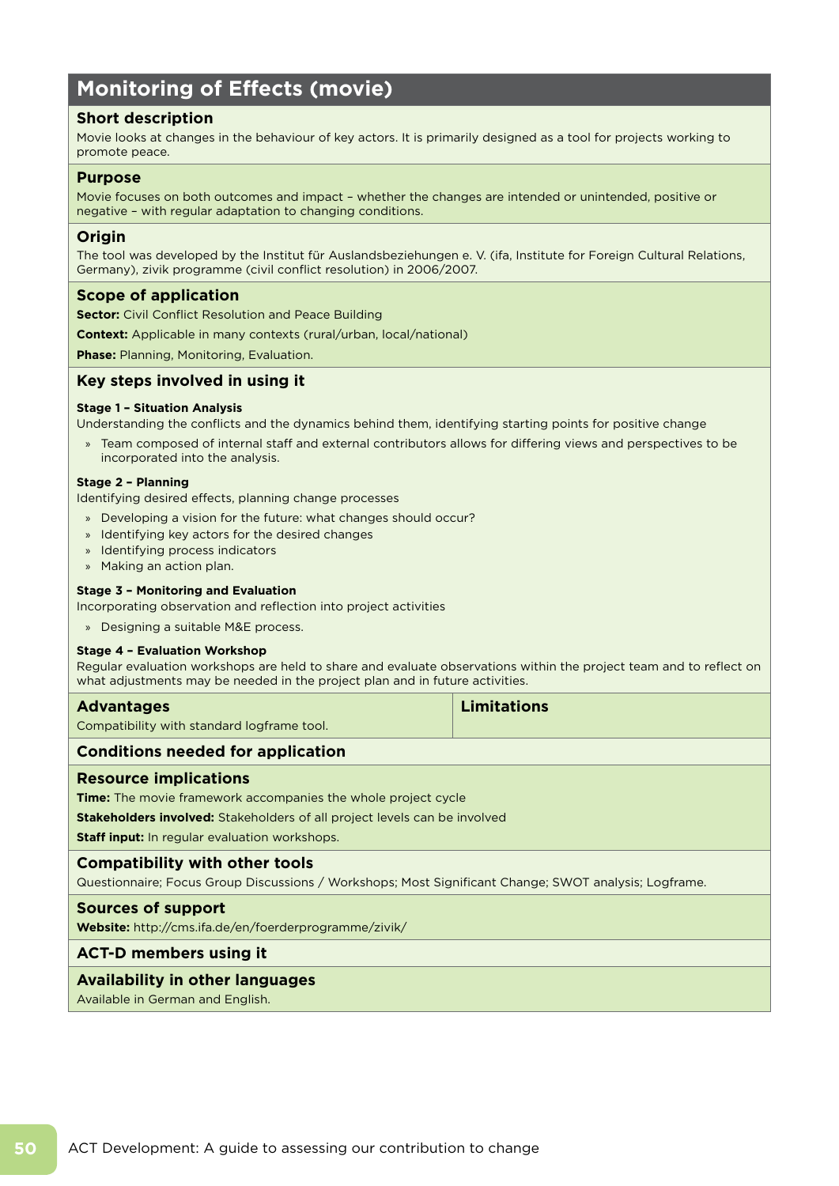# Monitoring of Effects (movie)

## Short description

Movie looks at changes in the behaviour of key actors. It is primarily designed as a tool for projects working to promote peace.

## Purpose

Movie focuses on both outcomes and impact – whether the changes are intended or unintended, positive or negative – with regular adaptation to changing conditions.

## Origin

The tool was developed by the Institut für Auslandsbeziehungen e. V. (ifa, Institute for Foreign Cultural Relations, Germany), zivik programme (civil conflict resolution) in 2006/2007.

## Scope of application

**Sector:** Civil Conflict Resolution and Peace Building

**Context:** Applicable in many contexts (rural/urban, local/national)

**Phase:** Planning, Monitoring, Evaluation.

## Key steps involved in using it

**Stage 1 – Situation Analysis**

Understanding the conflicts and the dynamics behind them, identifying starting points for positive change

- Team composed of internal staff and external contributors allows for differing views and perspectives to be incorporated into the analysis.

**Stage 2 – Planning**

Identifying desired effects, planning change processes

- Developing a vision for the future: what changes should occur?
- Identifying key actors for the desired changes
- Identifying process indicators
- Making an action plan.

**Stage 3 – Monitoring and Evaluation**

Incorporating observation and reflection into project activities

- Designing a suitable M&E process.

**Stage 4 – Evaluation Workshop**

Regular evaluation workshops are held to share and evaluate observations within the project team and to reflect on what adjustments may be needed in the project plan and in future activities.

| Advantages | Limitations |
|---|---|
| Compatibility with standard logframe tool. | |

## Conditions needed for application

## Resource implications

**Time:** The movie framework accompanies the whole project cycle

**Stakeholders involved:** Stakeholders of all project levels can be involved

**Staff input:** In regular evaluation workshops.

## Compatibility with other tools

Questionnaire; Focus Group Discussions / Workshops; Most Significant Change; SWOT analysis; Logframe.

## Sources of support

**Website:** http://cms.ifa.de/en/foerderprogramme/zivik/

## ACT-D members using it

## Availability in other languages

Available in German and English.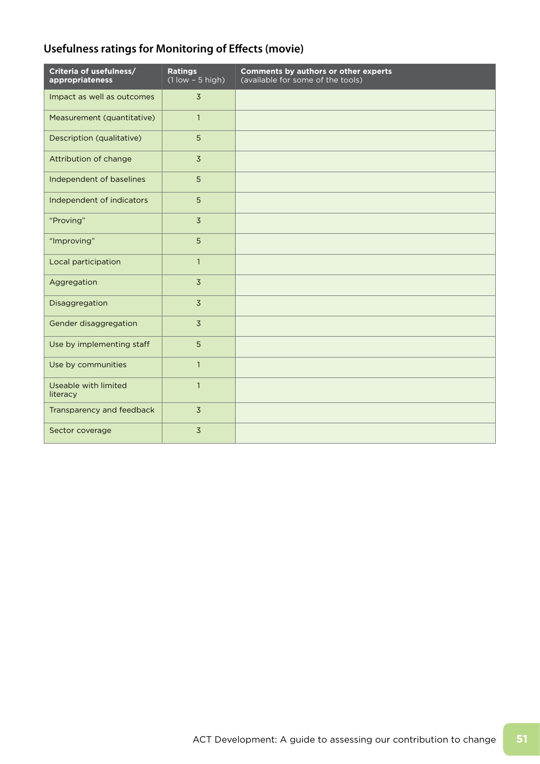## Usefulness ratings for Monitoring of Effects (movie)

| Criteria of usefulness/ appropriateness | Ratings (1 low – 5 high) | Comments by authors or other experts (available for some of the tools) |
|---|---|---|
| Impact as well as outcomes | 3 | |
| Measurement (quantitative) | 1 | |
| Description (qualitative) | 5 | |
| Attribution of change | 3 | |
| Independent of baselines | 5 | |
| Independent of indicators | 5 | |
| "Proving" | 3 | |
| "Improving" | 5 | |
| Local participation | 1 | |
| Aggregation | 3 | |
| Disaggregation | 3 | |
| Gender disaggregation | 3 | |
| Use by implementing staff | 5 | |
| Use by communities | 1 | |
| Useable with limited literacy | 1 | |
| Transparency and feedback | 3 | |
| Sector coverage | 3 | |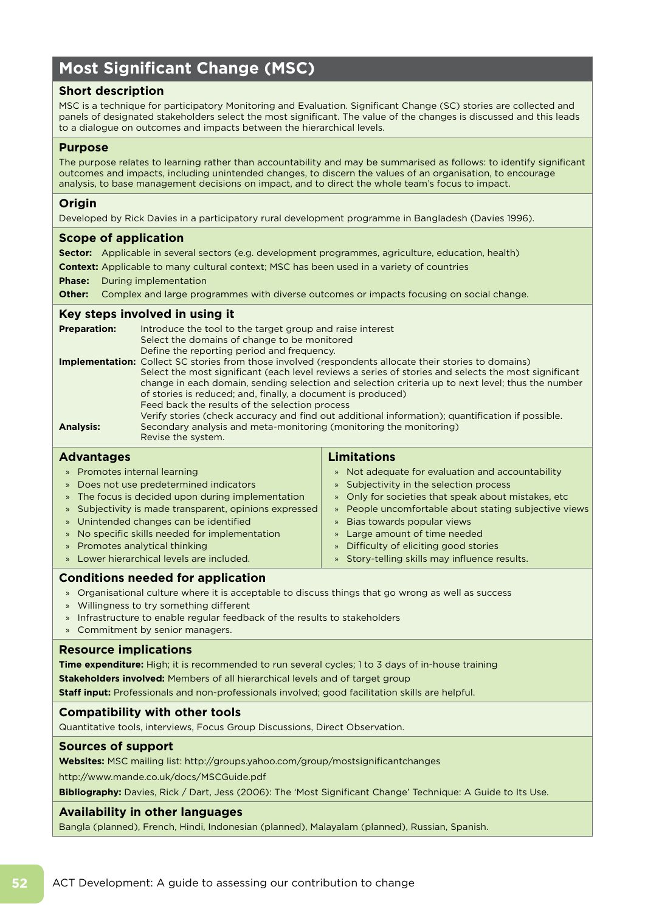# Most Significant Change (MSC)

## Short description

MSC is a technique for participatory Monitoring and Evaluation. Significant Change (SC) stories are collected and panels of designated stakeholders select the most significant. The value of the changes is discussed and this leads to a dialogue on outcomes and impacts between the hierarchical levels.

## Purpose

The purpose relates to learning rather than accountability and may be summarised as follows: to identify significant outcomes and impacts, including unintended changes, to discern the values of an organisation, to encourage analysis, to base management decisions on impact, and to direct the whole team's focus to impact.

## Origin

Developed by Rick Davies in a participatory rural development programme in Bangladesh (Davies 1996).

## Scope of application

**Sector:** Applicable in several sectors (e.g. development programmes, agriculture, education, health)

**Context:** Applicable to many cultural context; MSC has been used in a variety of countries

**Phase:** During implementation

**Other:** Complex and large programmes with diverse outcomes or impacts focusing on social change.

## Key steps involved in using it

**Preparation:**
Introduce the tool to the target group and raise interest
Select the domains of change to be monitored
Define the reporting period and frequency.

**Implementation:**
Collect SC stories from those involved (respondents allocate their stories to domains)
Select the most significant (each level reviews a series of stories and selects the most significant change in each domain, sending selection and selection criteria up to next level; thus the number of stories is reduced; and, finally, a document is produced)
Feed back the results of the selection process
Verify stories (check accuracy and find out additional information); quantification if possible.

**Analysis:**
Secondary analysis and meta-monitoring (monitoring the monitoring)
Revise the system.

## Advantages

- Promotes internal learning
- Does not use predetermined indicators
- The focus is decided upon during implementation
- Subjectivity is made transparent, opinions expressed
- Unintended changes can be identified
- No specific skills needed for implementation
- Promotes analytical thinking
- Lower hierarchical levels are included.

## Limitations

- Not adequate for evaluation and accountability
- Subjectivity in the selection process
- Only for societies that speak about mistakes, etc
- People uncomfortable about stating subjective views
- Bias towards popular views
- Large amount of time needed
- Difficulty of eliciting good stories
- Story-telling skills may influence results.

## Conditions needed for application

- Organisational culture where it is acceptable to discuss things that go wrong as well as success
- Willingness to try something different
- Infrastructure to enable regular feedback of the results to stakeholders
- Commitment by senior managers.

## Resource implications

**Time expenditure:** High; it is recommended to run several cycles; 1 to 3 days of in-house training

**Stakeholders involved:** Members of all hierarchical levels and of target group

**Staff input:** Professionals and non-professionals involved; good facilitation skills are helpful.

## Compatibility with other tools

Quantitative tools, interviews, Focus Group Discussions, Direct Observation.

## Sources of support

**Websites:** MSC mailing list: http://groups.yahoo.com/group/mostsignificantchanges

http://www.mande.co.uk/docs/MSCGuide.pdf

**Bibliography:** Davies, Rick / Dart, Jess (2006): The 'Most Significant Change' Technique: A Guide to Its Use.

## Availability in other languages

Bangla (planned), French, Hindi, Indonesian (planned), Malayalam (planned), Russian, Spanish.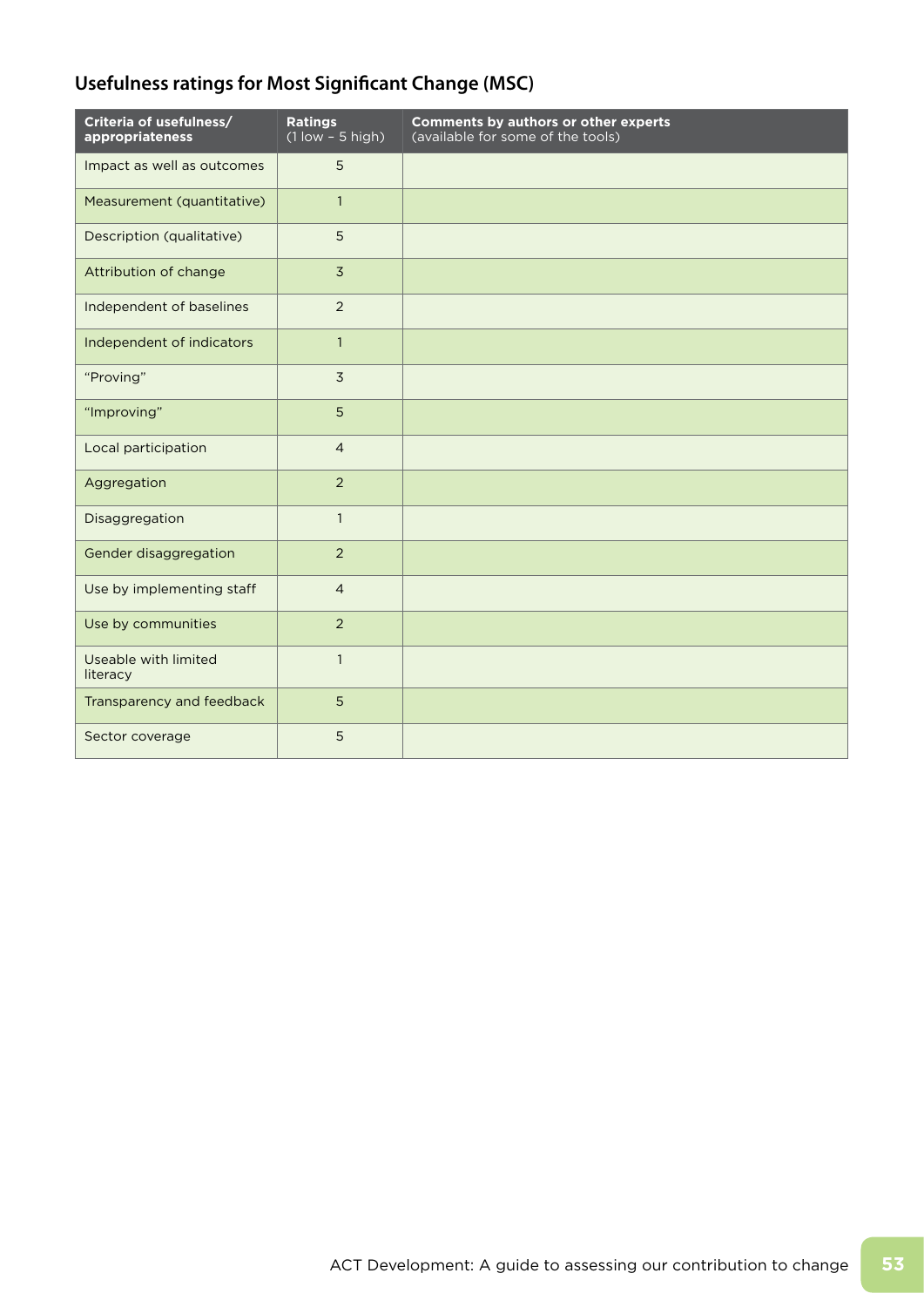## Usefulness ratings for Most Significant Change (MSC)

| Criteria of usefulness/ appropriateness | Ratings (1 low – 5 high) | Comments by authors or other experts (available for some of the tools) |
|---|---|---|
| Impact as well as outcomes | 5 | |
| Measurement (quantitative) | 1 | |
| Description (qualitative) | 5 | |
| Attribution of change | 3 | |
| Independent of baselines | 2 | |
| Independent of indicators | 1 | |
| "Proving" | 3 | |
| "Improving" | 5 | |
| Local participation | 4 | |
| Aggregation | 2 | |
| Disaggregation | 1 | |
| Gender disaggregation | 2 | |
| Use by implementing staff | 4 | |
| Use by communities | 2 | |
| Useable with limited literacy | 1 | |
| Transparency and feedback | 5 | |
| Sector coverage | 5 | |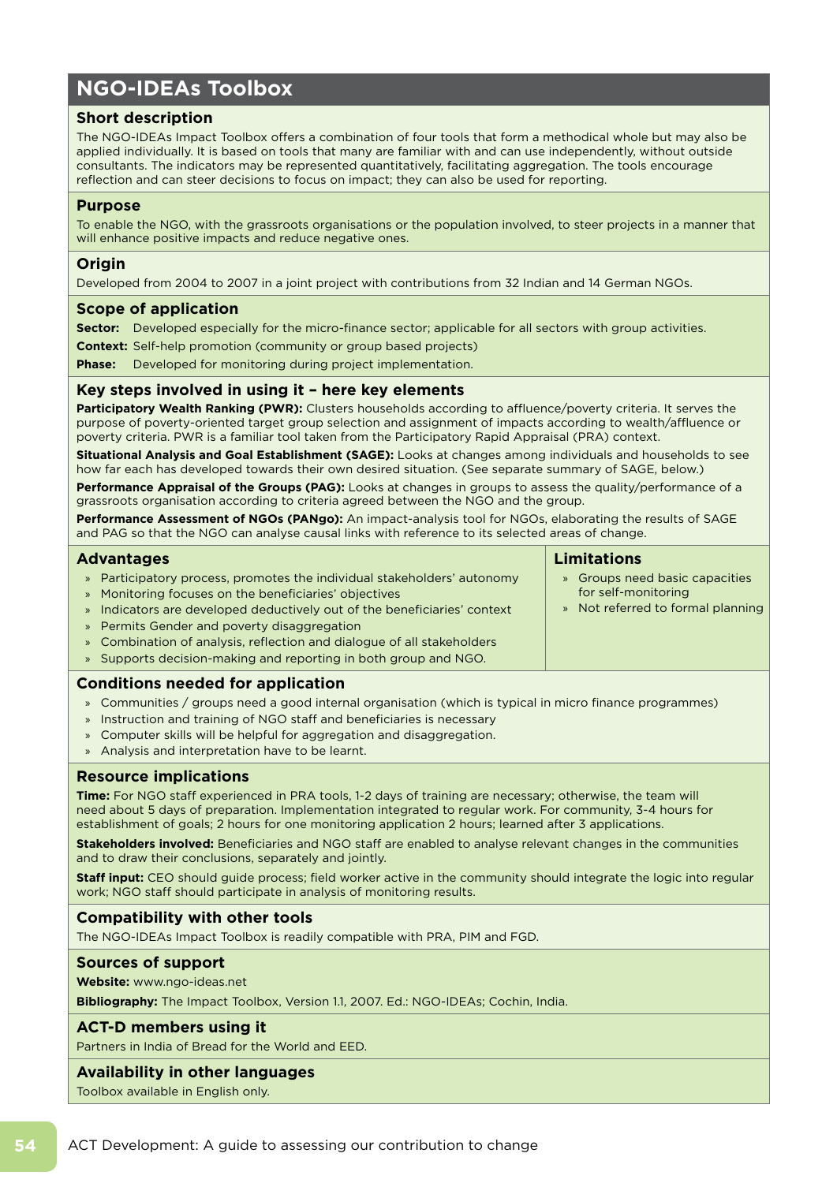## NGO-IDEAs Toolbox

### Short description

The NGO-IDEAs Impact Toolbox offers a combination of four tools that form a methodical whole but may also be applied individually. It is based on tools that many are familiar with and can use independently, without outside consultants. The indicators may be represented quantitatively, facilitating aggregation. The tools encourage reflection and can steer decisions to focus on impact; they can also be used for reporting.

### Purpose

To enable the NGO, with the grassroots organisations or the population involved, to steer projects in a manner that will enhance positive impacts and reduce negative ones.

### Origin

Developed from 2004 to 2007 in a joint project with contributions from 32 Indian and 14 German NGOs.

### Scope of application

**Sector:** Developed especially for the micro-finance sector; applicable for all sectors with group activities.

**Context:** Self-help promotion (community or group based projects)

**Phase:** Developed for monitoring during project implementation.

### Key steps involved in using it – here key elements

**Participatory Wealth Ranking (PWR):** Clusters households according to affluence/poverty criteria. It serves the purpose of poverty-oriented target group selection and assignment of impacts according to wealth/affluence or poverty criteria. PWR is a familiar tool taken from the Participatory Rapid Appraisal (PRA) context.

**Situational Analysis and Goal Establishment (SAGE):** Looks at changes among individuals and households to see how far each has developed towards their own desired situation. (See separate summary of SAGE, below.)

**Performance Appraisal of the Groups (PAG):** Looks at changes in groups to assess the quality/performance of a grassroots organisation according to criteria agreed between the NGO and the group.

**Performance Assessment of NGOs (PANgo):** An impact-analysis tool for NGOs, elaborating the results of SAGE and PAG so that the NGO can analyse causal links with reference to its selected areas of change.

### Advantages

- Participatory process, promotes the individual stakeholders' autonomy
- Monitoring focuses on the beneficiaries' objectives
- Indicators are developed deductively out of the beneficiaries' context
- Permits Gender and poverty disaggregation
- Combination of analysis, reflection and dialogue of all stakeholders
- Supports decision-making and reporting in both group and NGO.

### Limitations

- Groups need basic capacities for self-monitoring
- Not referred to formal planning

### Conditions needed for application

- Communities / groups need a good internal organisation (which is typical in micro finance programmes)
- Instruction and training of NGO staff and beneficiaries is necessary
- Computer skills will be helpful for aggregation and disaggregation.
- Analysis and interpretation have to be learnt.

### Resource implications

**Time:** For NGO staff experienced in PRA tools, 1-2 days of training are necessary; otherwise, the team will need about 5 days of preparation. Implementation integrated to regular work. For community, 3-4 hours for establishment of goals; 2 hours for one monitoring application 2 hours; learned after 3 applications.

**Stakeholders involved:** Beneficiaries and NGO staff are enabled to analyse relevant changes in the communities and to draw their conclusions, separately and jointly.

**Staff input:** CEO should guide process; field worker active in the community should integrate the logic into regular work; NGO staff should participate in analysis of monitoring results.

### Compatibility with other tools

The NGO-IDEAs Impact Toolbox is readily compatible with PRA, PIM and FGD.

### Sources of support

**Website:** www.ngo-ideas.net

**Bibliography:** The Impact Toolbox, Version 1.1, 2007. Ed.: NGO-IDEAs; Cochin, India.

### ACT-D members using it

Partners in India of Bread for the World and EED.

### Availability in other languages

Toolbox available in English only.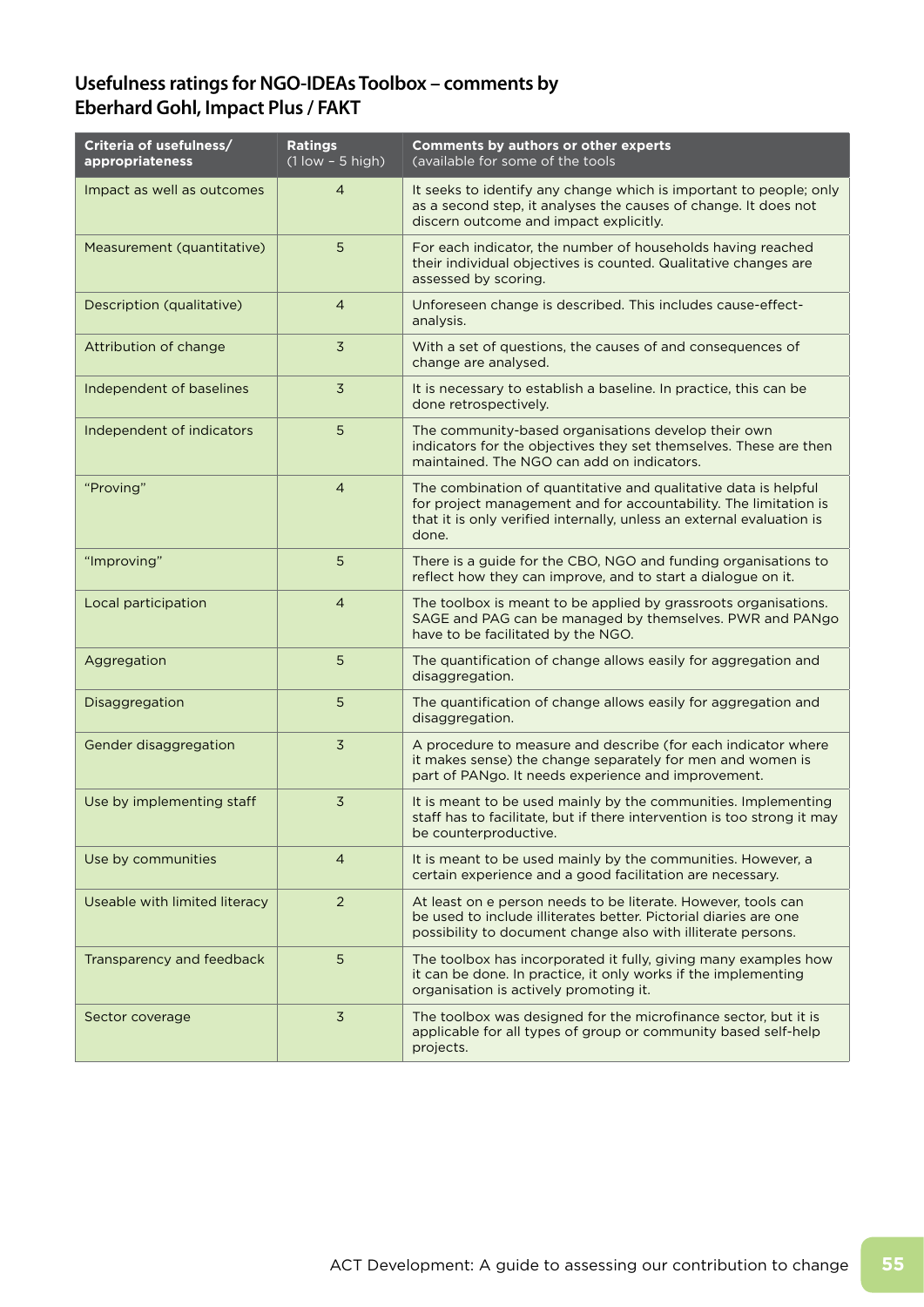## Usefulness ratings for NGO-IDEAs Toolbox – comments by Eberhard Gohl, Impact Plus / FAKT

| Criteria of usefulness/ appropriateness | Ratings (1 low – 5 high) | Comments by authors or other experts (available for some of the tools |
|---|---|---|
| Impact as well as outcomes | 4 | It seeks to identify any change which is important to people; only as a second step, it analyses the causes of change. It does not discern outcome and impact explicitly. |
| Measurement (quantitative) | 5 | For each indicator, the number of households having reached their individual objectives is counted. Qualitative changes are assessed by scoring. |
| Description (qualitative) | 4 | Unforeseen change is described. This includes cause-effect-analysis. |
| Attribution of change | 3 | With a set of questions, the causes of and consequences of change are analysed. |
| Independent of baselines | 3 | It is necessary to establish a baseline. In practice, this can be done retrospectively. |
| Independent of indicators | 5 | The community-based organisations develop their own indicators for the objectives they set themselves. These are then maintained. The NGO can add on indicators. |
| "Proving" | 4 | The combination of quantitative and qualitative data is helpful for project management and for accountability. The limitation is that it is only verified internally, unless an external evaluation is done. |
| "Improving" | 5 | There is a guide for the CBO, NGO and funding organisations to reflect how they can improve, and to start a dialogue on it. |
| Local participation | 4 | The toolbox is meant to be applied by grassroots organisations. SAGE and PAG can be managed by themselves. PWR and PANgo have to be facilitated by the NGO. |
| Aggregation | 5 | The quantification of change allows easily for aggregation and disaggregation. |
| Disaggregation | 5 | The quantification of change allows easily for aggregation and disaggregation. |
| Gender disaggregation | 3 | A procedure to measure and describe (for each indicator where it makes sense) the change separately for men and women is part of PANgo. It needs experience and improvement. |
| Use by implementing staff | 3 | It is meant to be used mainly by the communities. Implementing staff has to facilitate, but if there intervention is too strong it may be counterproductive. |
| Use by communities | 4 | It is meant to be used mainly by the communities. However, a certain experience and a good facilitation are necessary. |
| Useable with limited literacy | 2 | At least on e person needs to be literate. However, tools can be used to include illiterates better. Pictorial diaries are one possibility to document change also with illiterate persons. |
| Transparency and feedback | 5 | The toolbox has incorporated it fully, giving many examples how it can be done. In practice, it only works if the implementing organisation is actively promoting it. |
| Sector coverage | 3 | The toolbox was designed for the microfinance sector, but it is applicable for all types of group or community based self-help projects. |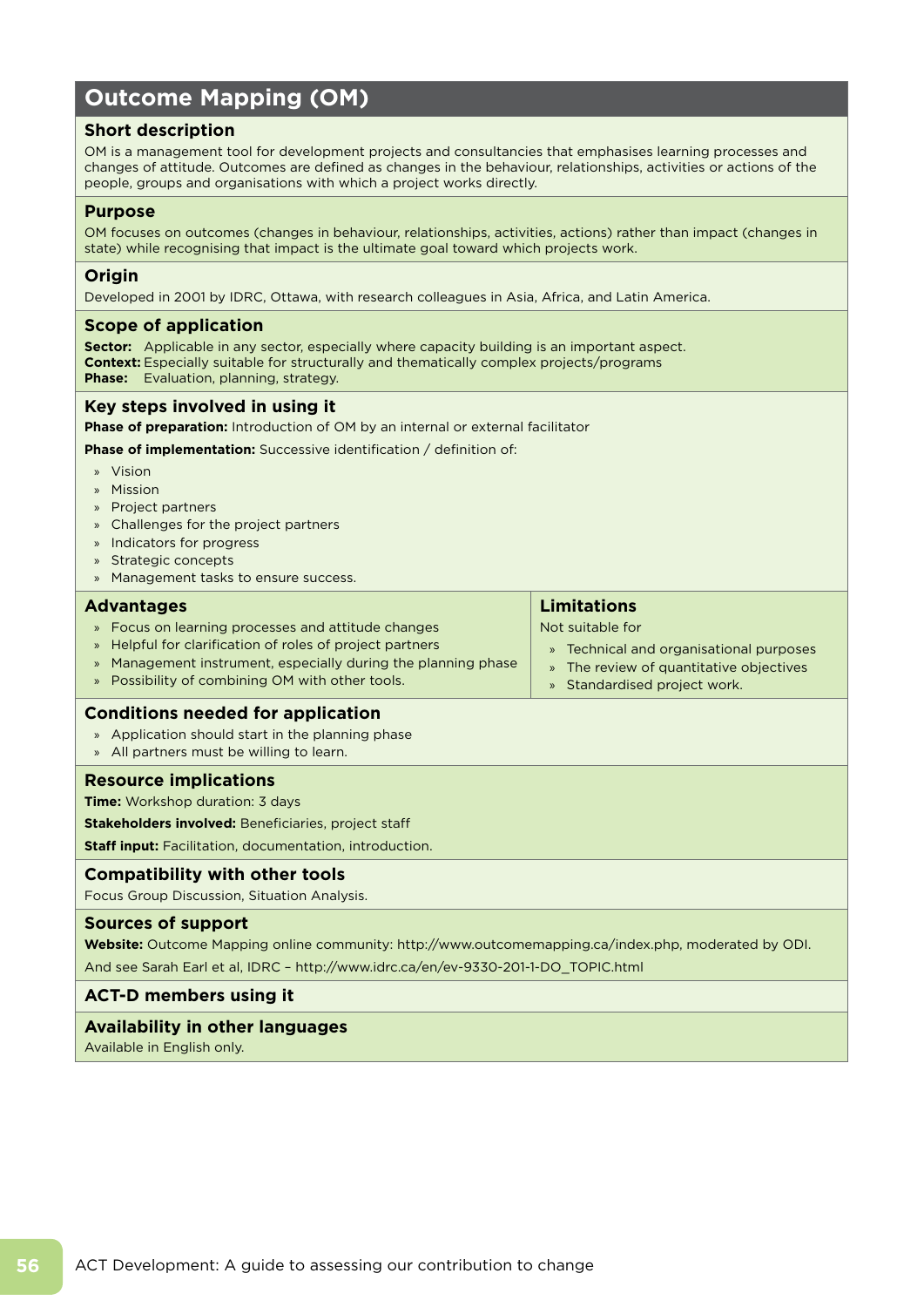# Outcome Mapping (OM)

## Short description

OM is a management tool for development projects and consultancies that emphasises learning processes and changes of attitude. Outcomes are defined as changes in the behaviour, relationships, activities or actions of the people, groups and organisations with which a project works directly.

## Purpose

OM focuses on outcomes (changes in behaviour, relationships, activities, actions) rather than impact (changes in state) while recognising that impact is the ultimate goal toward which projects work.

## Origin

Developed in 2001 by IDRC, Ottawa, with research colleagues in Asia, Africa, and Latin America.

## Scope of application

**Sector:** Applicable in any sector, especially where capacity building is an important aspect.
**Context:** Especially suitable for structurally and thematically complex projects/programs
**Phase:** Evaluation, planning, strategy.

## Key steps involved in using it

**Phase of preparation:** Introduction of OM by an internal or external facilitator

**Phase of implementation:** Successive identification / definition of:

- Vision
- Mission
- Project partners
- Challenges for the project partners
- Indicators for progress
- Strategic concepts
- Management tasks to ensure success.

## Advantages

- Focus on learning processes and attitude changes
- Helpful for clarification of roles of project partners
- Management instrument, especially during the planning phase
- Possibility of combining OM with other tools.

## Limitations

Not suitable for

- Technical and organisational purposes
- The review of quantitative objectives
- Standardised project work.

## Conditions needed for application

- Application should start in the planning phase
- All partners must be willing to learn.

## Resource implications

**Time:** Workshop duration: 3 days

**Stakeholders involved:** Beneficiaries, project staff

**Staff input:** Facilitation, documentation, introduction.

## Compatibility with other tools

Focus Group Discussion, Situation Analysis.

## Sources of support

**Website:** Outcome Mapping online community: http://www.outcomemapping.ca/index.php, moderated by ODI.

And see Sarah Earl et al, IDRC – http://www.idrc.ca/en/ev-9330-201-1-DO_TOPIC.html

## ACT-D members using it

## Availability in other languages

Available in English only.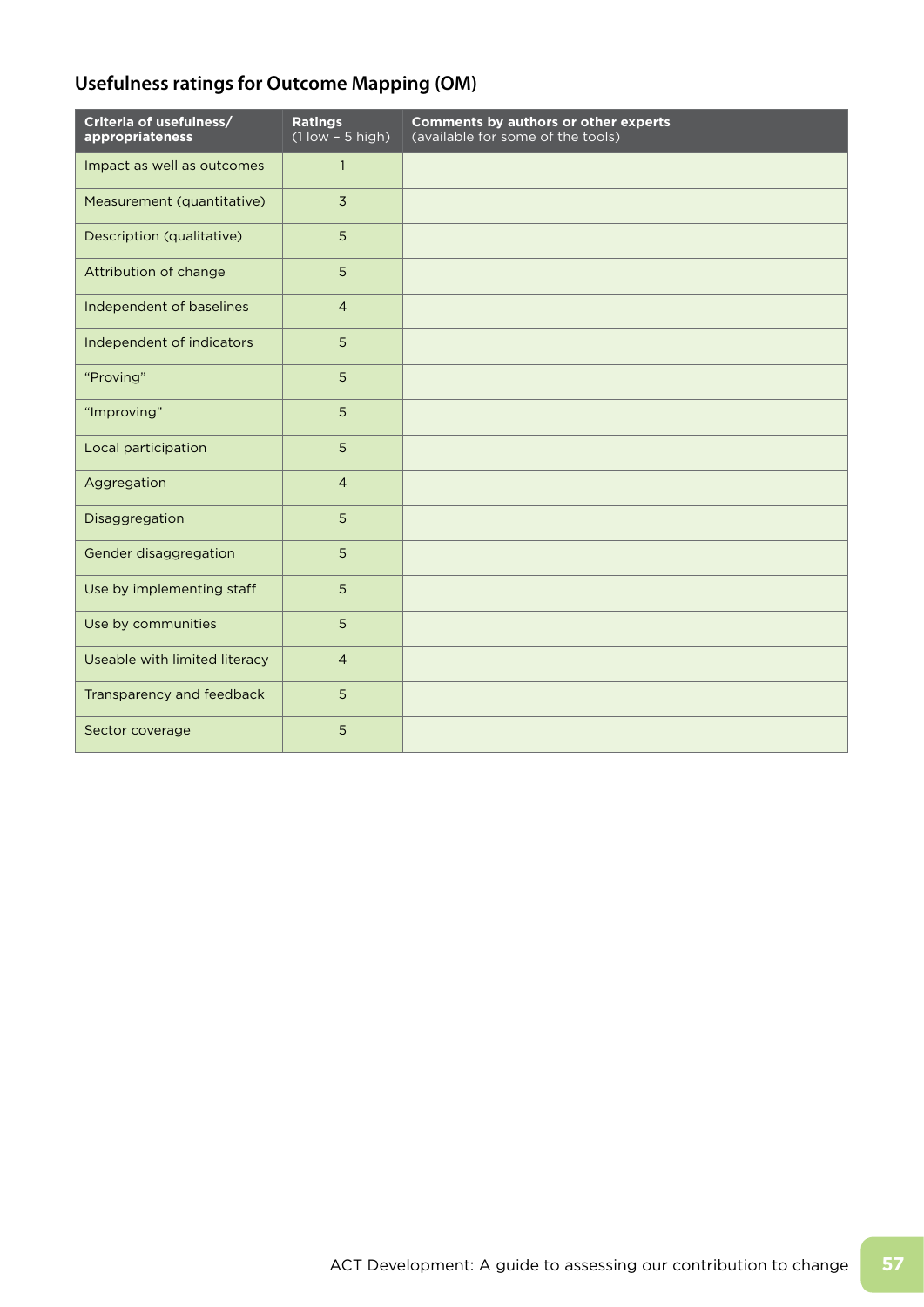## Usefulness ratings for Outcome Mapping (OM)

| Criteria of usefulness/ appropriateness | Ratings (1 low – 5 high) | Comments by authors or other experts (available for some of the tools) |
|---|---|---|
| Impact as well as outcomes | 1 | |
| Measurement (quantitative) | 3 | |
| Description (qualitative) | 5 | |
| Attribution of change | 5 | |
| Independent of baselines | 4 | |
| Independent of indicators | 5 | |
| "Proving" | 5 | |
| "Improving" | 5 | |
| Local participation | 5 | |
| Aggregation | 4 | |
| Disaggregation | 5 | |
| Gender disaggregation | 5 | |
| Use by implementing staff | 5 | |
| Use by communities | 5 | |
| Useable with limited literacy | 4 | |
| Transparency and feedback | 5 | |
| Sector coverage | 5 | |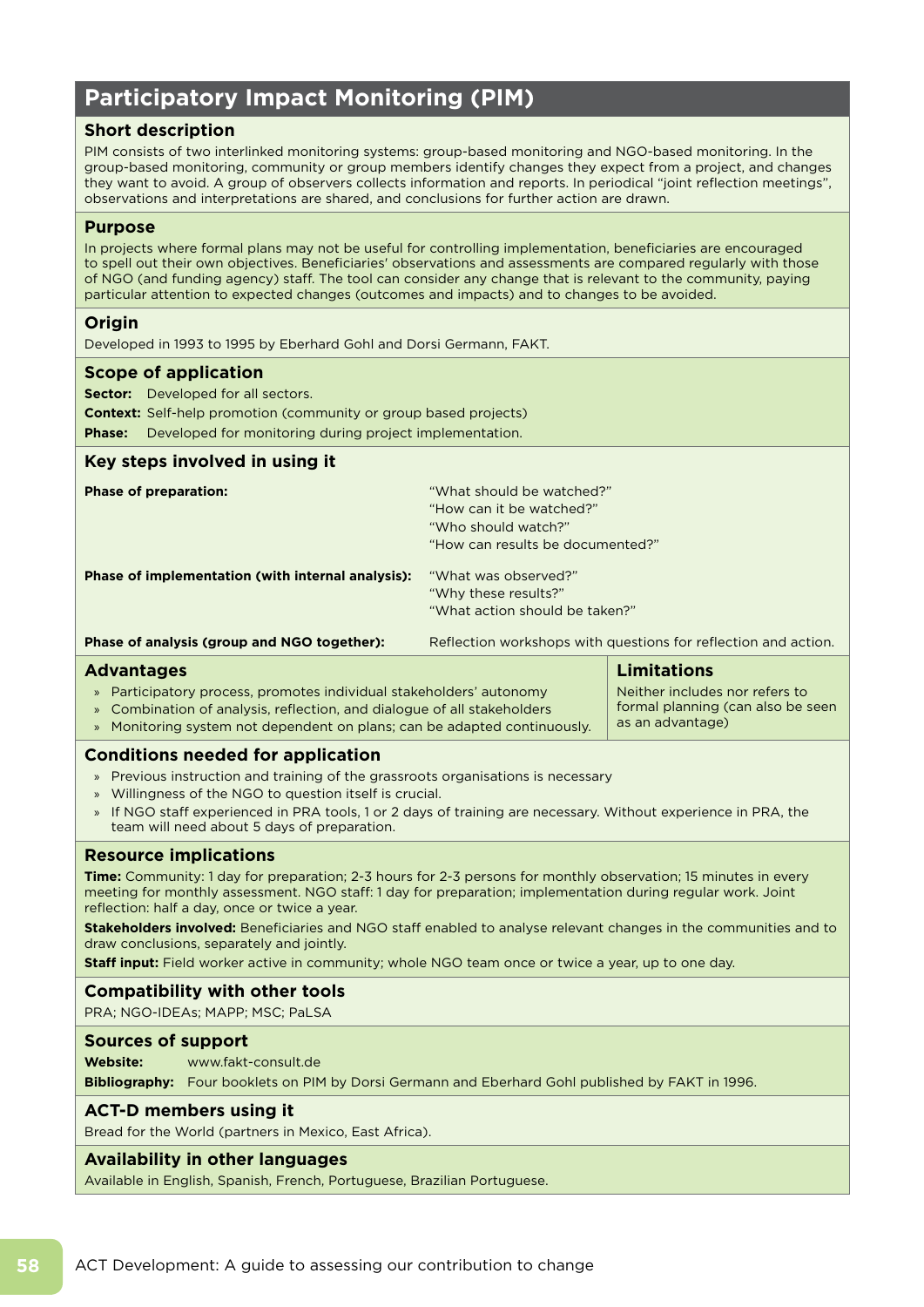# Participatory Impact Monitoring (PIM)

## Short description

PIM consists of two interlinked monitoring systems: group-based monitoring and NGO-based monitoring. In the group-based monitoring, community or group members identify changes they expect from a project, and changes they want to avoid. A group of observers collects information and reports. In periodical "joint reflection meetings", observations and interpretations are shared, and conclusions for further action are drawn.

## Purpose

In projects where formal plans may not be useful for controlling implementation, beneficiaries are encouraged to spell out their own objectives. Beneficiaries' observations and assessments are compared regularly with those of NGO (and funding agency) staff. The tool can consider any change that is relevant to the community, paying particular attention to expected changes (outcomes and impacts) and to changes to be avoided.

## Origin

Developed in 1993 to 1995 by Eberhard Gohl and Dorsi Germann, FAKT.

## Scope of application

**Sector:** Developed for all sectors.

**Context:** Self-help promotion (community or group based projects)

**Phase:** Developed for monitoring during project implementation.

## Key steps involved in using it

**Phase of preparation:**
"What should be watched?"
"How can it be watched?"
"Who should watch?"
"How can results be documented?"

**Phase of implementation (with internal analysis):**
"What was observed?"
"Why these results?"
"What action should be taken?"

**Phase of analysis (group and NGO together):** Reflection workshops with questions for reflection and action.

## Advantages

- Participatory process, promotes individual stakeholders' autonomy
- Combination of analysis, reflection, and dialogue of all stakeholders
- Monitoring system not dependent on plans; can be adapted continuously.

## Limitations

Neither includes nor refers to formal planning (can also be seen as an advantage)

## Conditions needed for application

- Previous instruction and training of the grassroots organisations is necessary
- Willingness of the NGO to question itself is crucial.
- If NGO staff experienced in PRA tools, 1 or 2 days of training are necessary. Without experience in PRA, the team will need about 5 days of preparation.

## Resource implications

**Time:** Community: 1 day for preparation; 2-3 hours for 2-3 persons for monthly observation; 15 minutes in every meeting for monthly assessment. NGO staff: 1 day for preparation; implementation during regular work. Joint reflection: half a day, once or twice a year.

**Stakeholders involved:** Beneficiaries and NGO staff enabled to analyse relevant changes in the communities and to draw conclusions, separately and jointly.

**Staff input:** Field worker active in community; whole NGO team once or twice a year, up to one day.

## Compatibility with other tools

PRA; NGO-IDEAs; MAPP; MSC; PaLSA

## Sources of support

**Website:** www.fakt-consult.de

**Bibliography:** Four booklets on PIM by Dorsi Germann and Eberhard Gohl published by FAKT in 1996.

## ACT-D members using it

Bread for the World (partners in Mexico, East Africa).

## Availability in other languages

Available in English, Spanish, French, Portuguese, Brazilian Portuguese.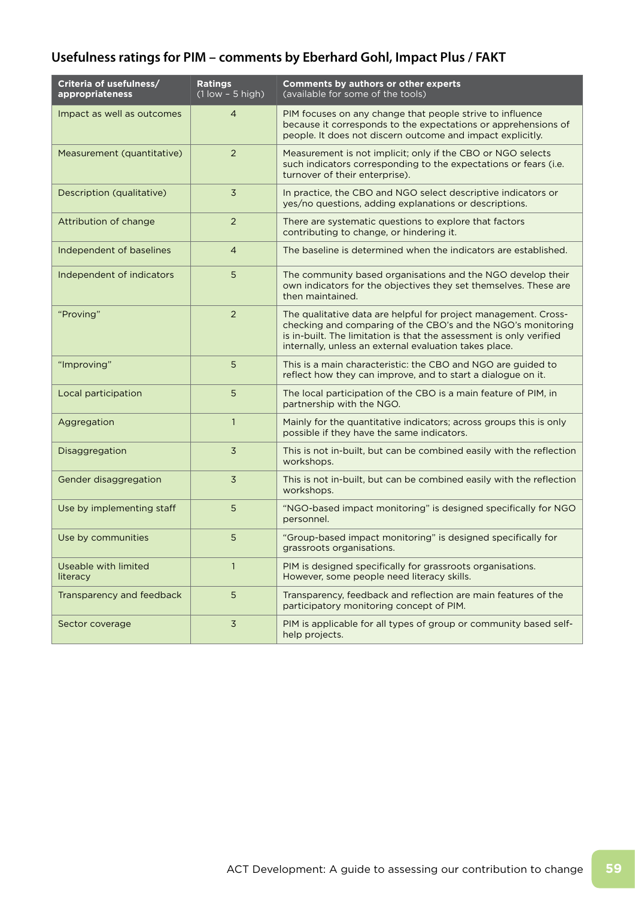## Usefulness ratings for PIM – comments by Eberhard Gohl, Impact Plus / FAKT

| Criteria of usefulness/ appropriateness | Ratings (1 low – 5 high) | Comments by authors or other experts (available for some of the tools) |
|---|---|---|
| Impact as well as outcomes | 4 | PIM focuses on any change that people strive to influence because it corresponds to the expectations or apprehensions of people. It does not discern outcome and impact explicitly. |
| Measurement (quantitative) | 2 | Measurement is not implicit; only if the CBO or NGO selects such indicators corresponding to the expectations or fears (i.e. turnover of their enterprise). |
| Description (qualitative) | 3 | In practice, the CBO and NGO select descriptive indicators or yes/no questions, adding explanations or descriptions. |
| Attribution of change | 2 | There are systematic questions to explore that factors contributing to change, or hindering it. |
| Independent of baselines | 4 | The baseline is determined when the indicators are established. |
| Independent of indicators | 5 | The community based organisations and the NGO develop their own indicators for the objectives they set themselves. These are then maintained. |
| "Proving" | 2 | The qualitative data are helpful for project management. Cross-checking and comparing of the CBO's and the NGO's monitoring is in-built. The limitation is that the assessment is only verified internally, unless an external evaluation takes place. |
| "Improving" | 5 | This is a main characteristic: the CBO and NGO are guided to reflect how they can improve, and to start a dialogue on it. |
| Local participation | 5 | The local participation of the CBO is a main feature of PIM, in partnership with the NGO. |
| Aggregation | 1 | Mainly for the quantitative indicators; across groups this is only possible if they have the same indicators. |
| Disaggregation | 3 | This is not in-built, but can be combined easily with the reflection workshops. |
| Gender disaggregation | 3 | This is not in-built, but can be combined easily with the reflection workshops. |
| Use by implementing staff | 5 | "NGO-based impact monitoring" is designed specifically for NGO personnel. |
| Use by communities | 5 | "Group-based impact monitoring" is designed specifically for grassroots organisations. |
| Useable with limited literacy | 1 | PIM is designed specifically for grassroots organisations. However, some people need literacy skills. |
| Transparency and feedback | 5 | Transparency, feedback and reflection are main features of the participatory monitoring concept of PIM. |
| Sector coverage | 3 | PIM is applicable for all types of group or community based self-help projects. |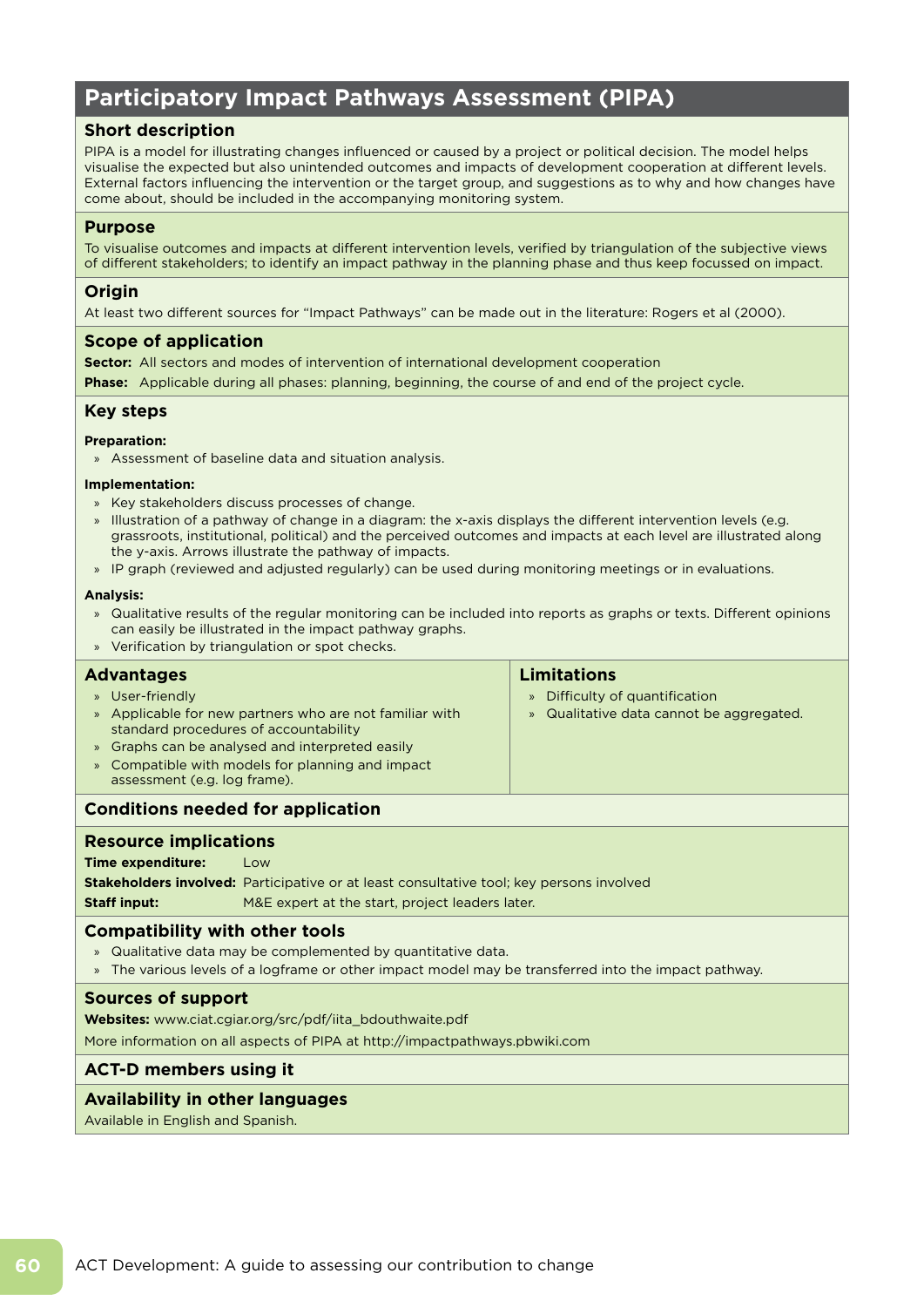# Participatory Impact Pathways Assessment (PIPA)

## Short description

PIPA is a model for illustrating changes influenced or caused by a project or political decision. The model helps visualise the expected but also unintended outcomes and impacts of development cooperation at different levels. External factors influencing the intervention or the target group, and suggestions as to why and how changes have come about, should be included in the accompanying monitoring system.

## Purpose

To visualise outcomes and impacts at different intervention levels, verified by triangulation of the subjective views of different stakeholders; to identify an impact pathway in the planning phase and thus keep focussed on impact.

## Origin

At least two different sources for "Impact Pathways" can be made out in the literature: Rogers et al (2000).

## Scope of application

**Sector:** All sectors and modes of intervention of international development cooperation

**Phase:** Applicable during all phases: planning, beginning, the course of and end of the project cycle.

## Key steps

**Preparation:**

- Assessment of baseline data and situation analysis.

**Implementation:**

- Key stakeholders discuss processes of change.
- Illustration of a pathway of change in a diagram: the x-axis displays the different intervention levels (e.g. grassroots, institutional, political) and the perceived outcomes and impacts at each level are illustrated along the y-axis. Arrows illustrate the pathway of impacts.
- IP graph (reviewed and adjusted regularly) can be used during monitoring meetings or in evaluations.

**Analysis:**

- Qualitative results of the regular monitoring can be included into reports as graphs or texts. Different opinions can easily be illustrated in the impact pathway graphs.
- Verification by triangulation or spot checks.

## Advantages

- User-friendly
- Applicable for new partners who are not familiar with standard procedures of accountability
- Graphs can be analysed and interpreted easily
- Compatible with models for planning and impact assessment (e.g. log frame).

## Limitations

- Difficulty of quantification
- Qualitative data cannot be aggregated.

## Conditions needed for application

## Resource implications

**Time expenditure:** Low

**Stakeholders involved:** Participative or at least consultative tool; key persons involved

**Staff input:** M&E expert at the start, project leaders later.

## Compatibility with other tools

- Qualitative data may be complemented by quantitative data.
- The various levels of a logframe or other impact model may be transferred into the impact pathway.

## Sources of support

**Websites:** www.ciat.cgiar.org/src/pdf/iita_bdouthwaite.pdf

More information on all aspects of PIPA at http://impactpathways.pbwiki.com

## ACT-D members using it

## Availability in other languages

Available in English and Spanish.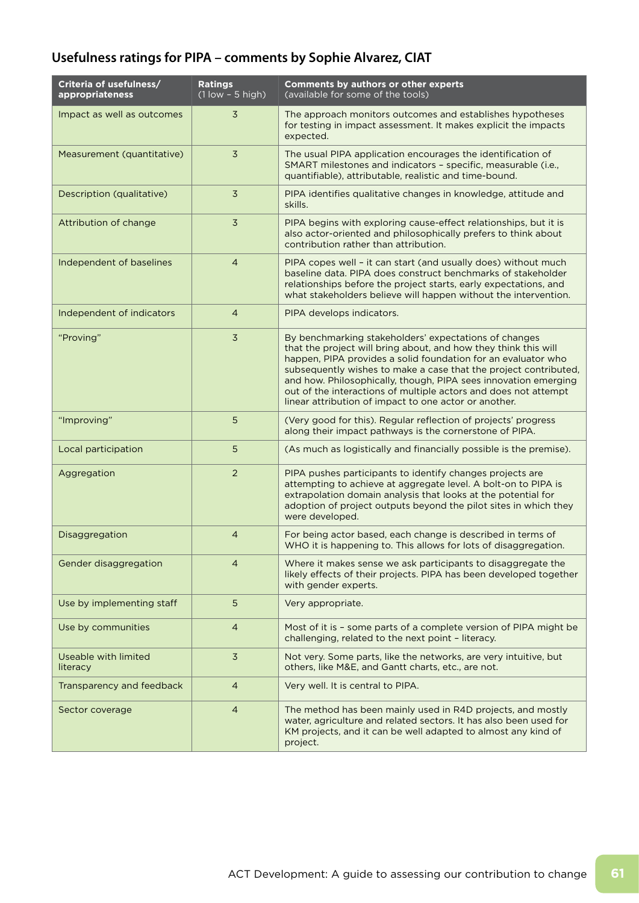## Usefulness ratings for PIPA – comments by Sophie Alvarez, CIAT

| Criteria of usefulness/ appropriateness | Ratings (1 low – 5 high) | Comments by authors or other experts (available for some of the tools) |
|---|---|---|
| Impact as well as outcomes | 3 | The approach monitors outcomes and establishes hypotheses for testing in impact assessment. It makes explicit the impacts expected. |
| Measurement (quantitative) | 3 | The usual PIPA application encourages the identification of SMART milestones and indicators – specific, measurable (i.e., quantifiable), attributable, realistic and time-bound. |
| Description (qualitative) | 3 | PIPA identifies qualitative changes in knowledge, attitude and skills. |
| Attribution of change | 3 | PIPA begins with exploring cause-effect relationships, but it is also actor-oriented and philosophically prefers to think about contribution rather than attribution. |
| Independent of baselines | 4 | PIPA copes well – it can start (and usually does) without much baseline data. PIPA does construct benchmarks of stakeholder relationships before the project starts, early expectations, and what stakeholders believe will happen without the intervention. |
| Independent of indicators | 4 | PIPA develops indicators. |
| "Proving" | 3 | By benchmarking stakeholders' expectations of changes that the project will bring about, and how they think this will happen, PIPA provides a solid foundation for an evaluator who subsequently wishes to make a case that the project contributed, and how. Philosophically, though, PIPA sees innovation emerging out of the interactions of multiple actors and does not attempt linear attribution of impact to one actor or another. |
| "Improving" | 5 | (Very good for this). Regular reflection of projects' progress along their impact pathways is the cornerstone of PIPA. |
| Local participation | 5 | (As much as logistically and financially possible is the premise). |
| Aggregation | 2 | PIPA pushes participants to identify changes projects are attempting to achieve at aggregate level. A bolt-on to PIPA is extrapolation domain analysis that looks at the potential for adoption of project outputs beyond the pilot sites in which they were developed. |
| Disaggregation | 4 | For being actor based, each change is described in terms of WHO it is happening to. This allows for lots of disaggregation. |
| Gender disaggregation | 4 | Where it makes sense we ask participants to disaggregate the likely effects of their projects. PIPA has been developed together with gender experts. |
| Use by implementing staff | 5 | Very appropriate. |
| Use by communities | 4 | Most of it is – some parts of a complete version of PIPA might be challenging, related to the next point – literacy. |
| Useable with limited literacy | 3 | Not very. Some parts, like the networks, are very intuitive, but others, like M&E, and Gantt charts, etc., are not. |
| Transparency and feedback | 4 | Very well. It is central to PIPA. |
| Sector coverage | 4 | The method has been mainly used in R4D projects, and mostly water, agriculture and related sectors. It has also been used for KM projects, and it can be well adapted to almost any kind of project. |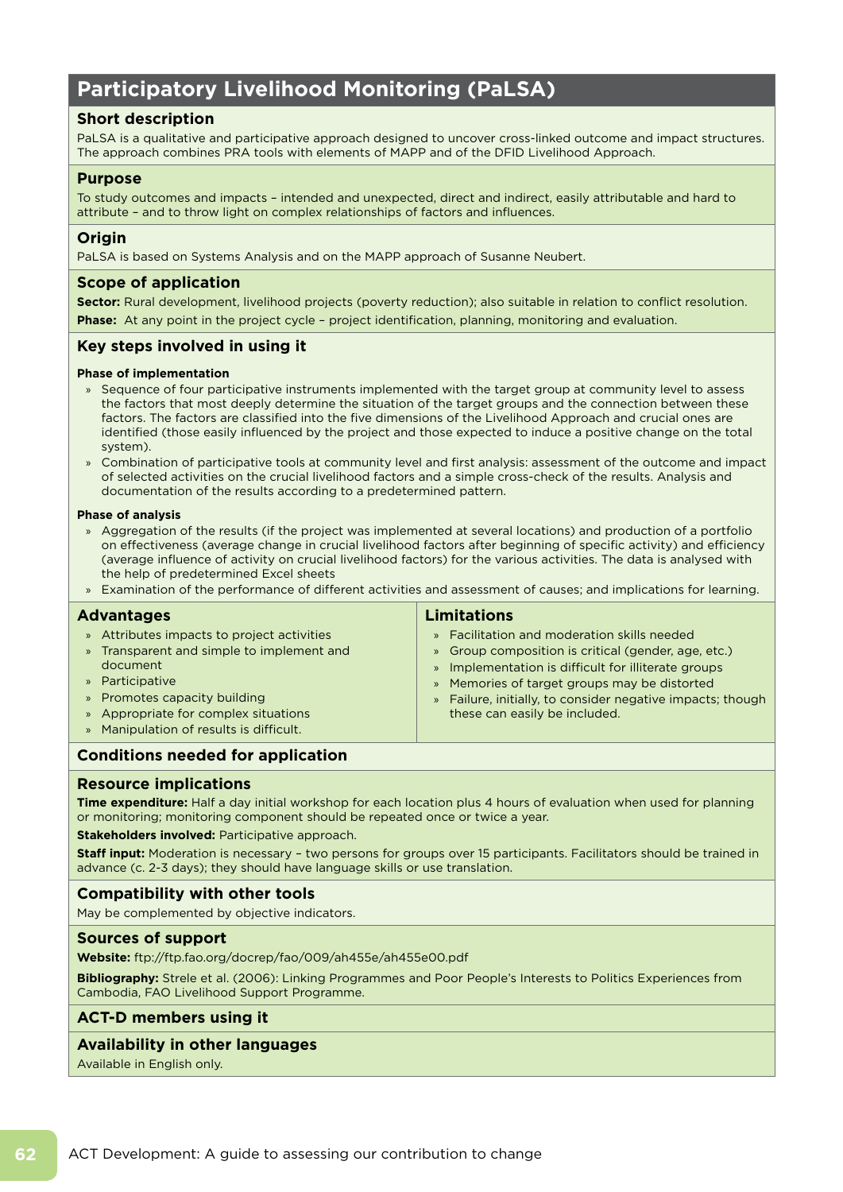# Participatory Livelihood Monitoring (PaLSA)

## Short description

PaLSA is a qualitative and participative approach designed to uncover cross-linked outcome and impact structures. The approach combines PRA tools with elements of MAPP and of the DFID Livelihood Approach.

## Purpose

To study outcomes and impacts – intended and unexpected, direct and indirect, easily attributable and hard to attribute – and to throw light on complex relationships of factors and influences.

## Origin

PaLSA is based on Systems Analysis and on the MAPP approach of Susanne Neubert.

## Scope of application

**Sector:** Rural development, livelihood projects (poverty reduction); also suitable in relation to conflict resolution.

**Phase:** At any point in the project cycle – project identification, planning, monitoring and evaluation.

## Key steps involved in using it

#### Phase of implementation

- Sequence of four participative instruments implemented with the target group at community level to assess the factors that most deeply determine the situation of the target groups and the connection between these factors. The factors are classified into the five dimensions of the Livelihood Approach and crucial ones are identified (those easily influenced by the project and those expected to induce a positive change on the total system).
- Combination of participative tools at community level and first analysis: assessment of the outcome and impact of selected activities on the crucial livelihood factors and a simple cross-check of the results. Analysis and documentation of the results according to a predetermined pattern.

#### Phase of analysis

- Aggregation of the results (if the project was implemented at several locations) and production of a portfolio on effectiveness (average change in crucial livelihood factors after beginning of specific activity) and efficiency (average influence of activity on crucial livelihood factors) for the various activities. The data is analysed with the help of predetermined Excel sheets
- Examination of the performance of different activities and assessment of causes; and implications for learning.

## Advantages

- Attributes impacts to project activities
- Transparent and simple to implement and document
- Participative
- Promotes capacity building
- Appropriate for complex situations
- Manipulation of results is difficult.

## Limitations

- Facilitation and moderation skills needed
- Group composition is critical (gender, age, etc.)
- Implementation is difficult for illiterate groups
- Memories of target groups may be distorted
- Failure, initially, to consider negative impacts; though these can easily be included.

## Conditions needed for application

## Resource implications

**Time expenditure:** Half a day initial workshop for each location plus 4 hours of evaluation when used for planning or monitoring; monitoring component should be repeated once or twice a year.

**Stakeholders involved:** Participative approach.

**Staff input:** Moderation is necessary – two persons for groups over 15 participants. Facilitators should be trained in advance (c. 2-3 days); they should have language skills or use translation.

## Compatibility with other tools

May be complemented by objective indicators.

## Sources of support

**Website:** ftp://ftp.fao.org/docrep/fao/009/ah455e/ah455e00.pdf

**Bibliography:** Strele et al. (2006): Linking Programmes and Poor People's Interests to Politics Experiences from Cambodia, FAO Livelihood Support Programme.

## ACT-D members using it

## Availability in other languages

Available in English only.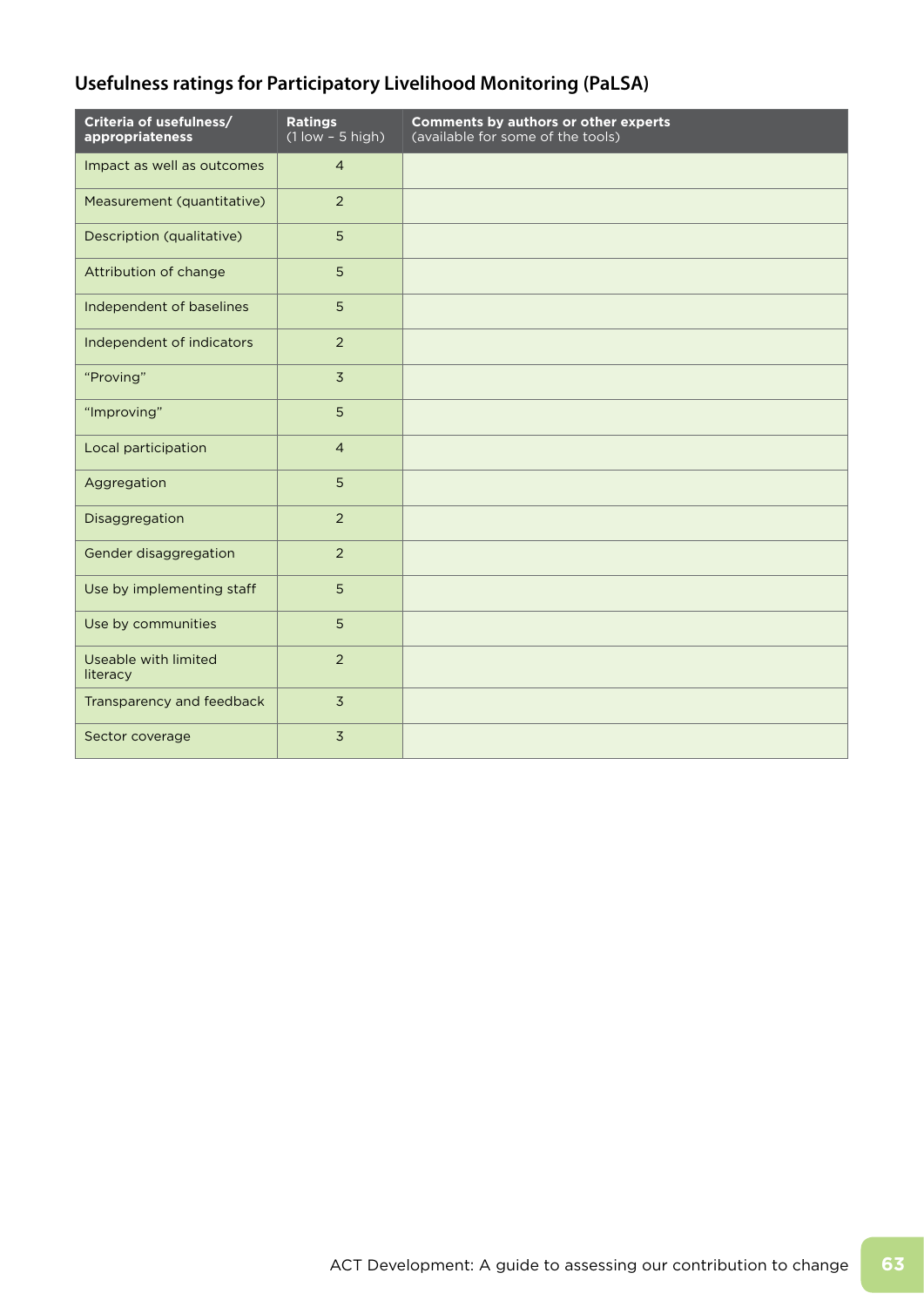## Usefulness ratings for Participatory Livelihood Monitoring (PaLSA)

| Criteria of usefulness/ appropriateness | Ratings (1 low – 5 high) | Comments by authors or other experts (available for some of the tools) |
|---|---|---|
| Impact as well as outcomes | 4 | |
| Measurement (quantitative) | 2 | |
| Description (qualitative) | 5 | |
| Attribution of change | 5 | |
| Independent of baselines | 5 | |
| Independent of indicators | 2 | |
| "Proving" | 3 | |
| "Improving" | 5 | |
| Local participation | 4 | |
| Aggregation | 5 | |
| Disaggregation | 2 | |
| Gender disaggregation | 2 | |
| Use by implementing staff | 5 | |
| Use by communities | 5 | |
| Useable with limited literacy | 2 | |
| Transparency and feedback | 3 | |
| Sector coverage | 3 | |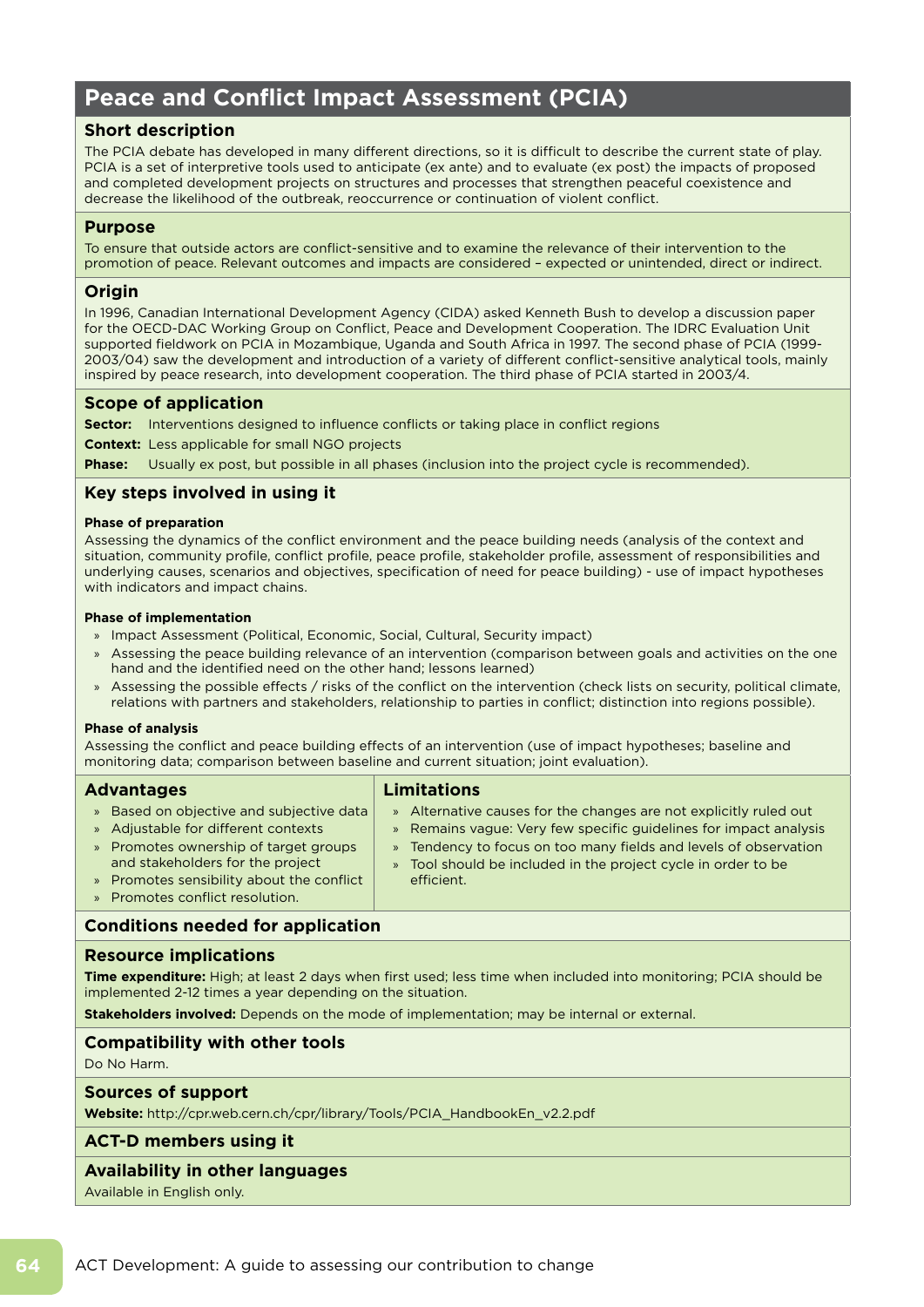# Peace and Conflict Impact Assessment (PCIA)

## Short description

The PCIA debate has developed in many different directions, so it is difficult to describe the current state of play. PCIA is a set of interpretive tools used to anticipate (ex ante) and to evaluate (ex post) the impacts of proposed and completed development projects on structures and processes that strengthen peaceful coexistence and decrease the likelihood of the outbreak, reoccurrence or continuation of violent conflict.

## Purpose

To ensure that outside actors are conflict-sensitive and to examine the relevance of their intervention to the promotion of peace. Relevant outcomes and impacts are considered – expected or unintended, direct or indirect.

## Origin

In 1996, Canadian International Development Agency (CIDA) asked Kenneth Bush to develop a discussion paper for the OECD-DAC Working Group on Conflict, Peace and Development Cooperation. The IDRC Evaluation Unit supported fieldwork on PCIA in Mozambique, Uganda and South Africa in 1997. The second phase of PCIA (1999-2003/04) saw the development and introduction of a variety of different conflict-sensitive analytical tools, mainly inspired by peace research, into development cooperation. The third phase of PCIA started in 2003/4.

## Scope of application

**Sector:** Interventions designed to influence conflicts or taking place in conflict regions

**Context:** Less applicable for small NGO projects

**Phase:** Usually ex post, but possible in all phases (inclusion into the project cycle is recommended).

## Key steps involved in using it

#### Phase of preparation

Assessing the dynamics of the conflict environment and the peace building needs (analysis of the context and situation, community profile, conflict profile, peace profile, stakeholder profile, assessment of responsibilities and underlying causes, scenarios and objectives, specification of need for peace building) - use of impact hypotheses with indicators and impact chains.

#### Phase of implementation

- Impact Assessment (Political, Economic, Social, Cultural, Security impact)
- Assessing the peace building relevance of an intervention (comparison between goals and activities on the one hand and the identified need on the other hand; lessons learned)
- Assessing the possible effects / risks of the conflict on the intervention (check lists on security, political climate, relations with partners and stakeholders, relationship to parties in conflict; distinction into regions possible).

#### Phase of analysis

Assessing the conflict and peace building effects of an intervention (use of impact hypotheses; baseline and monitoring data; comparison between baseline and current situation; joint evaluation).

## Advantages

- Based on objective and subjective data
- Adjustable for different contexts
- Promotes ownership of target groups and stakeholders for the project
- Promotes sensibility about the conflict
- Promotes conflict resolution.

## Limitations

- Alternative causes for the changes are not explicitly ruled out
- Remains vague: Very few specific guidelines for impact analysis
- Tendency to focus on too many fields and levels of observation
- Tool should be included in the project cycle in order to be efficient.

## Conditions needed for application

## Resource implications

**Time expenditure:** High; at least 2 days when first used; less time when included into monitoring; PCIA should be implemented 2-12 times a year depending on the situation.

**Stakeholders involved:** Depends on the mode of implementation; may be internal or external.

## Compatibility with other tools

Do No Harm.

## Sources of support

**Website:** http://cpr.web.cern.ch/cpr/library/Tools/PCIA_HandbookEn_v2.2.pdf

## ACT-D members using it

## Availability in other languages

Available in English only.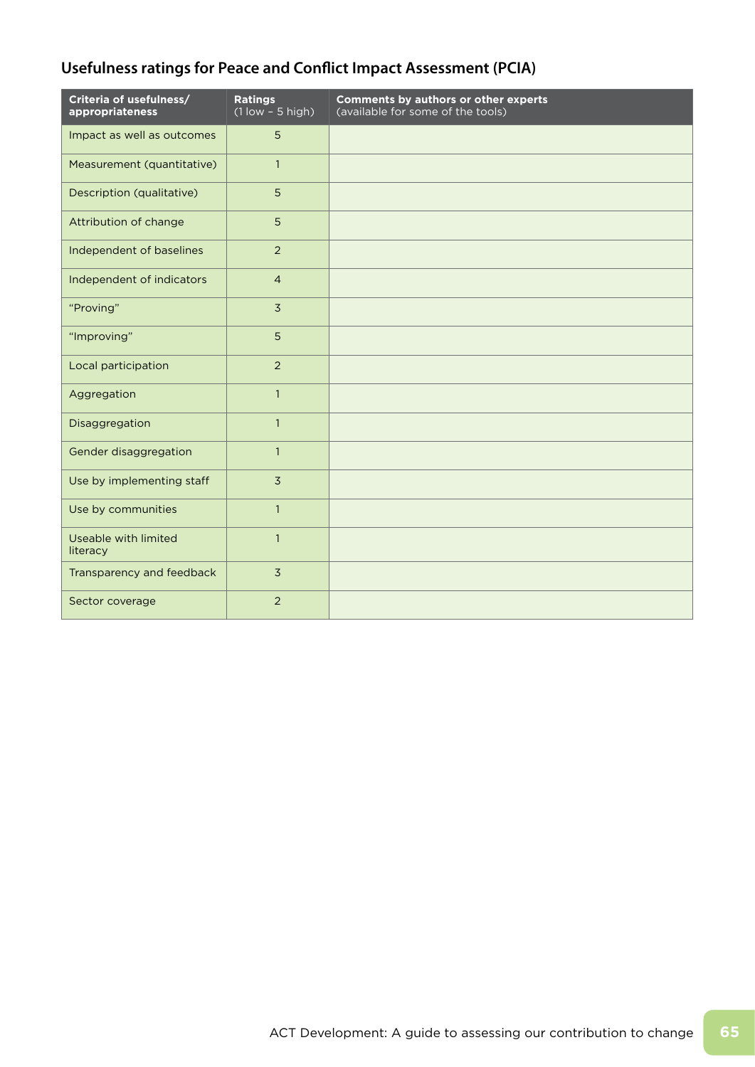## Usefulness ratings for Peace and Conflict Impact Assessment (PCIA)

| Criteria of usefulness/ appropriateness | Ratings (1 low – 5 high) | Comments by authors or other experts (available for some of the tools) |
|---|---|---|
| Impact as well as outcomes | 5 | |
| Measurement (quantitative) | 1 | |
| Description (qualitative) | 5 | |
| Attribution of change | 5 | |
| Independent of baselines | 2 | |
| Independent of indicators | 4 | |
| "Proving" | 3 | |
| "Improving" | 5 | |
| Local participation | 2 | |
| Aggregation | 1 | |
| Disaggregation | 1 | |
| Gender disaggregation | 1 | |
| Use by implementing staff | 3 | |
| Use by communities | 1 | |
| Useable with limited literacy | 1 | |
| Transparency and feedback | 3 | |
| Sector coverage | 2 | |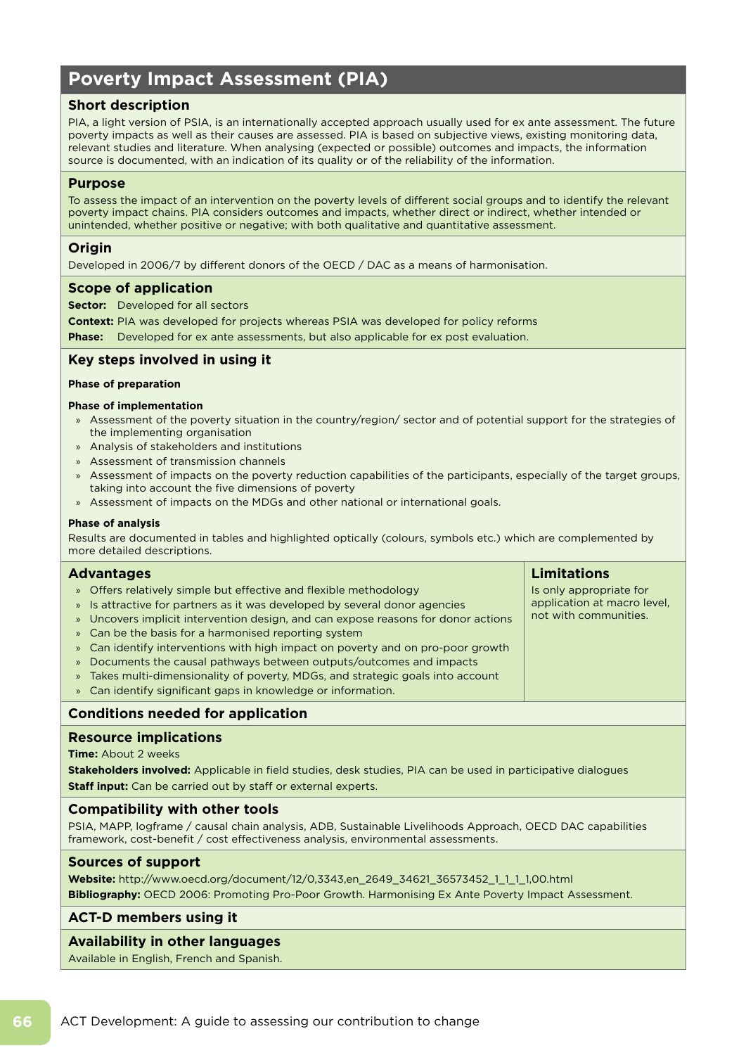# Poverty Impact Assessment (PIA)

## Short description

PIA, a light version of PSIA, is an internationally accepted approach usually used for ex ante assessment. The future poverty impacts as well as their causes are assessed. PIA is based on subjective views, existing monitoring data, relevant studies and literature. When analysing (expected or possible) outcomes and impacts, the information source is documented, with an indication of its quality or of the reliability of the information.

## Purpose

To assess the impact of an intervention on the poverty levels of different social groups and to identify the relevant poverty impact chains. PIA considers outcomes and impacts, whether direct or indirect, whether intended or unintended, whether positive or negative; with both qualitative and quantitative assessment.

## Origin

Developed in 2006/7 by different donors of the OECD / DAC as a means of harmonisation.

## Scope of application

**Sector:** Developed for all sectors

**Context:** PIA was developed for projects whereas PSIA was developed for policy reforms

**Phase:** Developed for ex ante assessments, but also applicable for ex post evaluation.

## Key steps involved in using it

**Phase of preparation**

**Phase of implementation**

- Assessment of the poverty situation in the country/region/ sector and of potential support for the strategies of the implementing organisation
- Analysis of stakeholders and institutions
- Assessment of transmission channels
- Assessment of impacts on the poverty reduction capabilities of the participants, especially of the target groups, taking into account the five dimensions of poverty
- Assessment of impacts on the MDGs and other national or international goals.

**Phase of analysis**

Results are documented in tables and highlighted optically (colours, symbols etc.) which are complemented by more detailed descriptions.

## Advantages

- Offers relatively simple but effective and flexible methodology
- Is attractive for partners as it was developed by several donor agencies
- Uncovers implicit intervention design, and can expose reasons for donor actions
- Can be the basis for a harmonised reporting system
- Can identify interventions with high impact on poverty and on pro-poor growth
- Documents the causal pathways between outputs/outcomes and impacts
- Takes multi-dimensionality of poverty, MDGs, and strategic goals into account
- Can identify significant gaps in knowledge or information.

## Limitations

Is only appropriate for application at macro level, not with communities.

## Conditions needed for application

## Resource implications

**Time:** About 2 weeks

**Stakeholders involved:** Applicable in field studies, desk studies, PIA can be used in participative dialogues

**Staff input:** Can be carried out by staff or external experts.

## Compatibility with other tools

PSIA, MAPP, logframe / causal chain analysis, ADB, Sustainable Livelihoods Approach, OECD DAC capabilities framework, cost-benefit / cost effectiveness analysis, environmental assessments.

## Sources of support

**Website:** http://www.oecd.org/document/12/0,3343,en_2649_34621_36573452_1_1_1_1,00.html

**Bibliography:** OECD 2006: Promoting Pro-Poor Growth. Harmonising Ex Ante Poverty Impact Assessment.

## ACT-D members using it

## Availability in other languages

Available in English, French and Spanish.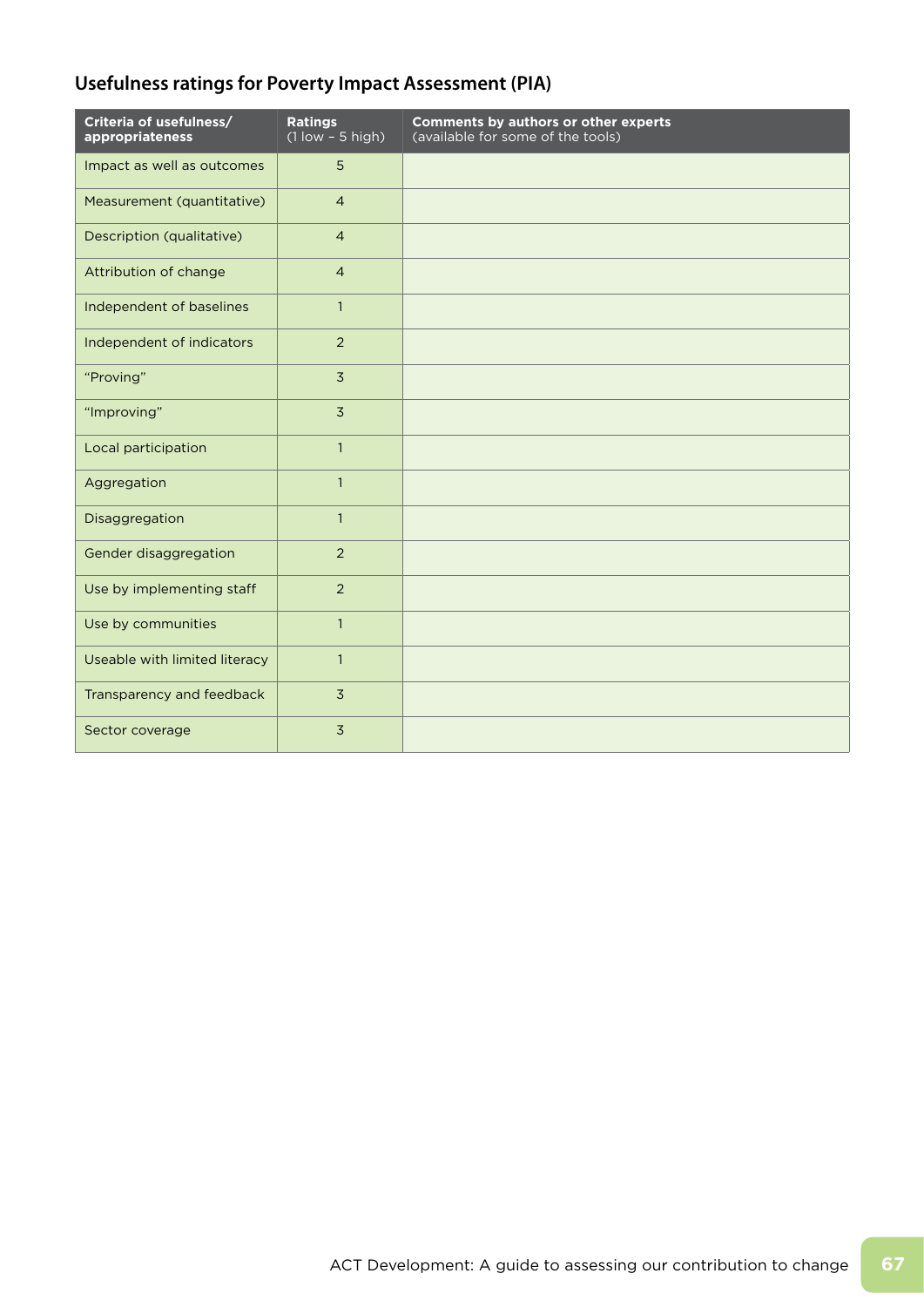## Usefulness ratings for Poverty Impact Assessment (PIA)

| Criteria of usefulness/ appropriateness | Ratings (1 low – 5 high) | Comments by authors or other experts (available for some of the tools) |
|---|---|---|
| Impact as well as outcomes | 5 | |
| Measurement (quantitative) | 4 | |
| Description (qualitative) | 4 | |
| Attribution of change | 4 | |
| Independent of baselines | 1 | |
| Independent of indicators | 2 | |
| "Proving" | 3 | |
| "Improving" | 3 | |
| Local participation | 1 | |
| Aggregation | 1 | |
| Disaggregation | 1 | |
| Gender disaggregation | 2 | |
| Use by implementing staff | 2 | |
| Use by communities | 1 | |
| Useable with limited literacy | 1 | |
| Transparency and feedback | 3 | |
| Sector coverage | 3 | |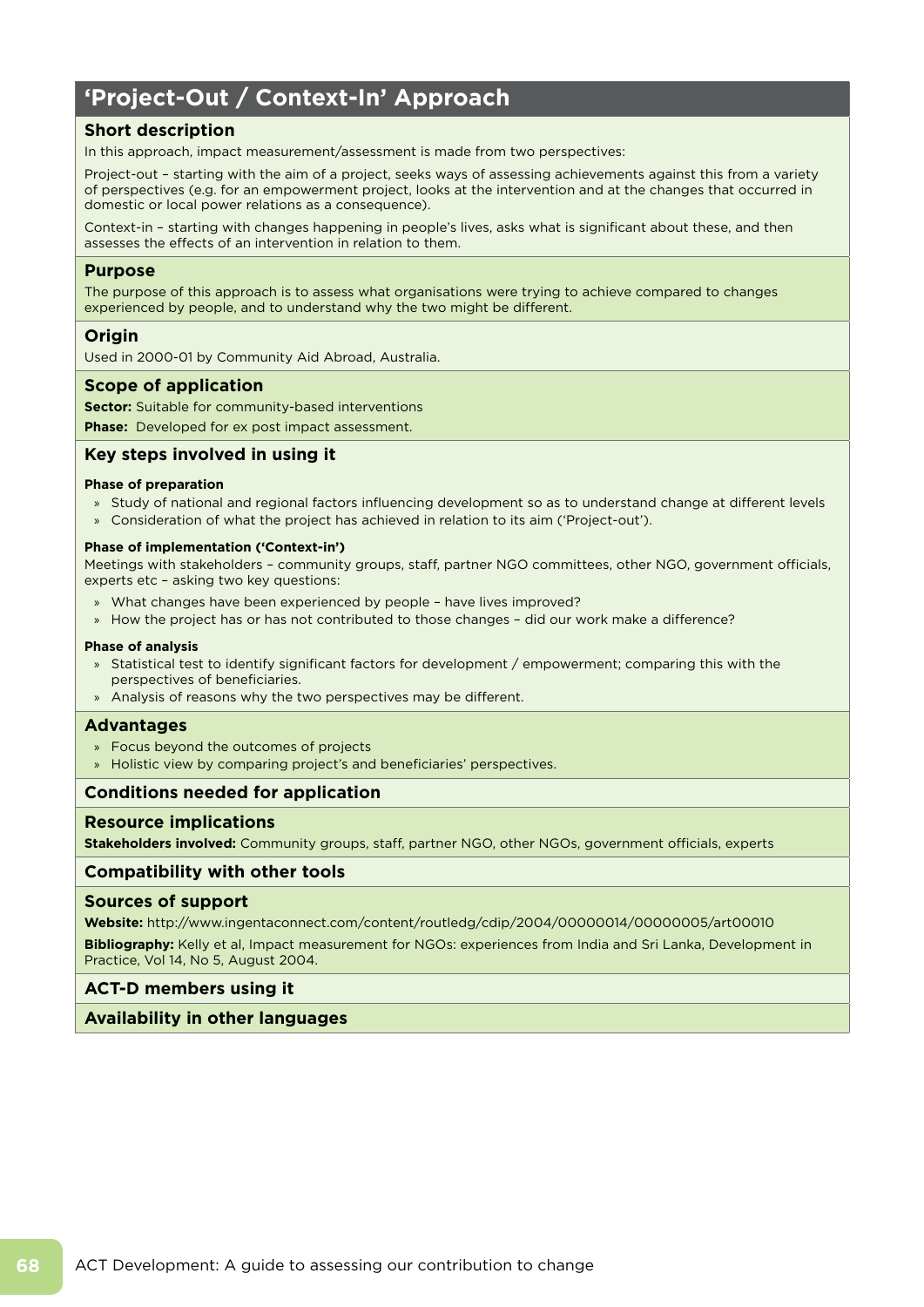# 'Project-Out / Context-In' Approach

## Short description

In this approach, impact measurement/assessment is made from two perspectives:

Project-out – starting with the aim of a project, seeks ways of assessing achievements against this from a variety of perspectives (e.g. for an empowerment project, looks at the intervention and at the changes that occurred in domestic or local power relations as a consequence).

Context-in – starting with changes happening in people's lives, asks what is significant about these, and then assesses the effects of an intervention in relation to them.

## Purpose

The purpose of this approach is to assess what organisations were trying to achieve compared to changes experienced by people, and to understand why the two might be different.

## Origin

Used in 2000-01 by Community Aid Abroad, Australia.

## Scope of application

**Sector:** Suitable for community-based interventions

**Phase:** Developed for ex post impact assessment.

## Key steps involved in using it

#### Phase of preparation

- Study of national and regional factors influencing development so as to understand change at different levels
- Consideration of what the project has achieved in relation to its aim ('Project-out').

#### Phase of implementation ('Context-in')

Meetings with stakeholders – community groups, staff, partner NGO committees, other NGO, government officials, experts etc – asking two key questions:

- What changes have been experienced by people – have lives improved?
- How the project has or has not contributed to those changes – did our work make a difference?

#### Phase of analysis

- Statistical test to identify significant factors for development / empowerment; comparing this with the perspectives of beneficiaries.
- Analysis of reasons why the two perspectives may be different.

## Advantages

- Focus beyond the outcomes of projects
- Holistic view by comparing project's and beneficiaries' perspectives.

## Conditions needed for application

## Resource implications

**Stakeholders involved:** Community groups, staff, partner NGO, other NGOs, government officials, experts

## Compatibility with other tools

## Sources of support

**Website:** http://www.ingentaconnect.com/content/routledg/cdip/2004/00000014/00000005/art00010

**Bibliography:** Kelly et al, Impact measurement for NGOs: experiences from India and Sri Lanka, Development in Practice, Vol 14, No 5, August 2004.

## ACT-D members using it

## Availability in other languages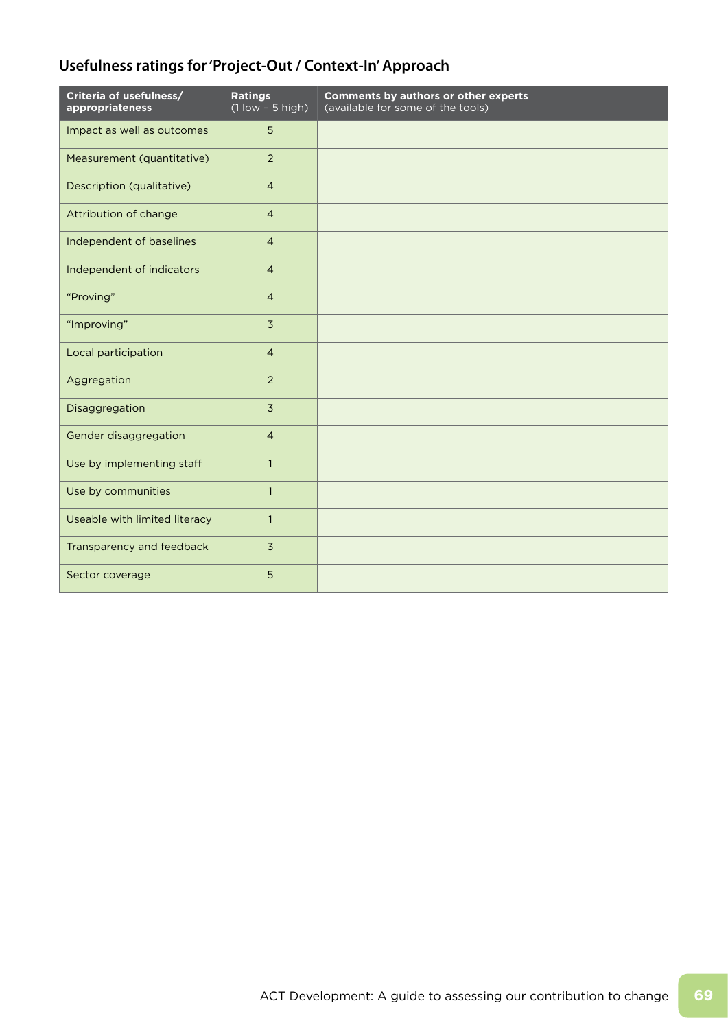## Usefulness ratings for 'Project-Out / Context-In' Approach

| Criteria of usefulness/ appropriateness | Ratings (1 low – 5 high) | Comments by authors or other experts (available for some of the tools) |
|---|---|---|
| Impact as well as outcomes | 5 | |
| Measurement (quantitative) | 2 | |
| Description (qualitative) | 4 | |
| Attribution of change | 4 | |
| Independent of baselines | 4 | |
| Independent of indicators | 4 | |
| "Proving" | 4 | |
| "Improving" | 3 | |
| Local participation | 4 | |
| Aggregation | 2 | |
| Disaggregation | 3 | |
| Gender disaggregation | 4 | |
| Use by implementing staff | 1 | |
| Use by communities | 1 | |
| Useable with limited literacy | 1 | |
| Transparency and feedback | 3 | |
| Sector coverage | 5 | |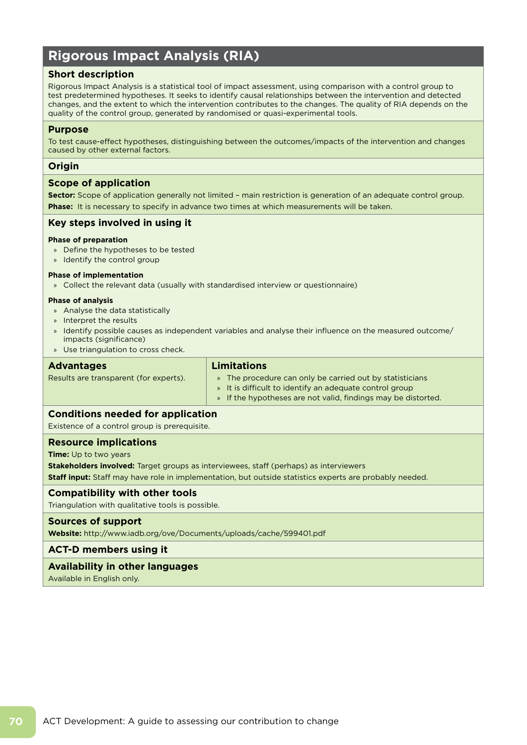## Rigorous Impact Analysis (RIA)

### Short description

Rigorous Impact Analysis is a statistical tool of impact assessment, using comparison with a control group to test predetermined hypotheses. It seeks to identify causal relationships between the intervention and detected changes, and the extent to which the intervention contributes to the changes. The quality of RIA depends on the quality of the control group, generated by randomised or quasi-experimental tools.

### Purpose

To test cause-effect hypotheses, distinguishing between the outcomes/impacts of the intervention and changes caused by other external factors.

### Origin

### Scope of application

**Sector:** Scope of application generally not limited – main restriction is generation of an adequate control group.

**Phase:** It is necessary to specify in advance two times at which measurements will be taken.

### Key steps involved in using it

**Phase of preparation**

- Define the hypotheses to be tested
- Identify the control group

**Phase of implementation**

- Collect the relevant data (usually with standardised interview or questionnaire)

**Phase of analysis**

- Analyse the data statistically
- Interpret the results
- Identify possible causes as independent variables and analyse their influence on the measured outcome/impacts (significance)
- Use triangulation to cross check.

### Advantages

Results are transparent (for experts).

### Limitations

- The procedure can only be carried out by statisticians
- It is difficult to identify an adequate control group
- If the hypotheses are not valid, findings may be distorted.

### Conditions needed for application

Existence of a control group is prerequisite.

### Resource implications

**Time:** Up to two years

**Stakeholders involved:** Target groups as interviewees, staff (perhaps) as interviewers

**Staff input:** Staff may have role in implementation, but outside statistics experts are probably needed.

### Compatibility with other tools

Triangulation with qualitative tools is possible.

### Sources of support

**Website:** http://www.iadb.org/ove/Documents/uploads/cache/599401.pdf

### ACT-D members using it

### Availability in other languages

Available in English only.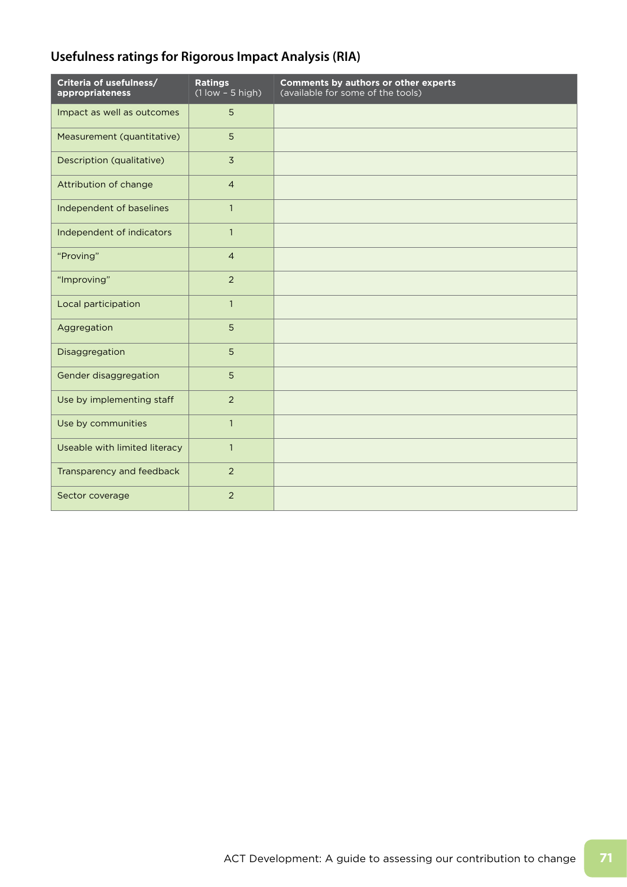## Usefulness ratings for Rigorous Impact Analysis (RIA)

| Criteria of usefulness/ appropriateness | Ratings (1 low – 5 high) | Comments by authors or other experts (available for some of the tools) |
|---|---|---|
| Impact as well as outcomes | 5 | |
| Measurement (quantitative) | 5 | |
| Description (qualitative) | 3 | |
| Attribution of change | 4 | |
| Independent of baselines | 1 | |
| Independent of indicators | 1 | |
| "Proving" | 4 | |
| "Improving" | 2 | |
| Local participation | 1 | |
| Aggregation | 5 | |
| Disaggregation | 5 | |
| Gender disaggregation | 5 | |
| Use by implementing staff | 2 | |
| Use by communities | 1 | |
| Useable with limited literacy | 1 | |
| Transparency and feedback | 2 | |
| Sector coverage | 2 | |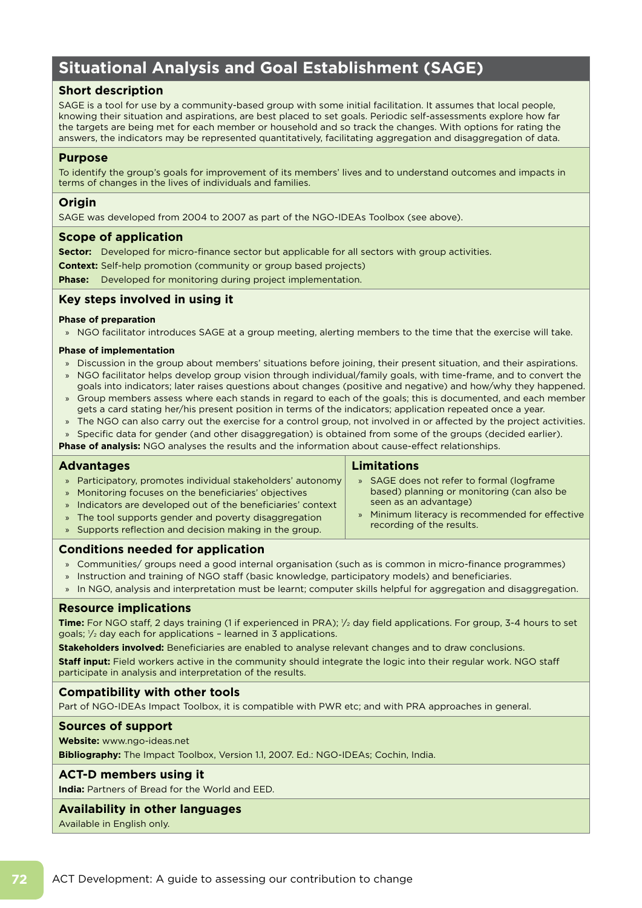# Situational Analysis and Goal Establishment (SAGE)

## Short description

SAGE is a tool for use by a community-based group with some initial facilitation. It assumes that local people, knowing their situation and aspirations, are best placed to set goals. Periodic self-assessments explore how far the targets are being met for each member or household and so track the changes. With options for rating the answers, the indicators may be represented quantitatively, facilitating aggregation and disaggregation of data.

## Purpose

To identify the group's goals for improvement of its members' lives and to understand outcomes and impacts in terms of changes in the lives of individuals and families.

## Origin

SAGE was developed from 2004 to 2007 as part of the NGO-IDEAs Toolbox (see above).

## Scope of application

**Sector:** Developed for micro-finance sector but applicable for all sectors with group activities.

**Context:** Self-help promotion (community or group based projects)

**Phase:** Developed for monitoring during project implementation.

## Key steps involved in using it

**Phase of preparation**

- NGO facilitator introduces SAGE at a group meeting, alerting members to the time that the exercise will take.

**Phase of implementation**

- Discussion in the group about members' situations before joining, their present situation, and their aspirations.
- NGO facilitator helps develop group vision through individual/family goals, with time-frame, and to convert the goals into indicators; later raises questions about changes (positive and negative) and how/why they happened.
- Group members assess where each stands in regard to each of the goals; this is documented, and each member gets a card stating her/his present position in terms of the indicators; application repeated once a year.
- The NGO can also carry out the exercise for a control group, not involved in or affected by the project activities.
- Specific data for gender (and other disaggregation) is obtained from some of the groups (decided earlier).

**Phase of analysis:** NGO analyses the results and the information about cause-effect relationships.

## Advantages

- Participatory, promotes individual stakeholders' autonomy
- Monitoring focuses on the beneficiaries' objectives
- Indicators are developed out of the beneficiaries' context
- The tool supports gender and poverty disaggregation
- Supports reflection and decision making in the group.

## Limitations

- SAGE does not refer to formal (logframe based) planning or monitoring (can also be seen as an advantage)
- Minimum literacy is recommended for effective recording of the results.

## Conditions needed for application

- Communities/ groups need a good internal organisation (such as is common in micro-finance programmes)
- Instruction and training of NGO staff (basic knowledge, participatory models) and beneficiaries.
- In NGO, analysis and interpretation must be learnt; computer skills helpful for aggregation and disaggregation.

## Resource implications

**Time:** For NGO staff, 2 days training (1 if experienced in PRA); ½ day field applications. For group, 3-4 hours to set goals; ½ day each for applications – learned in 3 applications.

**Stakeholders involved:** Beneficiaries are enabled to analyse relevant changes and to draw conclusions.

**Staff input:** Field workers active in the community should integrate the logic into their regular work. NGO staff participate in analysis and interpretation of the results.

## Compatibility with other tools

Part of NGO-IDEAs Impact Toolbox, it is compatible with PWR etc; and with PRA approaches in general.

## Sources of support

**Website:** www.ngo-ideas.net

**Bibliography:** The Impact Toolbox, Version 1.1, 2007. Ed.: NGO-IDEAs; Cochin, India.

## ACT-D members using it

**India:** Partners of Bread for the World and EED.

## Availability in other languages

Available in English only.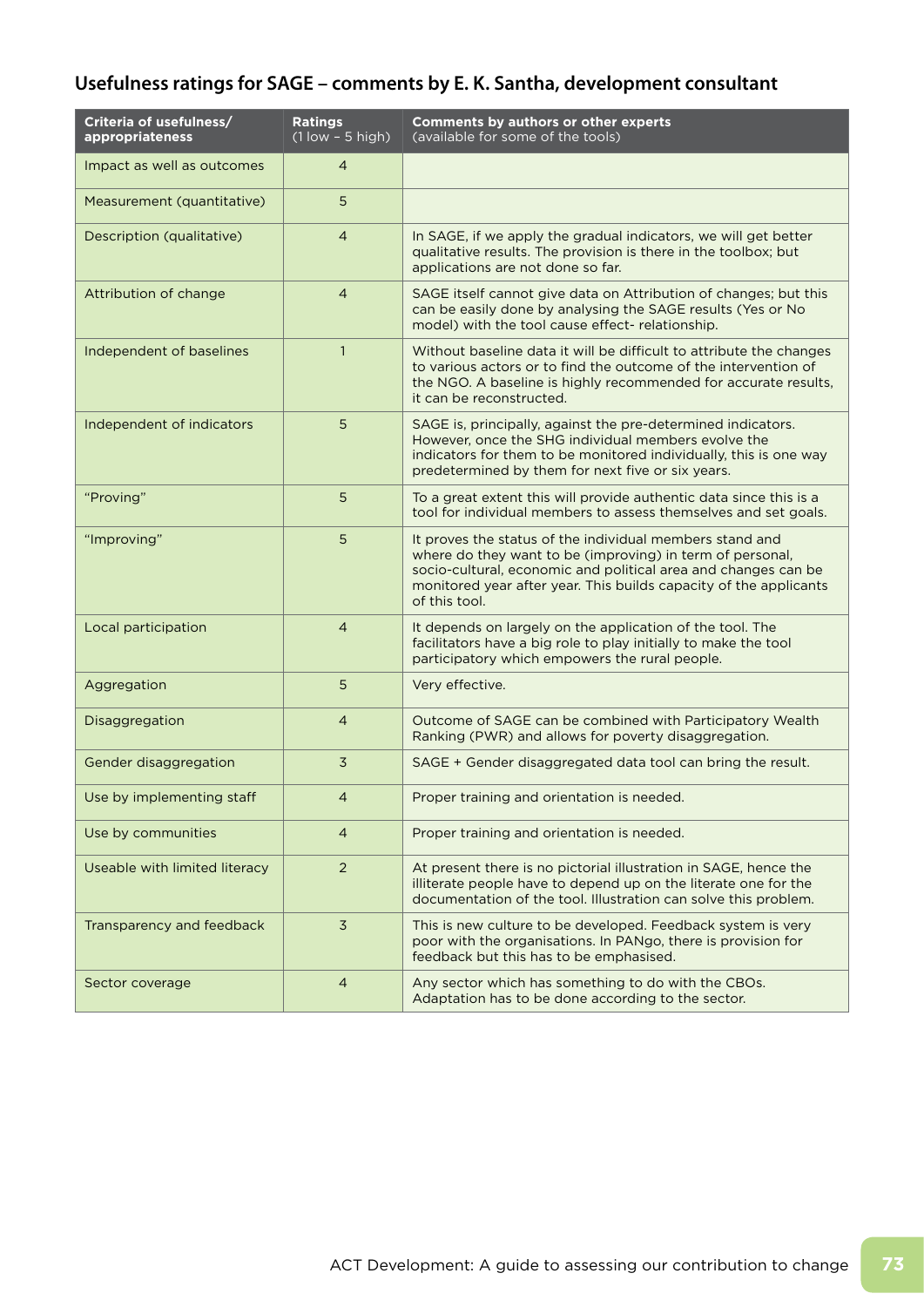## Usefulness ratings for SAGE – comments by E. K. Santha, development consultant

| Criteria of usefulness/ appropriateness | Ratings (1 low – 5 high) | Comments by authors or other experts (available for some of the tools) |
|---|---|---|
| Impact as well as outcomes | 4 | |
| Measurement (quantitative) | 5 | |
| Description (qualitative) | 4 | In SAGE, if we apply the gradual indicators, we will get better qualitative results. The provision is there in the toolbox; but applications are not done so far. |
| Attribution of change | 4 | SAGE itself cannot give data on Attribution of changes; but this can be easily done by analysing the SAGE results (Yes or No model) with the tool cause effect- relationship. |
| Independent of baselines | 1 | Without baseline data it will be difficult to attribute the changes to various actors or to find the outcome of the intervention of the NGO. A baseline is highly recommended for accurate results, it can be reconstructed. |
| Independent of indicators | 5 | SAGE is, principally, against the pre-determined indicators. However, once the SHG individual members evolve the indicators for them to be monitored individually, this is one way predetermined by them for next five or six years. |
| "Proving" | 5 | To a great extent this will provide authentic data since this is a tool for individual members to assess themselves and set goals. |
| "Improving" | 5 | It proves the status of the individual members stand and where do they want to be (improving) in term of personal, socio-cultural, economic and political area and changes can be monitored year after year. This builds capacity of the applicants of this tool. |
| Local participation | 4 | It depends on largely on the application of the tool. The facilitators have a big role to play initially to make the tool participatory which empowers the rural people. |
| Aggregation | 5 | Very effective. |
| Disaggregation | 4 | Outcome of SAGE can be combined with Participatory Wealth Ranking (PWR) and allows for poverty disaggregation. |
| Gender disaggregation | 3 | SAGE + Gender disaggregated data tool can bring the result. |
| Use by implementing staff | 4 | Proper training and orientation is needed. |
| Use by communities | 4 | Proper training and orientation is needed. |
| Useable with limited literacy | 2 | At present there is no pictorial illustration in SAGE, hence the illiterate people have to depend up on the literate one for the documentation of the tool. Illustration can solve this problem. |
| Transparency and feedback | 3 | This is new culture to be developed. Feedback system is very poor with the organisations. In PANgo, there is provision for feedback but this has to be emphasised. |
| Sector coverage | 4 | Any sector which has something to do with the CBOs. Adaptation has to be done according to the sector. |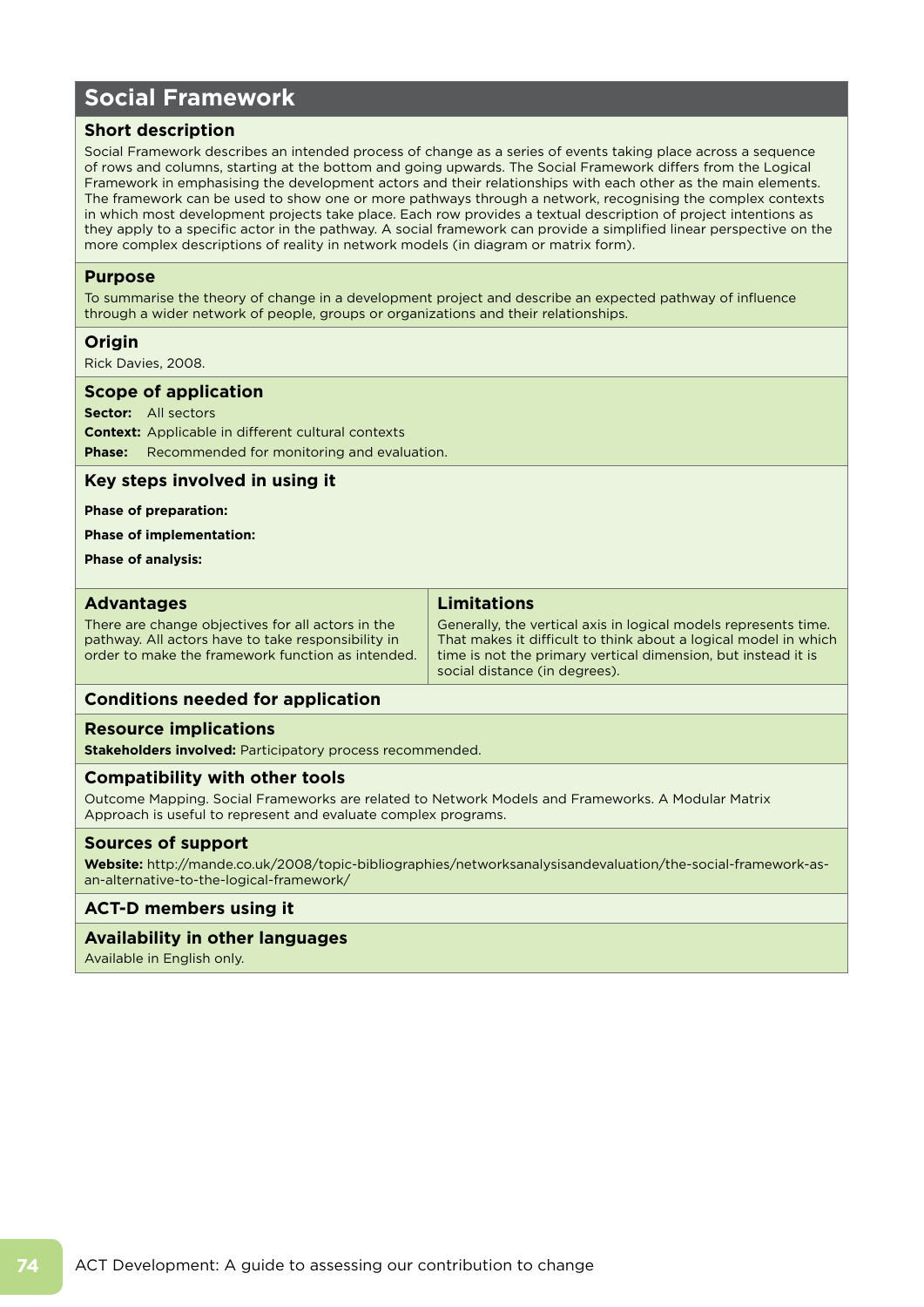# Social Framework

## Short description

Social Framework describes an intended process of change as a series of events taking place across a sequence of rows and columns, starting at the bottom and going upwards. The Social Framework differs from the Logical Framework in emphasising the development actors and their relationships with each other as the main elements. The framework can be used to show one or more pathways through a network, recognising the complex contexts in which most development projects take place. Each row provides a textual description of project intentions as they apply to a specific actor in the pathway. A social framework can provide a simplified linear perspective on the more complex descriptions of reality in network models (in diagram or matrix form).

## Purpose

To summarise the theory of change in a development project and describe an expected pathway of influence through a wider network of people, groups or organizations and their relationships.

## Origin

Rick Davies, 2008.

## Scope of application

**Sector:** All sectors

**Context:** Applicable in different cultural contexts

**Phase:** Recommended for monitoring and evaluation.

## Key steps involved in using it

**Phase of preparation:**

**Phase of implementation:**

**Phase of analysis:**

## Advantages

There are change objectives for all actors in the pathway. All actors have to take responsibility in order to make the framework function as intended.

## Limitations

Generally, the vertical axis in logical models represents time. That makes it difficult to think about a logical model in which time is not the primary vertical dimension, but instead it is social distance (in degrees).

## Conditions needed for application

## Resource implications

**Stakeholders involved:** Participatory process recommended.

## Compatibility with other tools

Outcome Mapping. Social Frameworks are related to Network Models and Frameworks. A Modular Matrix Approach is useful to represent and evaluate complex programs.

## Sources of support

**Website:** http://mande.co.uk/2008/topic-bibliographies/networksanalysisandevaluation/the-social-framework-as-an-alternative-to-the-logical-framework/

## ACT-D members using it

## Availability in other languages

Available in English only.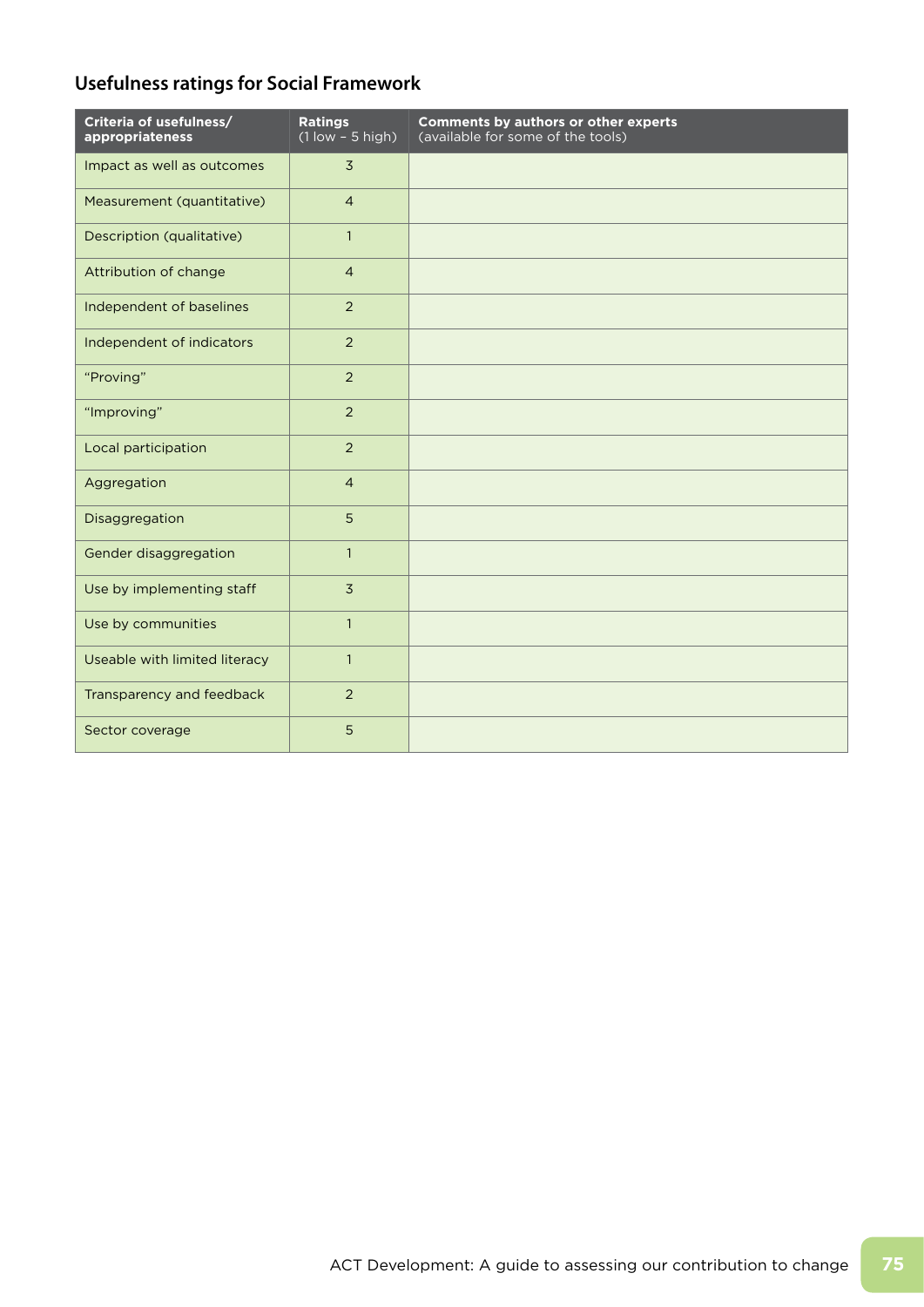## Usefulness ratings for Social Framework

| Criteria of usefulness/ appropriateness | Ratings (1 low – 5 high) | Comments by authors or other experts (available for some of the tools) |
|---|---|---|
| Impact as well as outcomes | 3 | |
| Measurement (quantitative) | 4 | |
| Description (qualitative) | 1 | |
| Attribution of change | 4 | |
| Independent of baselines | 2 | |
| Independent of indicators | 2 | |
| "Proving" | 2 | |
| "Improving" | 2 | |
| Local participation | 2 | |
| Aggregation | 4 | |
| Disaggregation | 5 | |
| Gender disaggregation | 1 | |
| Use by implementing staff | 3 | |
| Use by communities | 1 | |
| Useable with limited literacy | 1 | |
| Transparency and feedback | 2 | |
| Sector coverage | 5 | |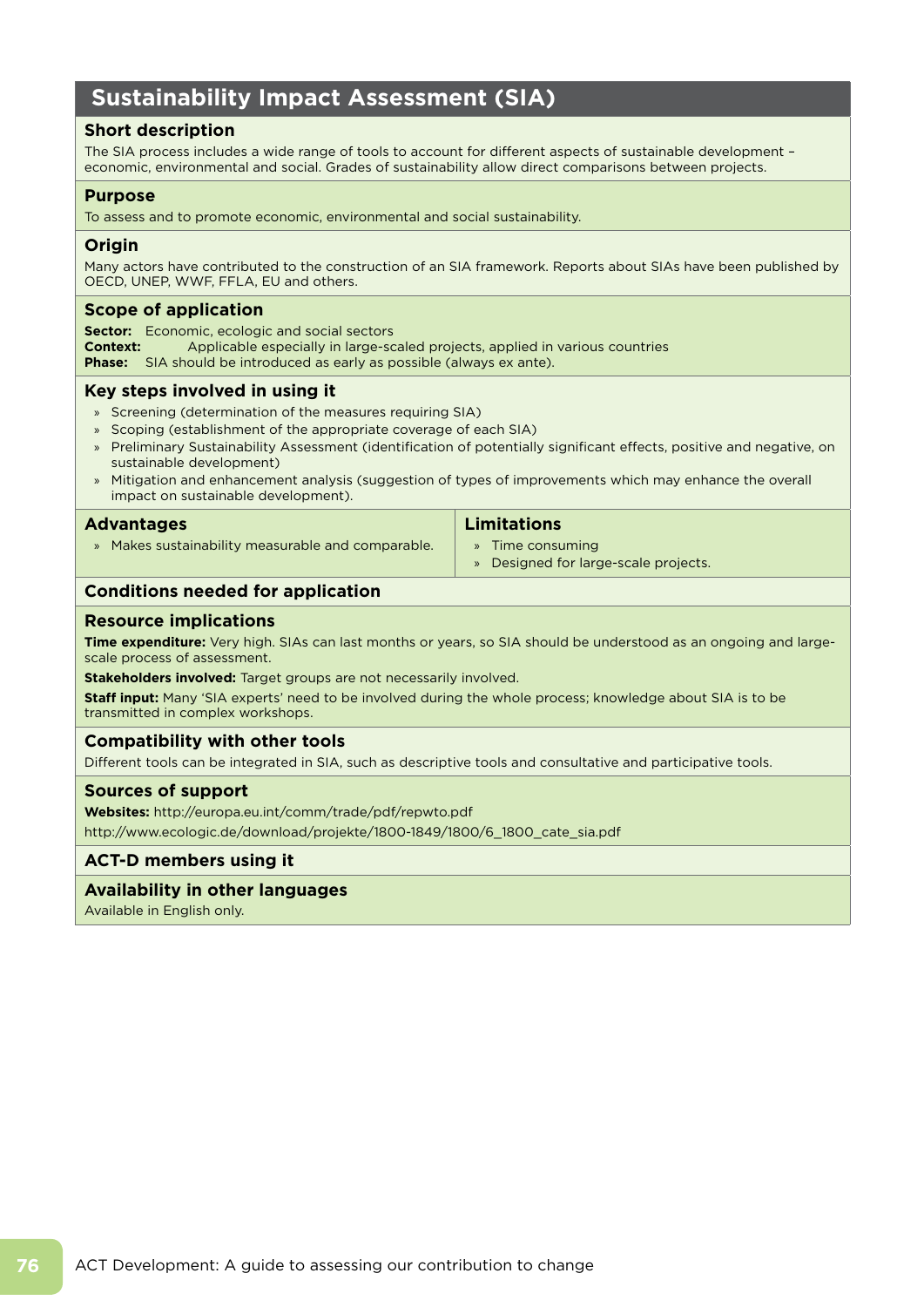## Sustainability Impact Assessment (SIA)

### Short description

The SIA process includes a wide range of tools to account for different aspects of sustainable development – economic, environmental and social. Grades of sustainability allow direct comparisons between projects.

### Purpose

To assess and to promote economic, environmental and social sustainability.

### Origin

Many actors have contributed to the construction of an SIA framework. Reports about SIAs have been published by OECD, UNEP, WWF, FFLA, EU and others.

### Scope of application

**Sector:** Economic, ecologic and social sectors
**Context:** Applicable especially in large-scaled projects, applied in various countries
**Phase:** SIA should be introduced as early as possible (always ex ante).

### Key steps involved in using it

- Screening (determination of the measures requiring SIA)
- Scoping (establishment of the appropriate coverage of each SIA)
- Preliminary Sustainability Assessment (identification of potentially significant effects, positive and negative, on sustainable development)
- Mitigation and enhancement analysis (suggestion of types of improvements which may enhance the overall impact on sustainable development).

### Advantages

- Makes sustainability measurable and comparable.

### Limitations

- Time consuming
- Designed for large-scale projects.

### Conditions needed for application

### Resource implications

**Time expenditure:** Very high. SIAs can last months or years, so SIA should be understood as an ongoing and large-scale process of assessment.

**Stakeholders involved:** Target groups are not necessarily involved.

**Staff input:** Many 'SIA experts' need to be involved during the whole process; knowledge about SIA is to be transmitted in complex workshops.

### Compatibility with other tools

Different tools can be integrated in SIA, such as descriptive tools and consultative and participative tools.

### Sources of support

**Websites:** http://europa.eu.int/comm/trade/pdf/repwto.pdf

http://www.ecologic.de/download/projekte/1800-1849/1800/6_1800_cate_sia.pdf

### ACT-D members using it

### Availability in other languages

Available in English only.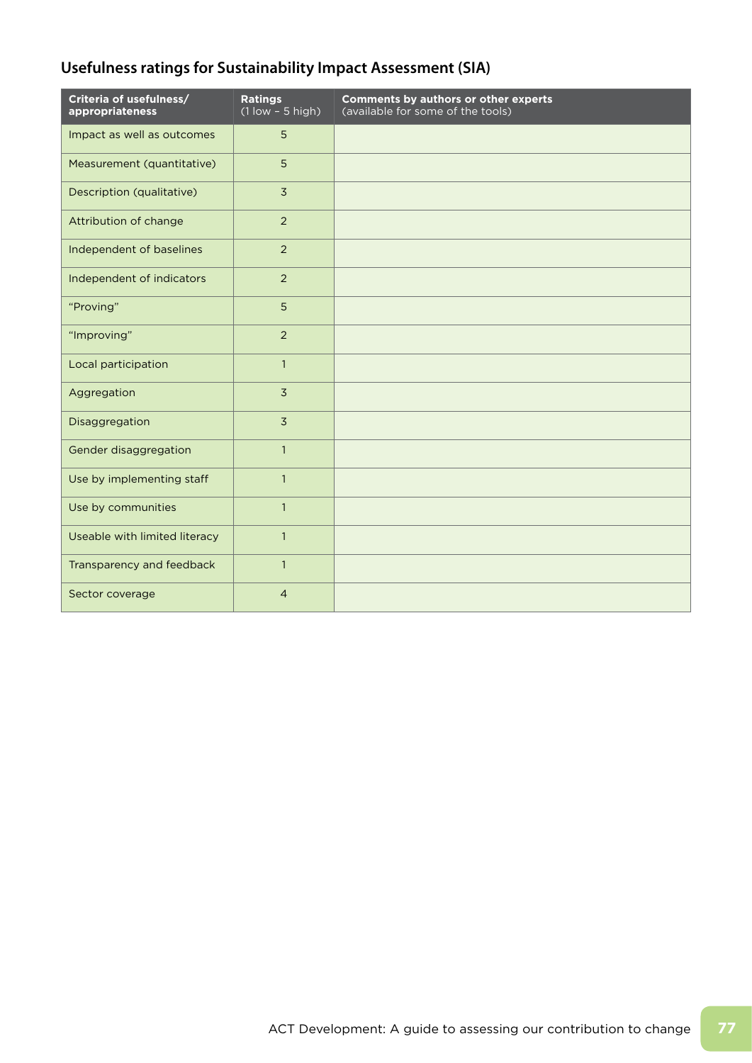## Usefulness ratings for Sustainability Impact Assessment (SIA)

| Criteria of usefulness/ appropriateness | Ratings (1 low – 5 high) | Comments by authors or other experts (available for some of the tools) |
|---|---|---|
| Impact as well as outcomes | 5 | |
| Measurement (quantitative) | 5 | |
| Description (qualitative) | 3 | |
| Attribution of change | 2 | |
| Independent of baselines | 2 | |
| Independent of indicators | 2 | |
| "Proving" | 5 | |
| "Improving" | 2 | |
| Local participation | 1 | |
| Aggregation | 3 | |
| Disaggregation | 3 | |
| Gender disaggregation | 1 | |
| Use by implementing staff | 1 | |
| Use by communities | 1 | |
| Useable with limited literacy | 1 | |
| Transparency and feedback | 1 | |
| Sector coverage | 4 | |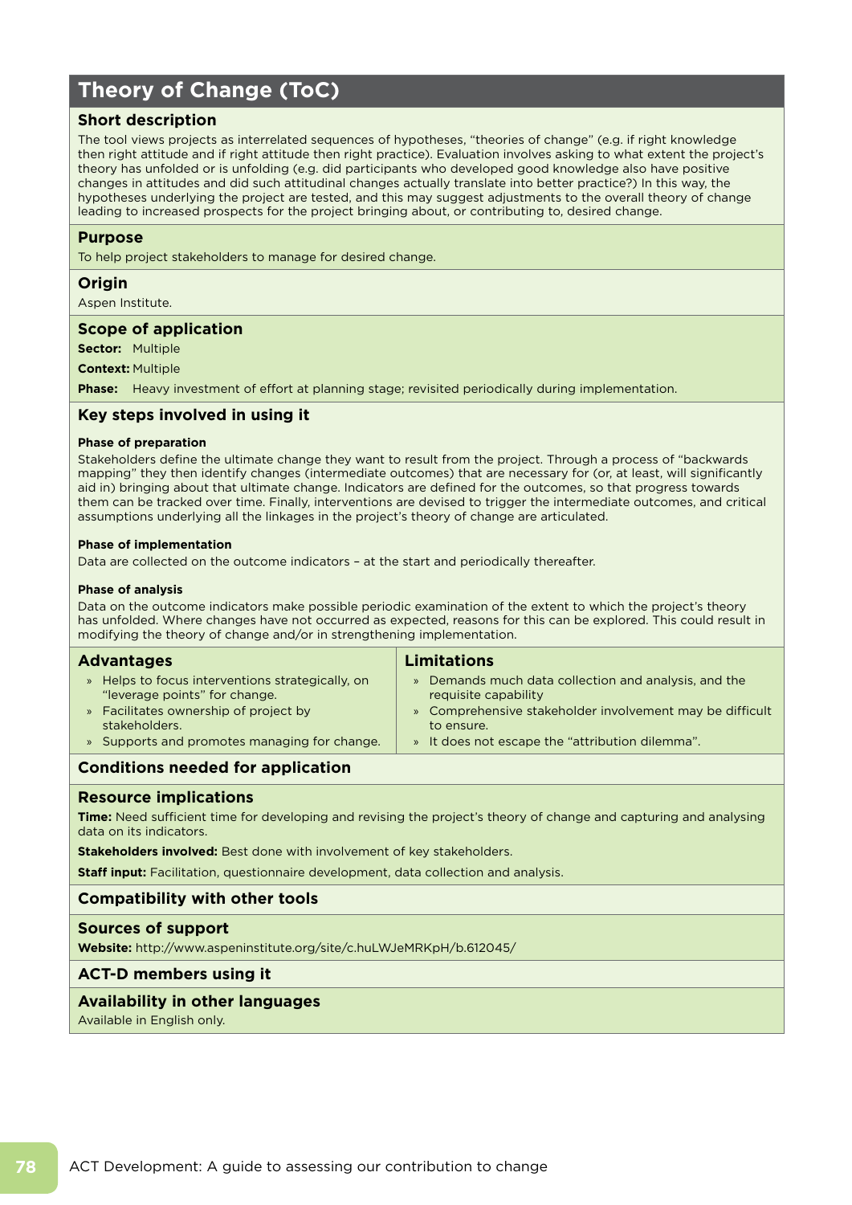# Theory of Change (ToC)

## Short description

The tool views projects as interrelated sequences of hypotheses, "theories of change" (e.g. if right knowledge then right attitude and if right attitude then right practice). Evaluation involves asking to what extent the project's theory has unfolded or is unfolding (e.g. did participants who developed good knowledge also have positive changes in attitudes and did such attitudinal changes actually translate into better practice?) In this way, the hypotheses underlying the project are tested, and this may suggest adjustments to the overall theory of change leading to increased prospects for the project bringing about, or contributing to, desired change.

## Purpose

To help project stakeholders to manage for desired change.

## Origin

Aspen Institute.

## Scope of application

**Sector:** Multiple

**Context:** Multiple

**Phase:** Heavy investment of effort at planning stage; revisited periodically during implementation.

## Key steps involved in using it

### Phase of preparation

Stakeholders define the ultimate change they want to result from the project. Through a process of "backwards mapping" they then identify changes (intermediate outcomes) that are necessary for (or, at least, will significantly aid in) bringing about that ultimate change. Indicators are defined for the outcomes, so that progress towards them can be tracked over time. Finally, interventions are devised to trigger the intermediate outcomes, and critical assumptions underlying all the linkages in the project's theory of change are articulated.

### Phase of implementation

Data are collected on the outcome indicators – at the start and periodically thereafter.

### Phase of analysis

Data on the outcome indicators make possible periodic examination of the extent to which the project's theory has unfolded. Where changes have not occurred as expected, reasons for this can be explored. This could result in modifying the theory of change and/or in strengthening implementation.

## Advantages

- Helps to focus interventions strategically, on "leverage points" for change.
- Facilitates ownership of project by stakeholders.
- Supports and promotes managing for change.

## Limitations

- Demands much data collection and analysis, and the requisite capability
- Comprehensive stakeholder involvement may be difficult to ensure.
- It does not escape the "attribution dilemma".

## Conditions needed for application

## Resource implications

**Time:** Need sufficient time for developing and revising the project's theory of change and capturing and analysing data on its indicators.

**Stakeholders involved:** Best done with involvement of key stakeholders.

**Staff input:** Facilitation, questionnaire development, data collection and analysis.

## Compatibility with other tools

## Sources of support

**Website:** http://www.aspeninstitute.org/site/c.huLWJeMRKpH/b.612045/

## ACT-D members using it

## Availability in other languages

Available in English only.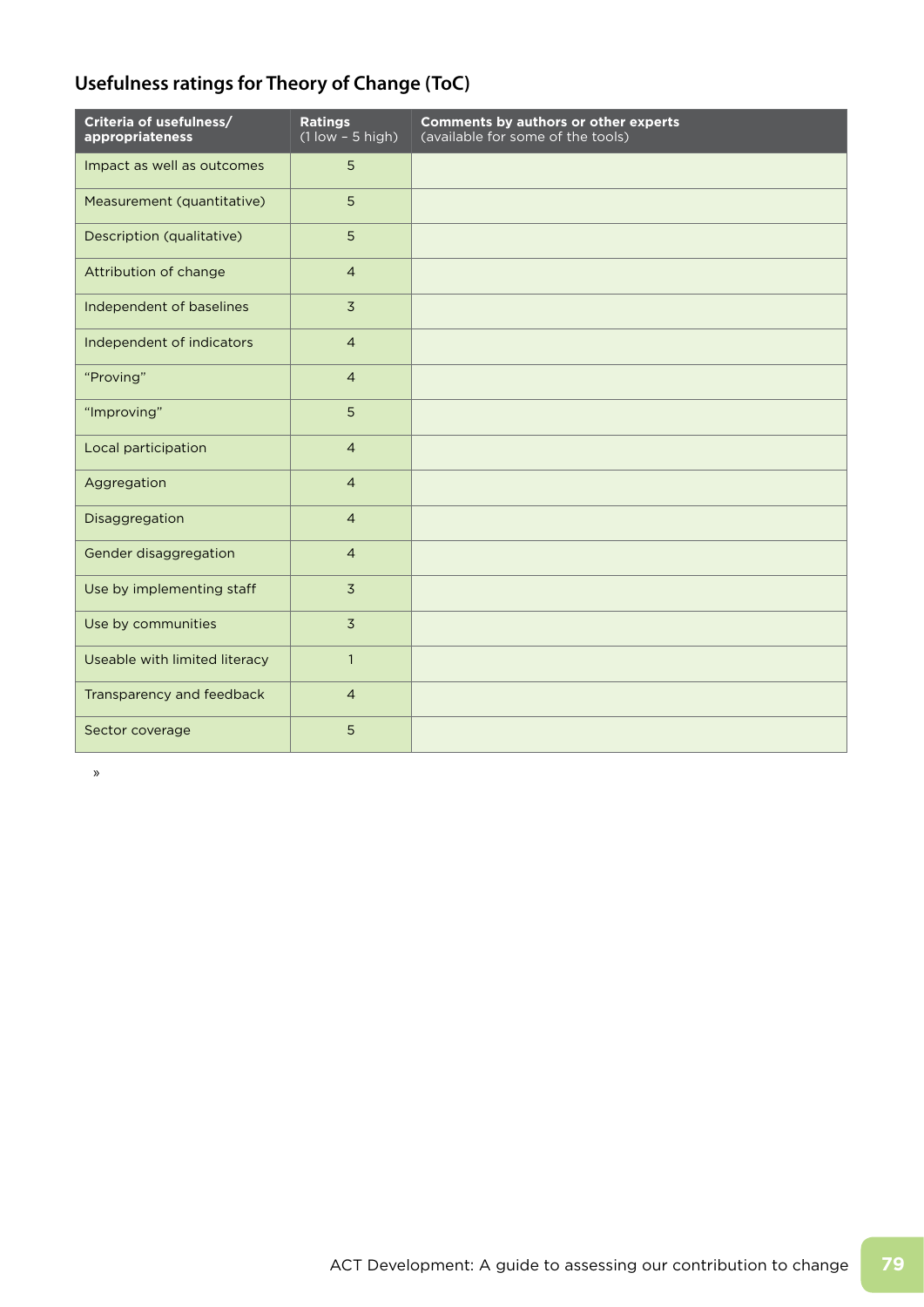## Usefulness ratings for Theory of Change (ToC)

| Criteria of usefulness/ appropriateness | Ratings (1 low – 5 high) | Comments by authors or other experts (available for some of the tools) |
|---|---|---|
| Impact as well as outcomes | 5 | |
| Measurement (quantitative) | 5 | |
| Description (qualitative) | 5 | |
| Attribution of change | 4 | |
| Independent of baselines | 3 | |
| Independent of indicators | 4 | |
| "Proving" | 4 | |
| "Improving" | 5 | |
| Local participation | 4 | |
| Aggregation | 4 | |
| Disaggregation | 4 | |
| Gender disaggregation | 4 | |
| Use by implementing staff | 3 | |
| Use by communities | 3 | |
| Useable with limited literacy | 1 | |
| Transparency and feedback | 4 | |
| Sector coverage | 5 | |

»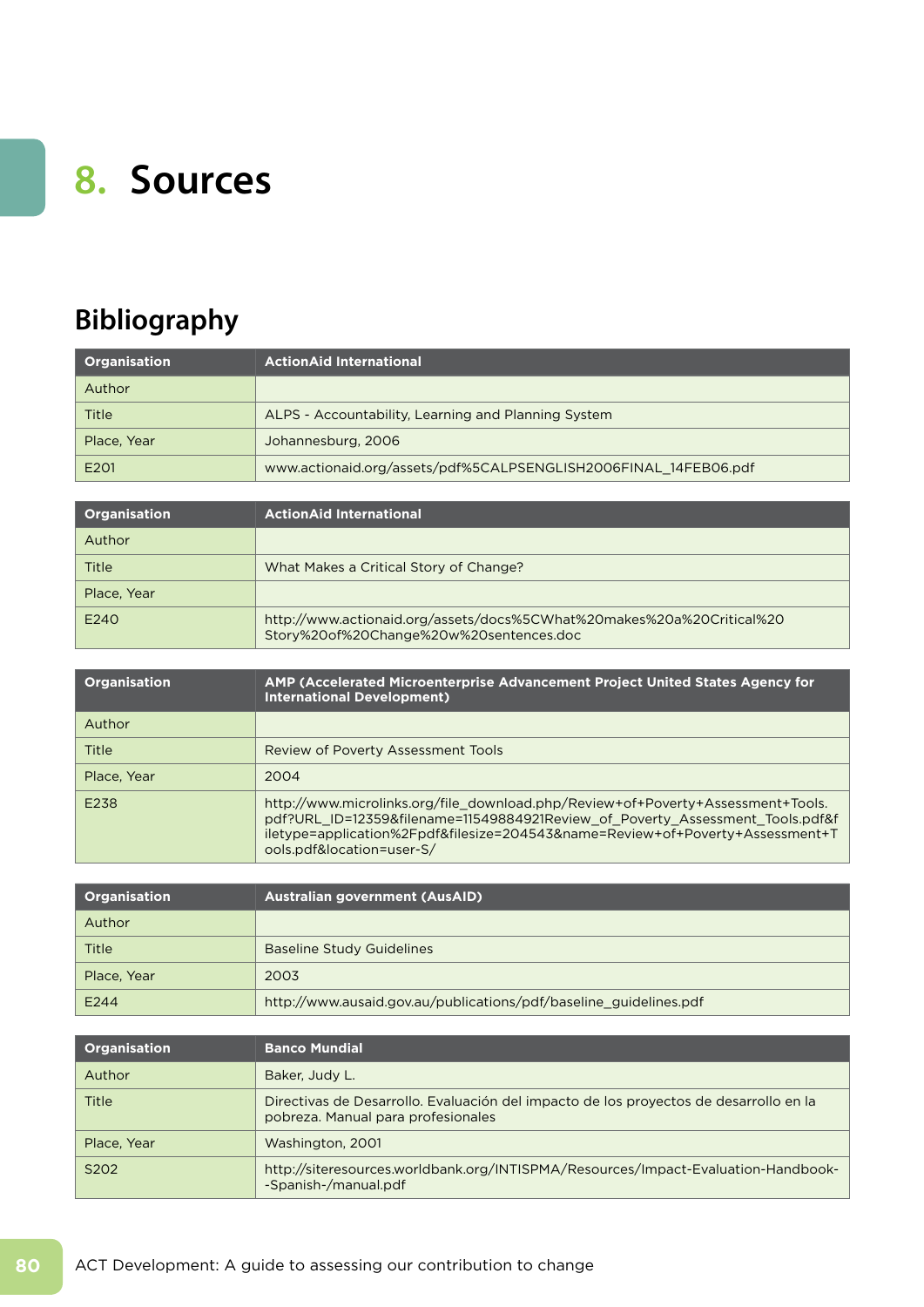# 8. Sources

## Bibliography

| Organisation | ActionAid International |
|---|---|
| Author | |
| Title | ALPS - Accountability, Learning and Planning System |
| Place, Year | Johannesburg, 2006 |
| E201 | www.actionaid.org/assets/pdf%5CALPSENGLISH2006FINAL_14FEB06.pdf |

| Organisation | ActionAid International |
|---|---|
| Author | |
| Title | What Makes a Critical Story of Change? |
| Place, Year | |
| E240 | http://www.actionaid.org/assets/docs%5CWhat%20makes%20a%20Critical%20Story%20of%20Change%20w%20sentences.doc |

| Organisation | AMP (Accelerated Microenterprise Advancement Project United States Agency for International Development) |
|---|---|
| Author | |
| Title | Review of Poverty Assessment Tools |
| Place, Year | 2004 |
| E238 | http://www.microlinks.org/file_download.php/Review+of+Poverty+Assessment+Tools.pdf?URL_ID=12359&filename=11549884921Review_of_Poverty_Assessment_Tools.pdf&filetype=application%2Fpdf&filesize=204543&name=Review+of+Poverty+Assessment+Tools.pdf&location=user-S/ |

| Organisation | Australian government (AusAID) |
|---|---|
| Author | |
| Title | Baseline Study Guidelines |
| Place, Year | 2003 |
| E244 | http://www.ausaid.gov.au/publications/pdf/baseline_guidelines.pdf |

| Organisation | Banco Mundial |
|---|---|
| Author | Baker, Judy L. |
| Title | Directivas de Desarrollo. Evaluación del impacto de los proyectos de desarrollo en la pobreza. Manual para profesionales |
| Place, Year | Washington, 2001 |
| S202 | http://siteresources.worldbank.org/INTISPMA/Resources/Impact-Evaluation-Handbook--Spanish-/manual.pdf |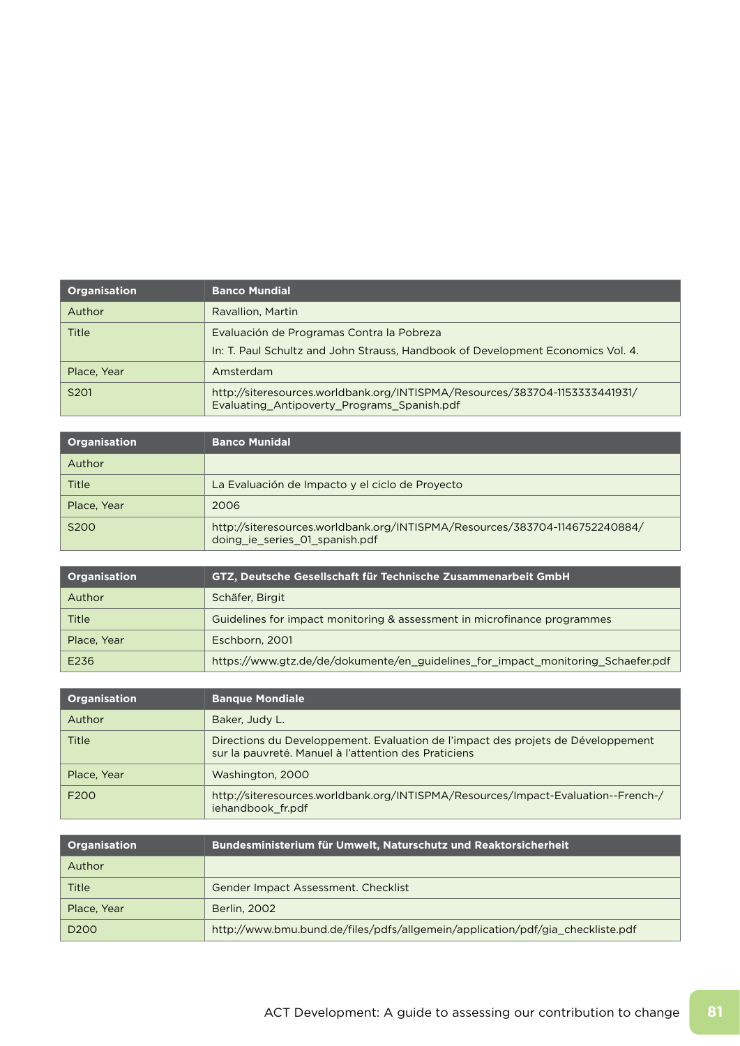| Organisation | Banco Mundial |
|---|---|
| Author | Ravallion, Martin |
| Title | Evaluación de Programas Contra la Pobreza<br>In: T. Paul Schultz and John Strauss, Handbook of Development Economics Vol. 4. |
| Place, Year | Amsterdam |
| S201 | http://siteresources.worldbank.org/INTISPMA/Resources/383704-1153333441931/Evaluating_Antipoverty_Programs_Spanish.pdf |

| Organisation | Banco Munidal |
|---|---|
| Author | |
| Title | La Evaluación de Impacto y el ciclo de Proyecto |
| Place, Year | 2006 |
| S200 | http://siteresources.worldbank.org/INTISPMA/Resources/383704-1146752240884/doing_ie_series_01_spanish.pdf |

| Organisation | GTZ, Deutsche Gesellschaft für Technische Zusammenarbeit GmbH |
|---|---|
| Author | Schäfer, Birgit |
| Title | Guidelines for impact monitoring & assessment in microfinance programmes |
| Place, Year | Eschborn, 2001 |
| E236 | https://www.gtz.de/de/dokumente/en_guidelines_for_impact_monitoring_Schaefer.pdf |

| Organisation | Banque Mondiale |
|---|---|
| Author | Baker, Judy L. |
| Title | Directions du Developpement. Evaluation de l'impact des projets de Développement sur la pauvreté. Manuel à l'attention des Praticiens |
| Place, Year | Washington, 2000 |
| F200 | http://siteresources.worldbank.org/INTISPMA/Resources/Impact-Evaluation--French-/iehandbook_fr.pdf |

| Organisation | Bundesministerium für Umwelt, Naturschutz und Reaktorsicherheit |
|---|---|
| Author | |
| Title | Gender Impact Assessment. Checklist |
| Place, Year | Berlin, 2002 |
| D200 | http://www.bmu.bund.de/files/pdfs/allgemein/application/pdf/gia_checkliste.pdf |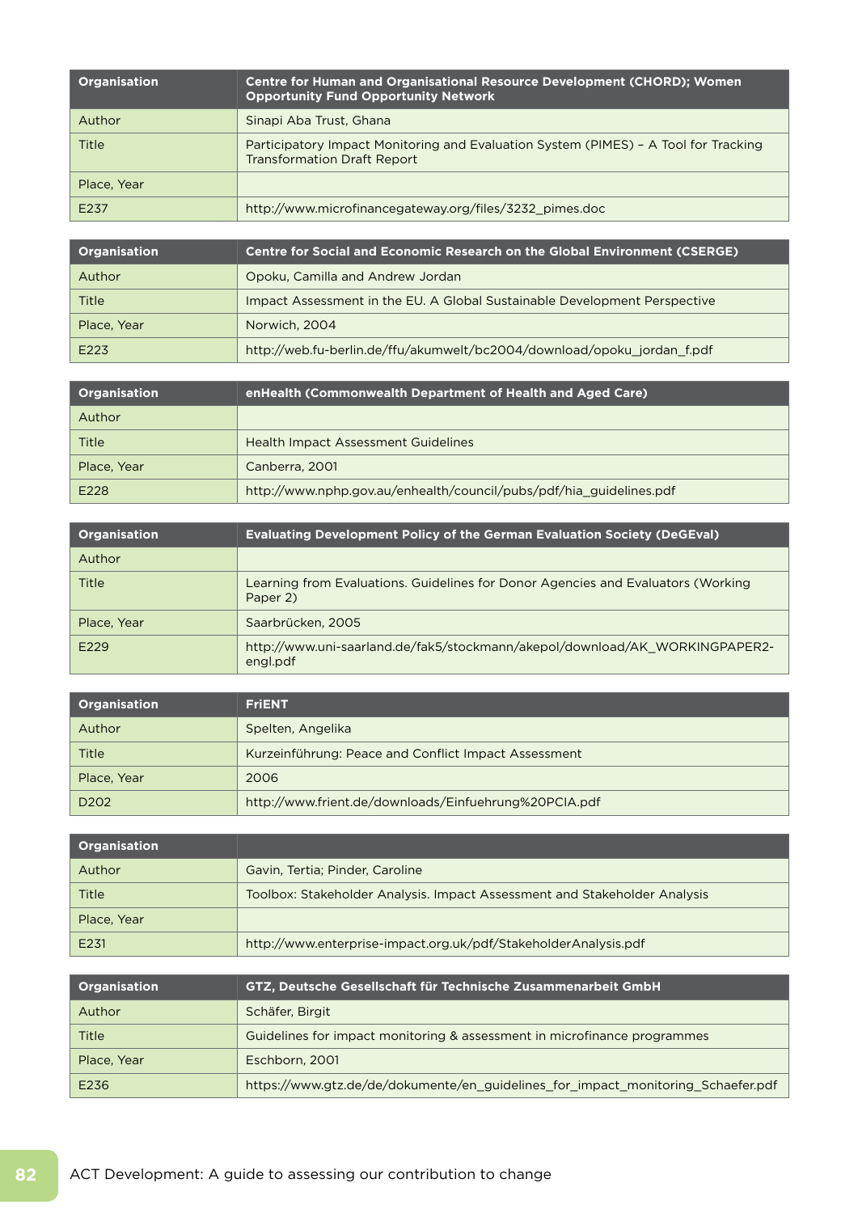| Organisation | Centre for Human and Organisational Resource Development (CHORD); Women Opportunity Fund Opportunity Network |
|---|---|
| Author | Sinapi Aba Trust, Ghana |
| Title | Participatory Impact Monitoring and Evaluation System (PIMES) – A Tool for Tracking Transformation Draft Report |
| Place, Year | |
| E237 | http://www.microfinancegateway.org/files/3232_pimes.doc |

| Organisation | Centre for Social and Economic Research on the Global Environment (CSERGE) |
|---|---|
| Author | Opoku, Camilla and Andrew Jordan |
| Title | Impact Assessment in the EU. A Global Sustainable Development Perspective |
| Place, Year | Norwich, 2004 |
| E223 | http://web.fu-berlin.de/ffu/akumwelt/bc2004/download/opoku_jordan_f.pdf |

| Organisation | enHealth (Commonwealth Department of Health and Aged Care) |
|---|---|
| Author | |
| Title | Health Impact Assessment Guidelines |
| Place, Year | Canberra, 2001 |
| E228 | http://www.nphp.gov.au/enhealth/council/pubs/pdf/hia_guidelines.pdf |

| Organisation | Evaluating Development Policy of the German Evaluation Society (DeGEval) |
|---|---|
| Author | |
| Title | Learning from Evaluations. Guidelines for Donor Agencies and Evaluators (Working Paper 2) |
| Place, Year | Saarbrücken, 2005 |
| E229 | http://www.uni-saarland.de/fak5/stockmann/akepol/download/AK_WORKINGPAPER2-engl.pdf |

| Organisation | FriENT |
|---|---|
| Author | Spelten, Angelika |
| Title | Kurzeinführung: Peace and Conflict Impact Assessment |
| Place, Year | 2006 |
| D202 | http://www.frient.de/downloads/Einfuehrung%20PCIA.pdf |

| Organisation | |
|---|---|
| Author | Gavin, Tertia; Pinder, Caroline |
| Title | Toolbox: Stakeholder Analysis. Impact Assessment and Stakeholder Analysis |
| Place, Year | |
| E231 | http://www.enterprise-impact.org.uk/pdf/StakeholderAnalysis.pdf |

| Organisation | GTZ, Deutsche Gesellschaft für Technische Zusammenarbeit GmbH |
|---|---|
| Author | Schäfer, Birgit |
| Title | Guidelines for impact monitoring & assessment in microfinance programmes |
| Place, Year | Eschborn, 2001 |
| E236 | https://www.gtz.de/de/dokumente/en_guidelines_for_impact_monitoring_Schaefer.pdf |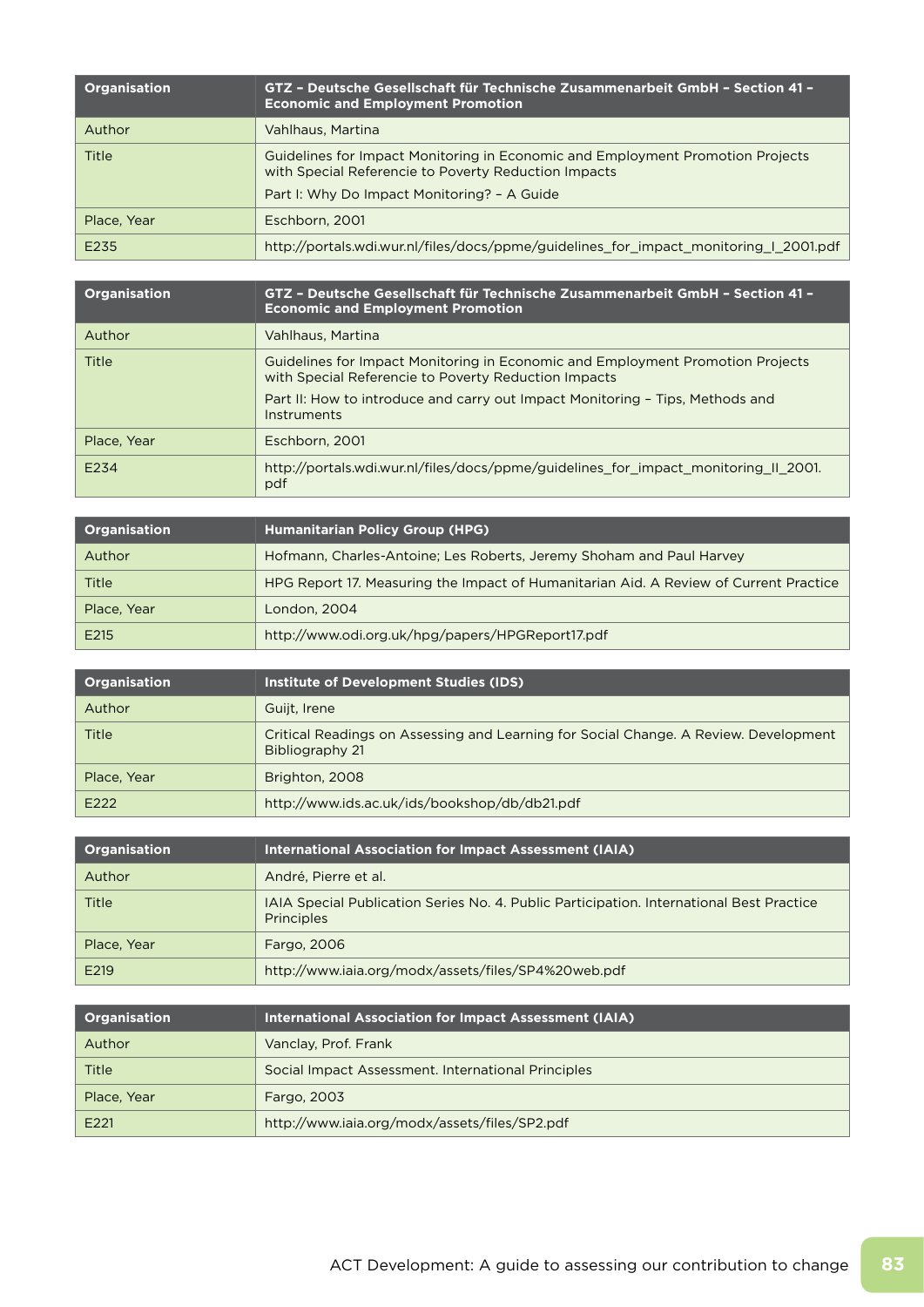| Organisation | GTZ – Deutsche Gesellschaft für Technische Zusammenarbeit GmbH – Section 41 – Economic and Employment Promotion |
| --- | --- |
| Author | Vahlhaus, Martina |
| Title | Guidelines for Impact Monitoring in Economic and Employment Promotion Projects with Special Referencie to Poverty Reduction Impacts<br>Part I: Why Do Impact Monitoring? – A Guide |
| Place, Year | Eschborn, 2001 |
| E235 | http://portals.wdi.wur.nl/files/docs/ppme/guidelines_for_impact_monitoring_I_2001.pdf |

| Organisation | GTZ – Deutsche Gesellschaft für Technische Zusammenarbeit GmbH – Section 41 – Economic and Employment Promotion |
| --- | --- |
| Author | Vahlhaus, Martina |
| Title | Guidelines for Impact Monitoring in Economic and Employment Promotion Projects with Special Referencie to Poverty Reduction Impacts<br>Part II: How to introduce and carry out Impact Monitoring – Tips, Methods and Instruments |
| Place, Year | Eschborn, 2001 |
| E234 | http://portals.wdi.wur.nl/files/docs/ppme/guidelines_for_impact_monitoring_II_2001.pdf |

| Organisation | Humanitarian Policy Group (HPG) |
| --- | --- |
| Author | Hofmann, Charles-Antoine; Les Roberts, Jeremy Shoham and Paul Harvey |
| Title | HPG Report 17. Measuring the Impact of Humanitarian Aid. A Review of Current Practice |
| Place, Year | London, 2004 |
| E215 | http://www.odi.org.uk/hpg/papers/HPGReport17.pdf |

| Organisation | Institute of Development Studies (IDS) |
| --- | --- |
| Author | Guijt, Irene |
| Title | Critical Readings on Assessing and Learning for Social Change. A Review. Development Bibliography 21 |
| Place, Year | Brighton, 2008 |
| E222 | http://www.ids.ac.uk/ids/bookshop/db/db21.pdf |

| Organisation | International Association for Impact Assessment (IAIA) |
| --- | --- |
| Author | André, Pierre et al. |
| Title | IAIA Special Publication Series No. 4. Public Participation. International Best Practice Principles |
| Place, Year | Fargo, 2006 |
| E219 | http://www.iaia.org/modx/assets/files/SP4%20web.pdf |

| Organisation | International Association for Impact Assessment (IAIA) |
| --- | --- |
| Author | Vanclay, Prof. Frank |
| Title | Social Impact Assessment. International Principles |
| Place, Year | Fargo, 2003 |
| E221 | http://www.iaia.org/modx/assets/files/SP2.pdf |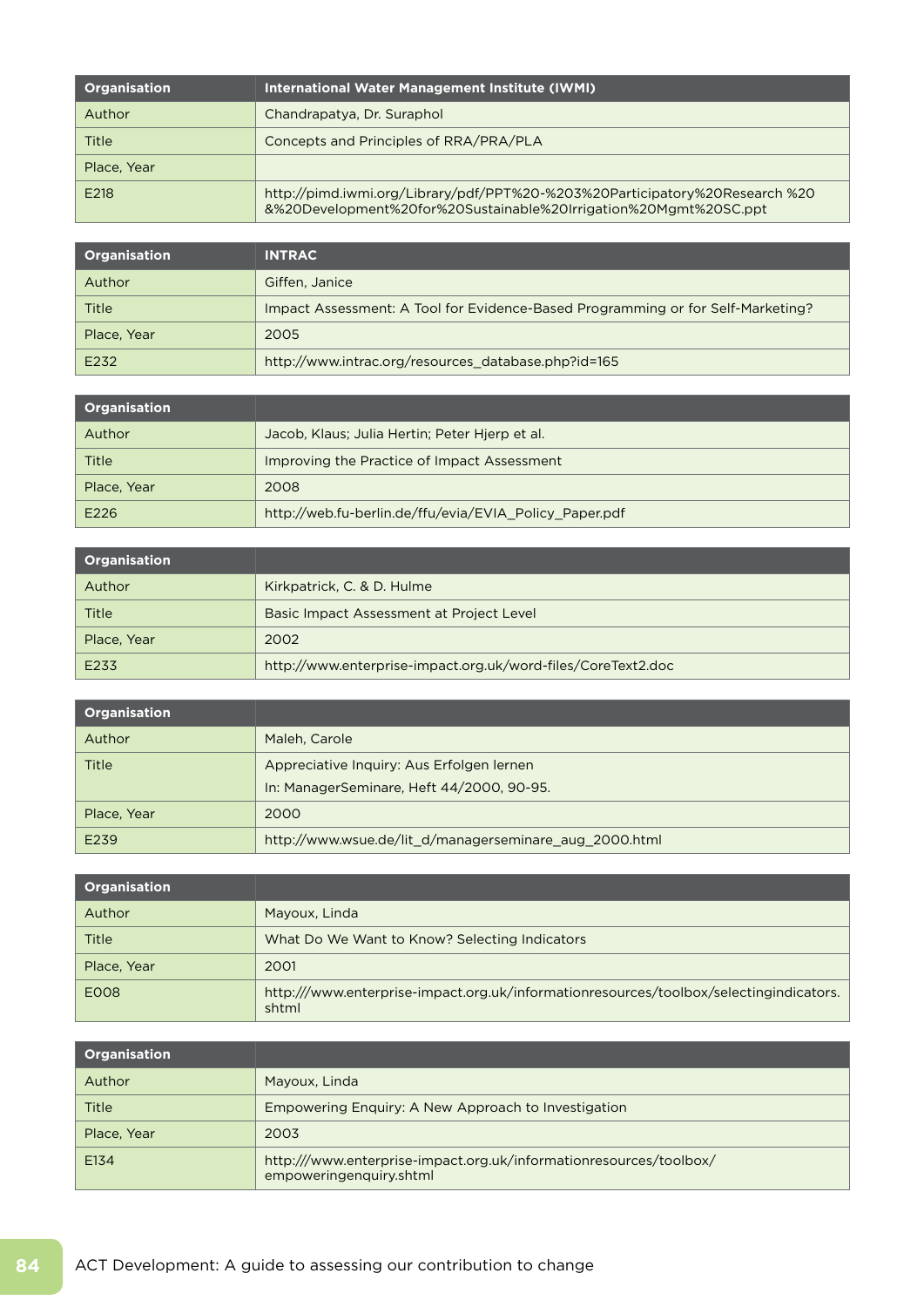| Organisation | International Water Management Institute (IWMI) |
|---|---|
| Author | Chandrapatya, Dr. Suraphol |
| Title | Concepts and Principles of RRA/PRA/PLA |
| Place, Year | |
| E218 | http://pimd.iwmi.org/Library/pdf/PPT%20-%203%20Participatory%20Research %20 &%20Development%20for%20Sustainable%20Irrigation%20Mgmt%20SC.ppt |

| Organisation | INTRAC |
|---|---|
| Author | Giffen, Janice |
| Title | Impact Assessment: A Tool for Evidence-Based Programming or for Self-Marketing? |
| Place, Year | 2005 |
| E232 | http://www.intrac.org/resources_database.php?id=165 |

| Organisation | |
|---|---|
| Author | Jacob, Klaus; Julia Hertin; Peter Hjerp et al. |
| Title | Improving the Practice of Impact Assessment |
| Place, Year | 2008 |
| E226 | http://web.fu-berlin.de/ffu/evia/EVIA_Policy_Paper.pdf |

| Organisation | |
|---|---|
| Author | Kirkpatrick, C. & D. Hulme |
| Title | Basic Impact Assessment at Project Level |
| Place, Year | 2002 |
| E233 | http://www.enterprise-impact.org.uk/word-files/CoreText2.doc |

| Organisation | |
|---|---|
| Author | Maleh, Carole |
| Title | Appreciative Inquiry: Aus Erfolgen lernen<br>In: ManagerSeminare, Heft 44/2000, 90-95. |
| Place, Year | 2000 |
| E239 | http://www.wsue.de/lit_d/managerseminare_aug_2000.html |

| Organisation | |
|---|---|
| Author | Mayoux, Linda |
| Title | What Do We Want to Know? Selecting Indicators |
| Place, Year | 2001 |
| E008 | http:///www.enterprise-impact.org.uk/informationresources/toolbox/selectingindicators.shtml |

| Organisation | |
|---|---|
| Author | Mayoux, Linda |
| Title | Empowering Enquiry: A New Approach to Investigation |
| Place, Year | 2003 |
| E134 | http:///www.enterprise-impact.org.uk/informationresources/toolbox/empoweringenquiry.shtml |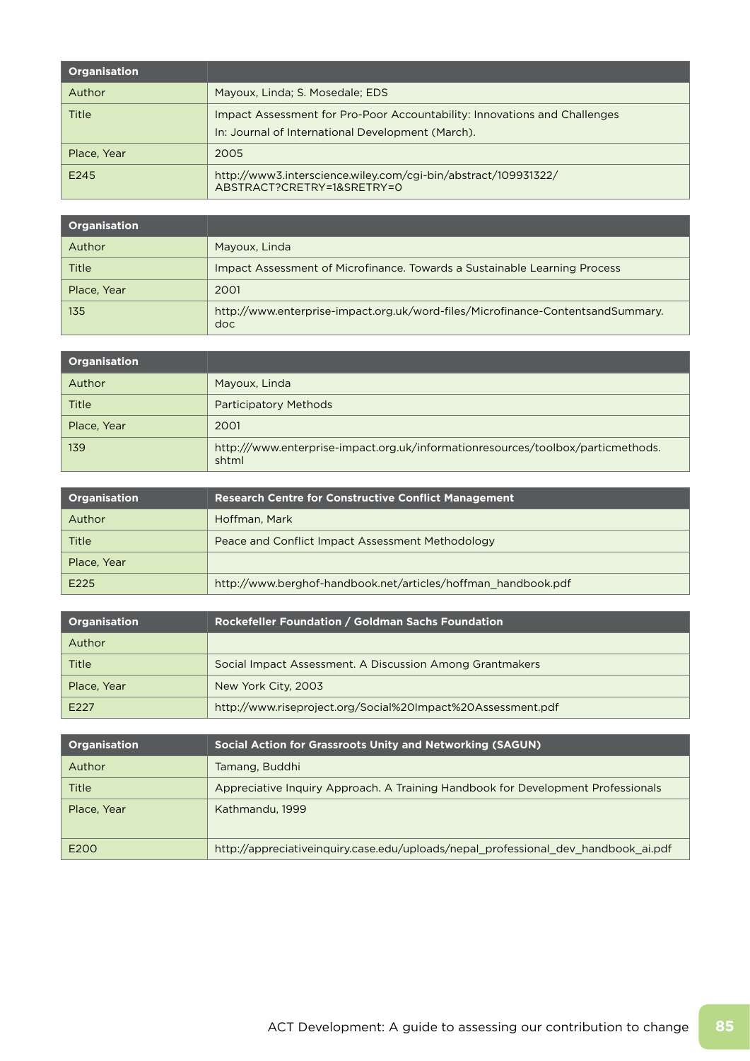| Organisation | |
|---|---|
| Author | Mayoux, Linda; S. Mosedale; EDS |
| Title | Impact Assessment for Pro-Poor Accountability: Innovations and Challenges<br>In: Journal of International Development (March). |
| Place, Year | 2005 |
| E245 | http://www3.interscience.wiley.com/cgi-bin/abstract/109931322/ABSTRACT?CRETRY=1&SRETRY=0 |

| Organisation | |
|---|---|
| Author | Mayoux, Linda |
| Title | Impact Assessment of Microfinance. Towards a Sustainable Learning Process |
| Place, Year | 2001 |
| 135 | http://www.enterprise-impact.org.uk/word-files/Microfinance-ContentsandSummary.doc |

| Organisation | |
|---|---|
| Author | Mayoux, Linda |
| Title | Participatory Methods |
| Place, Year | 2001 |
| 139 | http:///www.enterprise-impact.org.uk/informationresources/toolbox/particmethods.shtml |

| Organisation | Research Centre for Constructive Conflict Management |
|---|---|
| Author | Hoffman, Mark |
| Title | Peace and Conflict Impact Assessment Methodology |
| Place, Year | |
| E225 | http://www.berghof-handbook.net/articles/hoffman_handbook.pdf |

| Organisation | Rockefeller Foundation / Goldman Sachs Foundation |
|---|---|
| Author | |
| Title | Social Impact Assessment. A Discussion Among Grantmakers |
| Place, Year | New York City, 2003 |
| E227 | http://www.riseproject.org/Social%20Impact%20Assessment.pdf |

| Organisation | Social Action for Grassroots Unity and Networking (SAGUN) |
|---|---|
| Author | Tamang, Buddhi |
| Title | Appreciative Inquiry Approach. A Training Handbook for Development Professionals |
| Place, Year | Kathmandu, 1999 |
| E200 | http://appreciativeinquiry.case.edu/uploads/nepal_professional_dev_handbook_ai.pdf |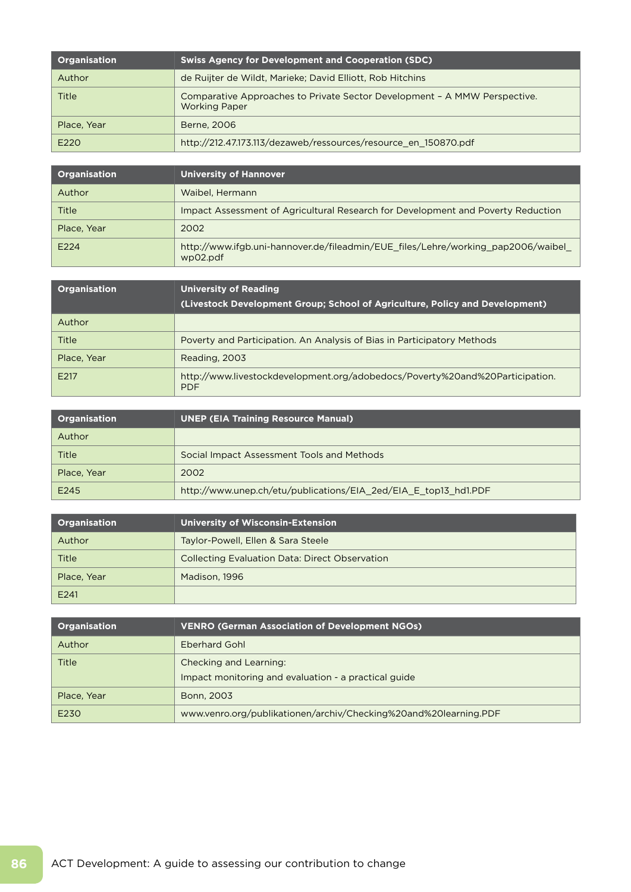| Organisation | Swiss Agency for Development and Cooperation (SDC) |
|---|---|
| Author | de Ruijter de Wildt, Marieke; David Elliott, Rob Hitchins |
| Title | Comparative Approaches to Private Sector Development – A MMW Perspective. Working Paper |
| Place, Year | Berne, 2006 |
| E220 | http://212.47.173.113/dezaweb/ressources/resource_en_150870.pdf |

| Organisation | University of Hannover |
|---|---|
| Author | Waibel, Hermann |
| Title | Impact Assessment of Agricultural Research for Development and Poverty Reduction |
| Place, Year | 2002 |
| E224 | http://www.ifgb.uni-hannover.de/fileadmin/EUE_files/Lehre/working_pap2006/waibel_wp02.pdf |

| Organisation | University of Reading (Livestock Development Group; School of Agriculture, Policy and Development) |
|---|---|
| Author | |
| Title | Poverty and Participation. An Analysis of Bias in Participatory Methods |
| Place, Year | Reading, 2003 |
| E217 | http://www.livestockdevelopment.org/adobedocs/Poverty%20and%20Participation.PDF |

| Organisation | UNEP (EIA Training Resource Manual) |
|---|---|
| Author | |
| Title | Social Impact Assessment Tools and Methods |
| Place, Year | 2002 |
| E245 | http://www.unep.ch/etu/publications/EIA_2ed/EIA_E_top13_hd1.PDF |

| Organisation | University of Wisconsin-Extension |
|---|---|
| Author | Taylor-Powell, Ellen & Sara Steele |
| Title | Collecting Evaluation Data: Direct Observation |
| Place, Year | Madison, 1996 |
| E241 | |

| Organisation | VENRO (German Association of Development NGOs) |
|---|---|
| Author | Eberhard Gohl |
| Title | Checking and Learning: Impact monitoring and evaluation - a practical guide |
| Place, Year | Bonn, 2003 |
| E230 | www.venro.org/publikationen/archiv/Checking%20and%20learning.PDF |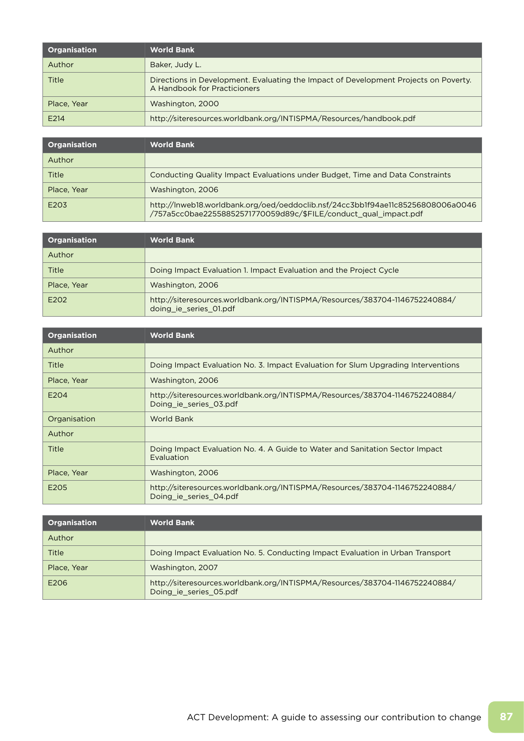| Organisation | World Bank |
|---|---|
| Author | Baker, Judy L. |
| Title | Directions in Development. Evaluating the Impact of Development Projects on Poverty. A Handbook for Practicioners |
| Place, Year | Washington, 2000 |
| E214 | http://siteresources.worldbank.org/INTISPMA/Resources/handbook.pdf |

| Organisation | World Bank |
|---|---|
| Author | |
| Title | Conducting Quality Impact Evaluations under Budget, Time and Data Constraints |
| Place, Year | Washington, 2006 |
| E203 | http://lnweb18.worldbank.org/oed/oeddoclib.nsf/24cc3bb1f94ae11c85256808006a0046/757a5cc0bae22558852571770059d89c/$FILE/conduct_qual_impact.pdf |

| Organisation | World Bank |
|---|---|
| Author | |
| Title | Doing Impact Evaluation 1. Impact Evaluation and the Project Cycle |
| Place, Year | Washington, 2006 |
| E202 | http://siteresources.worldbank.org/INTISPMA/Resources/383704-1146752240884/doing_ie_series_01.pdf |

| Organisation | World Bank |
|---|---|
| Author | |
| Title | Doing Impact Evaluation No. 3. Impact Evaluation for Slum Upgrading Interventions |
| Place, Year | Washington, 2006 |
| E204 | http://siteresources.worldbank.org/INTISPMA/Resources/383704-1146752240884/Doing_ie_series_03.pdf |
| Organisation | World Bank |
| Author | |
| Title | Doing Impact Evaluation No. 4. A Guide to Water and Sanitation Sector Impact Evaluation |
| Place, Year | Washington, 2006 |
| E205 | http://siteresources.worldbank.org/INTISPMA/Resources/383704-1146752240884/Doing_ie_series_04.pdf |

| Organisation | World Bank |
|---|---|
| Author | |
| Title | Doing Impact Evaluation No. 5. Conducting Impact Evaluation in Urban Transport |
| Place, Year | Washington, 2007 |
| E206 | http://siteresources.worldbank.org/INTISPMA/Resources/383704-1146752240884/Doing_ie_series_05.pdf |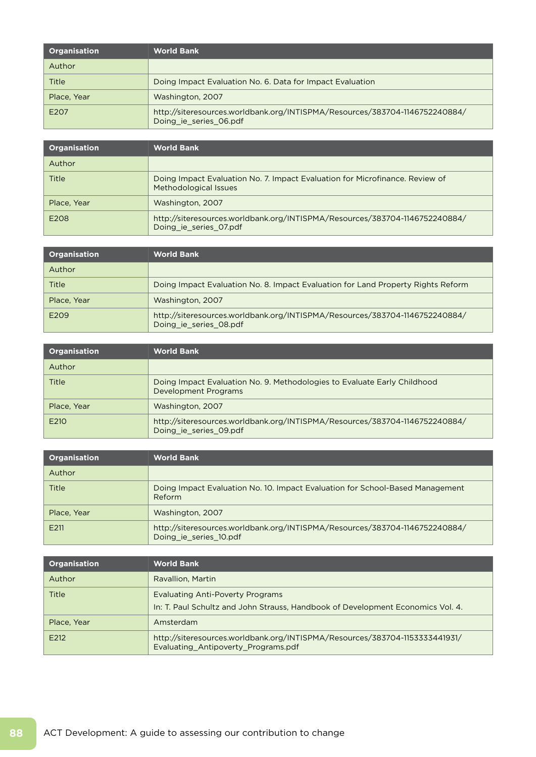| Organisation | World Bank |
|---|---|
| Author | |
| Title | Doing Impact Evaluation No. 6. Data for Impact Evaluation |
| Place, Year | Washington, 2007 |
| E207 | http://siteresources.worldbank.org/INTISPMA/Resources/383704-1146752240884/Doing_ie_series_06.pdf |

| Organisation | World Bank |
|---|---|
| Author | |
| Title | Doing Impact Evaluation No. 7. Impact Evaluation for Microfinance. Review of Methodological Issues |
| Place, Year | Washington, 2007 |
| E208 | http://siteresources.worldbank.org/INTISPMA/Resources/383704-1146752240884/Doing_ie_series_07.pdf |

| Organisation | World Bank |
|---|---|
| Author | |
| Title | Doing Impact Evaluation No. 8. Impact Evaluation for Land Property Rights Reform |
| Place, Year | Washington, 2007 |
| E209 | http://siteresources.worldbank.org/INTISPMA/Resources/383704-1146752240884/Doing_ie_series_08.pdf |

| Organisation | World Bank |
|---|---|
| Author | |
| Title | Doing Impact Evaluation No. 9. Methodologies to Evaluate Early Childhood Development Programs |
| Place, Year | Washington, 2007 |
| E210 | http://siteresources.worldbank.org/INTISPMA/Resources/383704-1146752240884/Doing_ie_series_09.pdf |

| Organisation | World Bank |
|---|---|
| Author | |
| Title | Doing Impact Evaluation No. 10. Impact Evaluation for School-Based Management Reform |
| Place, Year | Washington, 2007 |
| E211 | http://siteresources.worldbank.org/INTISPMA/Resources/383704-1146752240884/Doing_ie_series_10.pdf |

| Organisation | World Bank |
|---|---|
| Author | Ravallion, Martin |
| Title | Evaluating Anti-Poverty Programs<br>In: T. Paul Schultz and John Strauss, Handbook of Development Economics Vol. 4. |
| Place, Year | Amsterdam |
| E212 | http://siteresources.worldbank.org/INTISPMA/Resources/383704-1153333441931/Evaluating_Antipoverty_Programs.pdf |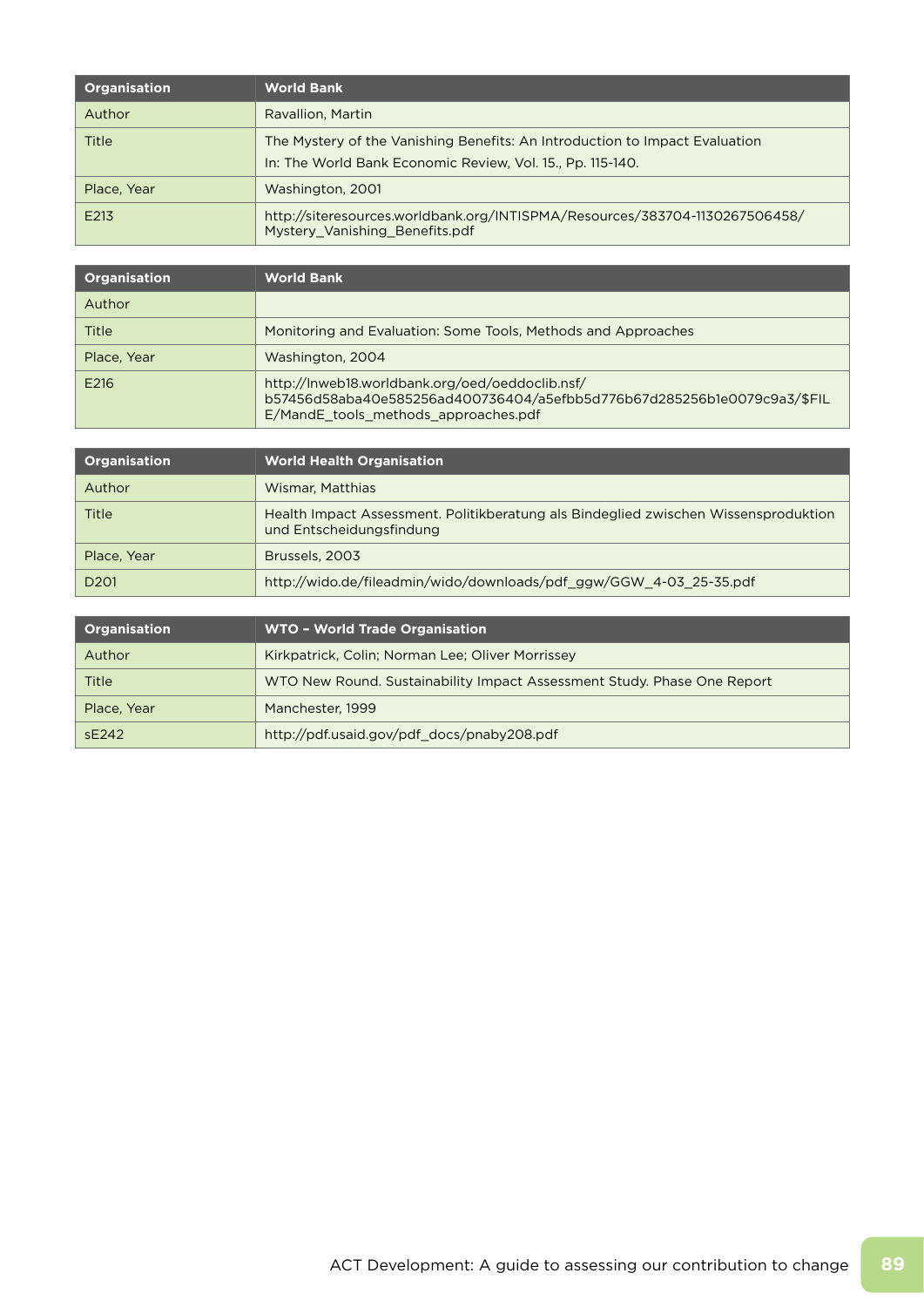| Organisation | World Bank |
|---|---|
| Author | Ravallion, Martin |
| Title | The Mystery of the Vanishing Benefits: An Introduction to Impact Evaluation<br>In: The World Bank Economic Review, Vol. 15., Pp. 115-140. |
| Place, Year | Washington, 2001 |
| E213 | http://siteresources.worldbank.org/INTISPMA/Resources/383704-1130267506458/Mystery_Vanishing_Benefits.pdf |

| Organisation | World Bank |
|---|---|
| Author | |
| Title | Monitoring and Evaluation: Some Tools, Methods and Approaches |
| Place, Year | Washington, 2004 |
| E216 | http://lnweb18.worldbank.org/oed/oeddoclib.nsf/b57456d58aba40e585256ad400736404/a5efbb5d776b67d285256b1e0079c9a3/$FILE/MandE_tools_methods_approaches.pdf |

| Organisation | World Health Organisation |
|---|---|
| Author | Wismar, Matthias |
| Title | Health Impact Assessment. Politikberatung als Bindeglied zwischen Wissensproduktion und Entscheidungsfindung |
| Place, Year | Brussels, 2003 |
| D201 | http://wido.de/fileadmin/wido/downloads/pdf_ggw/GGW_4-03_25-35.pdf |

| Organisation | WTO – World Trade Organisation |
|---|---|
| Author | Kirkpatrick, Colin; Norman Lee; Oliver Morrissey |
| Title | WTO New Round. Sustainability Impact Assessment Study. Phase One Report |
| Place, Year | Manchester, 1999 |
| sE242 | http://pdf.usaid.gov/pdf_docs/pnaby208.pdf |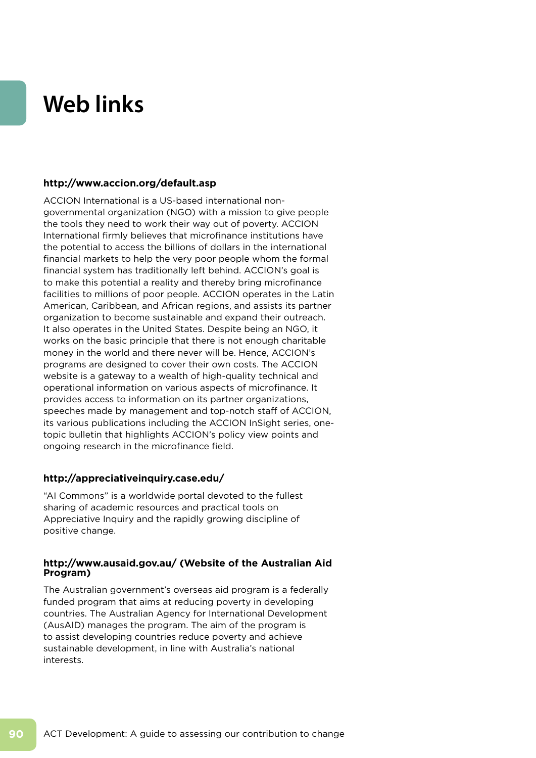# Web links

**http://www.accion.org/default.asp**

ACCION International is a US-based international non-governmental organization (NGO) with a mission to give people the tools they need to work their way out of poverty. ACCION International firmly believes that microfinance institutions have the potential to access the billions of dollars in the international financial markets to help the very poor people whom the formal financial system has traditionally left behind. ACCION's goal is to make this potential a reality and thereby bring microfinance facilities to millions of poor people. ACCION operates in the Latin American, Caribbean, and African regions, and assists its partner organization to become sustainable and expand their outreach. It also operates in the United States. Despite being an NGO, it works on the basic principle that there is not enough charitable money in the world and there never will be. Hence, ACCION's programs are designed to cover their own costs. The ACCION website is a gateway to a wealth of high-quality technical and operational information on various aspects of microfinance. It provides access to information on its partner organizations, speeches made by management and top-notch staff of ACCION, its various publications including the ACCION InSight series, one-topic bulletin that highlights ACCION's policy view points and ongoing research in the microfinance field.

**http://appreciativeinquiry.case.edu/**

"AI Commons" is a worldwide portal devoted to the fullest sharing of academic resources and practical tools on Appreciative Inquiry and the rapidly growing discipline of positive change.

**http://www.ausaid.gov.au/ (Website of the Australian Aid Program)**

The Australian government's overseas aid program is a federally funded program that aims at reducing poverty in developing countries. The Australian Agency for International Development (AusAID) manages the program. The aim of the program is to assist developing countries reduce poverty and achieve sustainable development, in line with Australia's national interests.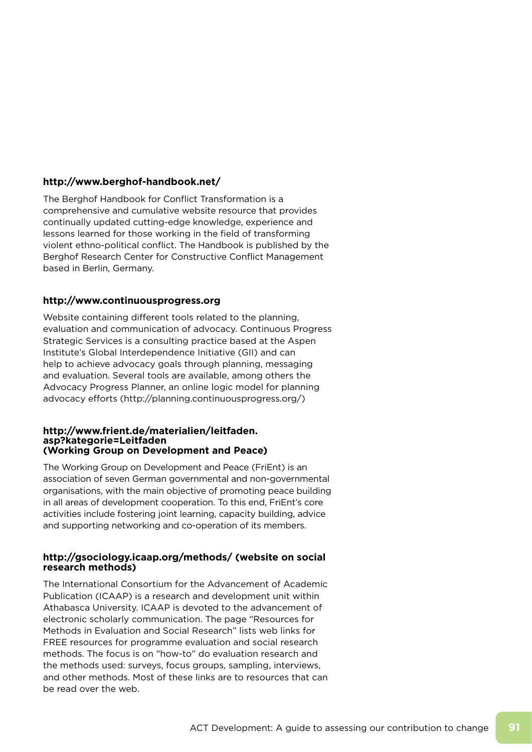**http://www.berghof-handbook.net/**

The Berghof Handbook for Conflict Transformation is a comprehensive and cumulative website resource that provides continually updated cutting-edge knowledge, experience and lessons learned for those working in the field of transforming violent ethno-political conflict. The Handbook is published by the Berghof Research Center for Constructive Conflict Management based in Berlin, Germany.

**http://www.continuousprogress.org**

Website containing different tools related to the planning, evaluation and communication of advocacy. Continuous Progress Strategic Services is a consulting practice based at the Aspen Institute's Global Interdependence Initiative (GII) and can help to achieve advocacy goals through planning, messaging and evaluation. Several tools are available, among others the Advocacy Progress Planner, an online logic model for planning advocacy efforts (http://planning.continuousprogress.org/)

**http://www.frient.de/materialien/leitfaden.asp?kategorie=Leitfaden (Working Group on Development and Peace)**

The Working Group on Development and Peace (FriEnt) is an association of seven German governmental and non-governmental organisations, with the main objective of promoting peace building in all areas of development cooperation. To this end, FriEnt's core activities include fostering joint learning, capacity building, advice and supporting networking and co-operation of its members.

**http://gsociology.icaap.org/methods/ (website on social research methods)**

The International Consortium for the Advancement of Academic Publication (ICAAP) is a research and development unit within Athabasca University. ICAAP is devoted to the advancement of electronic scholarly communication. The page "Resources for Methods in Evaluation and Social Research" lists web links for FREE resources for programme evaluation and social research methods. The focus is on "how-to" do evaluation research and the methods used: surveys, focus groups, sampling, interviews, and other methods. Most of these links are to resources that can be read over the web.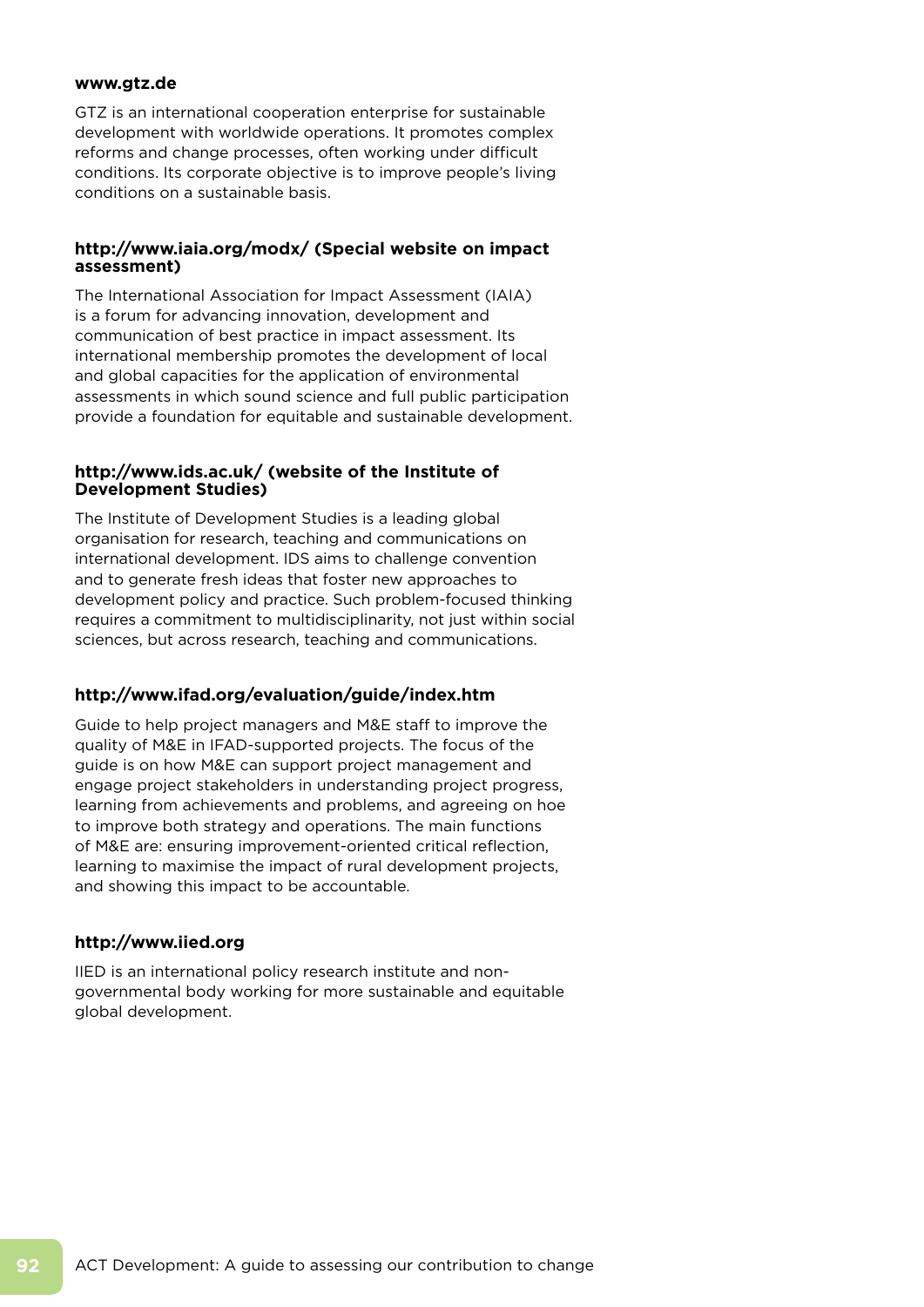**www.gtz.de**

GTZ is an international cooperation enterprise for sustainable development with worldwide operations. It promotes complex reforms and change processes, often working under difficult conditions. Its corporate objective is to improve people's living conditions on a sustainable basis.

**http://www.iaia.org/modx/ (Special website on impact assessment)**

The International Association for Impact Assessment (IAIA) is a forum for advancing innovation, development and communication of best practice in impact assessment. Its international membership promotes the development of local and global capacities for the application of environmental assessments in which sound science and full public participation provide a foundation for equitable and sustainable development.

**http://www.ids.ac.uk/ (website of the Institute of Development Studies)**

The Institute of Development Studies is a leading global organisation for research, teaching and communications on international development. IDS aims to challenge convention and to generate fresh ideas that foster new approaches to development policy and practice. Such problem-focused thinking requires a commitment to multidisciplinarity, not just within social sciences, but across research, teaching and communications.

**http://www.ifad.org/evaluation/guide/index.htm**

Guide to help project managers and M&E staff to improve the quality of M&E in IFAD-supported projects. The focus of the guide is on how M&E can support project management and engage project stakeholders in understanding project progress, learning from achievements and problems, and agreeing on hoe to improve both strategy and operations. The main functions of M&E are: ensuring improvement-oriented critical reflection, learning to maximise the impact of rural development projects, and showing this impact to be accountable.

**http://www.iied.org**

IIED is an international policy research institute and non-governmental body working for more sustainable and equitable global development.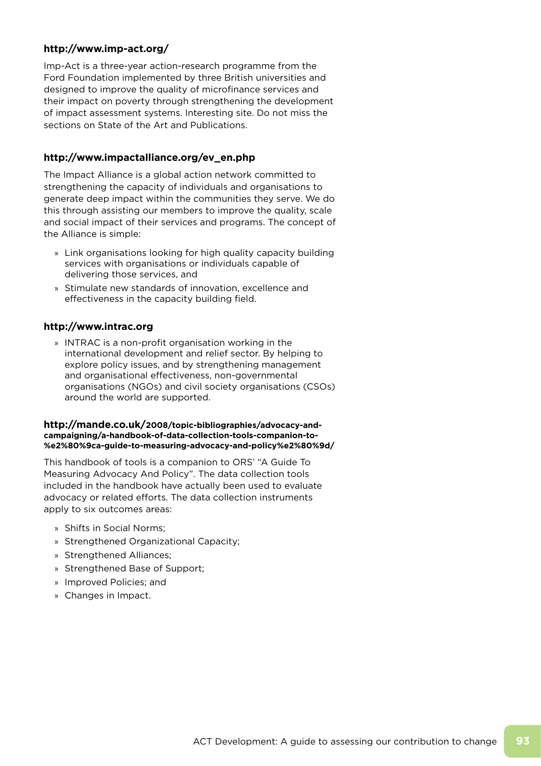**http://www.imp-act.org/**

Imp-Act is a three-year action-research programme from the Ford Foundation implemented by three British universities and designed to improve the quality of microfinance services and their impact on poverty through strengthening the development of impact assessment systems. Interesting site. Do not miss the sections on State of the Art and Publications.

**http://www.impactalliance.org/ev_en.php**

The Impact Alliance is a global action network committed to strengthening the capacity of individuals and organisations to generate deep impact within the communities they serve. We do this through assisting our members to improve the quality, scale and social impact of their services and programs. The concept of the Alliance is simple:

- Link organisations looking for high quality capacity building services with organisations or individuals capable of delivering those services, and
- Stimulate new standards of innovation, excellence and effectiveness in the capacity building field.

**http://www.intrac.org**

- INTRAC is a non-profit organisation working in the international development and relief sector. By helping to explore policy issues, and by strengthening management and organisational effectiveness, non-governmental organisations (NGOs) and civil society organisations (CSOs) around the world are supported.

**http://mande.co.uk/2008/topic-bibliographies/advocacy-and-campaigning/a-handbook-of-data-collection-tools-companion-to-%e2%80%9ca-guide-to-measuring-advocacy-and-policy%e2%80%9d/**

This handbook of tools is a companion to ORS' "A Guide To Measuring Advocacy And Policy". The data collection tools included in the handbook have actually been used to evaluate advocacy or related efforts. The data collection instruments apply to six outcomes areas:

- Shifts in Social Norms;
- Strengthened Organizational Capacity;
- Strengthened Alliances;
- Strengthened Base of Support;
- Improved Policies; and
- Changes in Impact.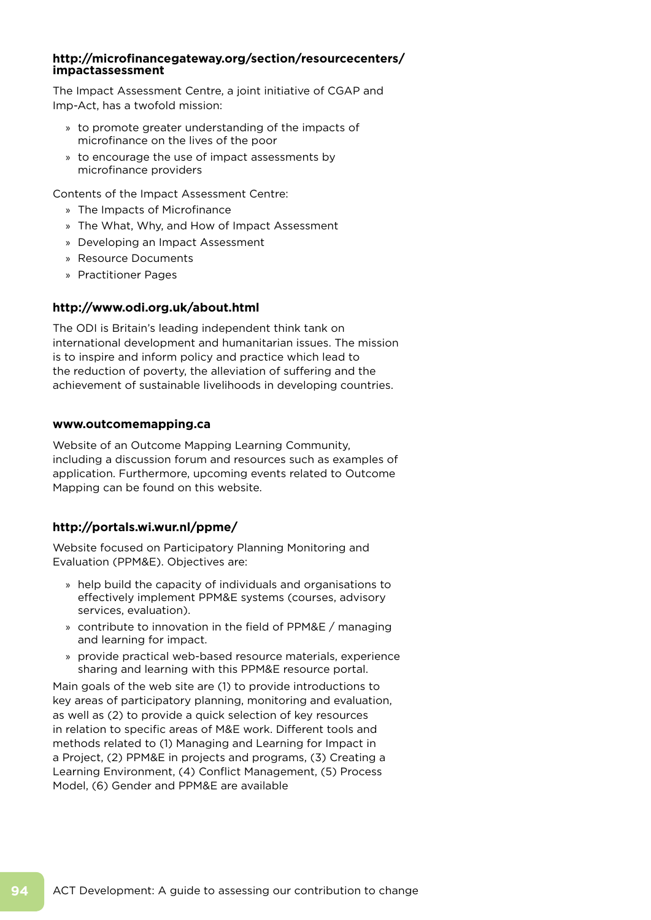**http://microfinancegateway.org/section/resourcecenters/impactassessment**

The Impact Assessment Centre, a joint initiative of CGAP and Imp-Act, has a twofold mission:

- to promote greater understanding of the impacts of microfinance on the lives of the poor
- to encourage the use of impact assessments by microfinance providers

Contents of the Impact Assessment Centre:

- The Impacts of Microfinance
- The What, Why, and How of Impact Assessment
- Developing an Impact Assessment
- Resource Documents
- Practitioner Pages

**http://www.odi.org.uk/about.html**

The ODI is Britain's leading independent think tank on international development and humanitarian issues. The mission is to inspire and inform policy and practice which lead to the reduction of poverty, the alleviation of suffering and the achievement of sustainable livelihoods in developing countries.

**www.outcomemapping.ca**

Website of an Outcome Mapping Learning Community, including a discussion forum and resources such as examples of application. Furthermore, upcoming events related to Outcome Mapping can be found on this website.

**http://portals.wi.wur.nl/ppme/**

Website focused on Participatory Planning Monitoring and Evaluation (PPM&E). Objectives are:

- help build the capacity of individuals and organisations to effectively implement PPM&E systems (courses, advisory services, evaluation).
- contribute to innovation in the field of PPM&E / managing and learning for impact.
- provide practical web-based resource materials, experience sharing and learning with this PPM&E resource portal.

Main goals of the web site are (1) to provide introductions to key areas of participatory planning, monitoring and evaluation, as well as (2) to provide a quick selection of key resources in relation to specific areas of M&E work. Different tools and methods related to (1) Managing and Learning for Impact in a Project, (2) PPM&E in projects and programs, (3) Creating a Learning Environment, (4) Conflict Management, (5) Process Model, (6) Gender and PPM&E are available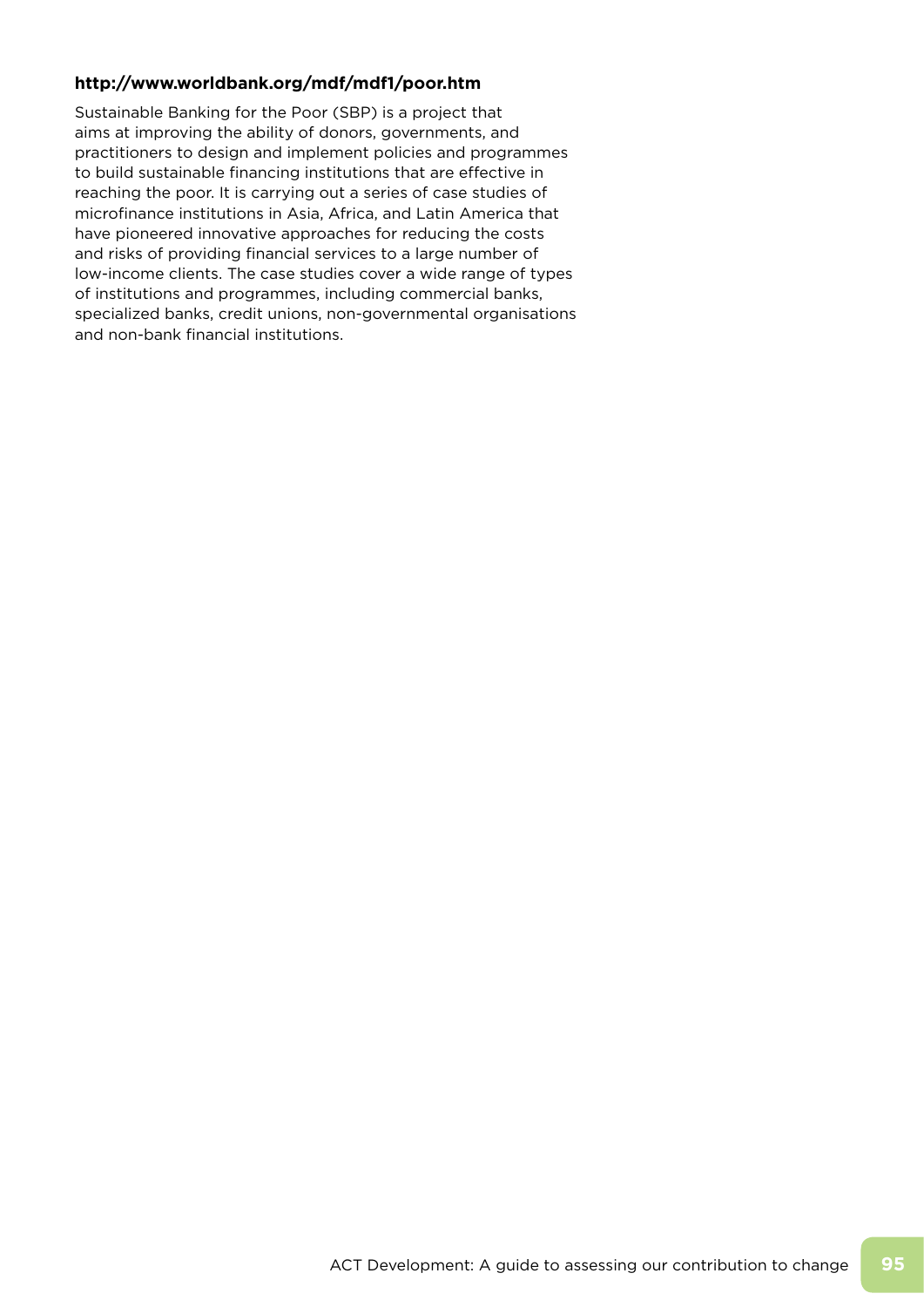**http://www.worldbank.org/mdf/mdf1/poor.htm**

Sustainable Banking for the Poor (SBP) is a project that aims at improving the ability of donors, governments, and practitioners to design and implement policies and programmes to build sustainable financing institutions that are effective in reaching the poor. It is carrying out a series of case studies of microfinance institutions in Asia, Africa, and Latin America that have pioneered innovative approaches for reducing the costs and risks of providing financial services to a large number of low-income clients. The case studies cover a wide range of types of institutions and programmes, including commercial banks, specialized banks, credit unions, non-governmental organisations and non-bank financial institutions.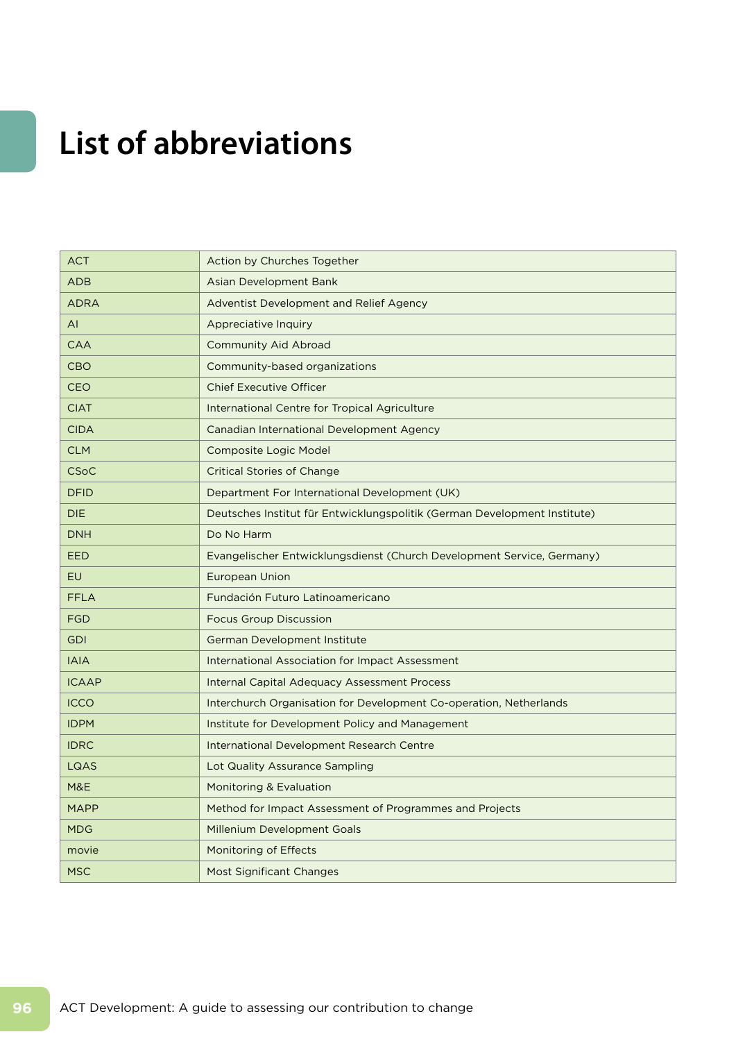# List of abbreviations

| | |
|---|---|
| ACT | Action by Churches Together |
| ADB | Asian Development Bank |
| ADRA | Adventist Development and Relief Agency |
| AI | Appreciative Inquiry |
| CAA | Community Aid Abroad |
| CBO | Community-based organizations |
| CEO | Chief Executive Officer |
| CIAT | International Centre for Tropical Agriculture |
| CIDA | Canadian International Development Agency |
| CLM | Composite Logic Model |
| CSoC | Critical Stories of Change |
| DFID | Department For International Development (UK) |
| DIE | Deutsches Institut für Entwicklungspolitik (German Development Institute) |
| DNH | Do No Harm |
| EED | Evangelischer Entwicklungsdienst (Church Development Service, Germany) |
| EU | European Union |
| FFLA | Fundación Futuro Latinoamericano |
| FGD | Focus Group Discussion |
| GDI | German Development Institute |
| IAIA | International Association for Impact Assessment |
| ICAAP | Internal Capital Adequacy Assessment Process |
| ICCO | Interchurch Organisation for Development Co-operation, Netherlands |
| IDPM | Institute for Development Policy and Management |
| IDRC | International Development Research Centre |
| LQAS | Lot Quality Assurance Sampling |
| M&E | Monitoring & Evaluation |
| MAPP | Method for Impact Assessment of Programmes and Projects |
| MDG | Millenium Development Goals |
| movie | Monitoring of Effects |
| MSC | Most Significant Changes |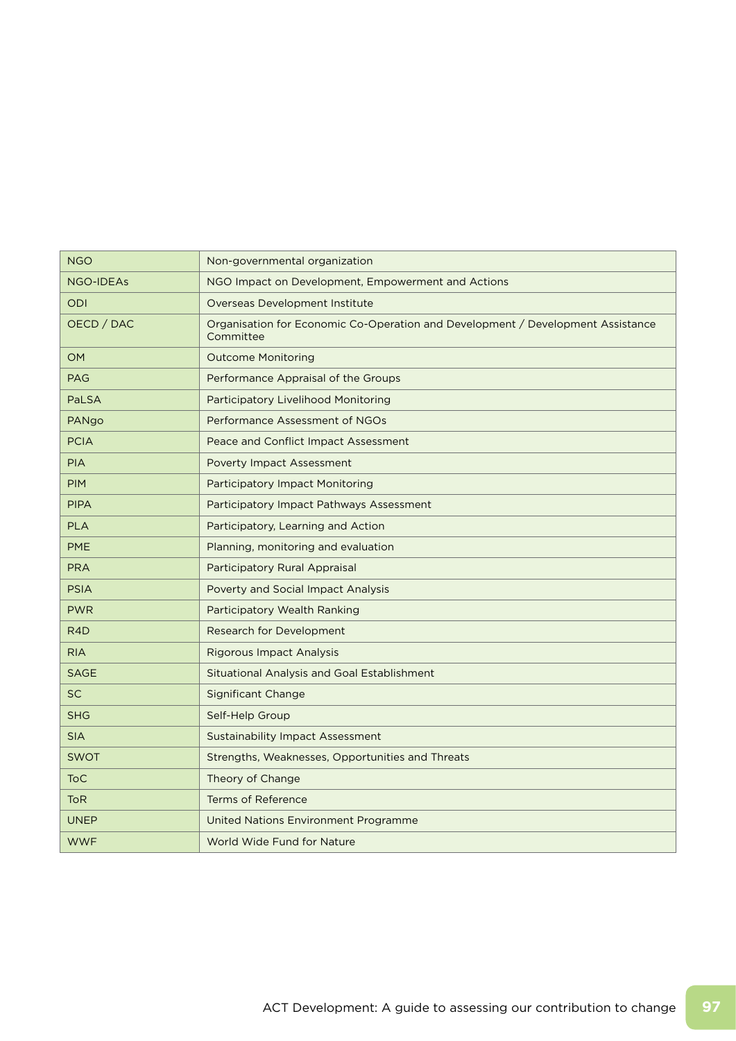| | |
|---|---|
| NGO | Non-governmental organization |
| NGO-IDEAs | NGO Impact on Development, Empowerment and Actions |
| ODI | Overseas Development Institute |
| OECD / DAC | Organisation for Economic Co-Operation and Development / Development Assistance Committee |
| OM | Outcome Monitoring |
| PAG | Performance Appraisal of the Groups |
| PaLSA | Participatory Livelihood Monitoring |
| PANgo | Performance Assessment of NGOs |
| PCIA | Peace and Conflict Impact Assessment |
| PIA | Poverty Impact Assessment |
| PIM | Participatory Impact Monitoring |
| PIPA | Participatory Impact Pathways Assessment |
| PLA | Participatory, Learning and Action |
| PME | Planning, monitoring and evaluation |
| PRA | Participatory Rural Appraisal |
| PSIA | Poverty and Social Impact Analysis |
| PWR | Participatory Wealth Ranking |
| R4D | Research for Development |
| RIA | Rigorous Impact Analysis |
| SAGE | Situational Analysis and Goal Establishment |
| SC | Significant Change |
| SHG | Self-Help Group |
| SIA | Sustainability Impact Assessment |
| SWOT | Strengths, Weaknesses, Opportunities and Threats |
| ToC | Theory of Change |
| ToR | Terms of Reference |
| UNEP | United Nations Environment Programme |
| WWF | World Wide Fund for Nature |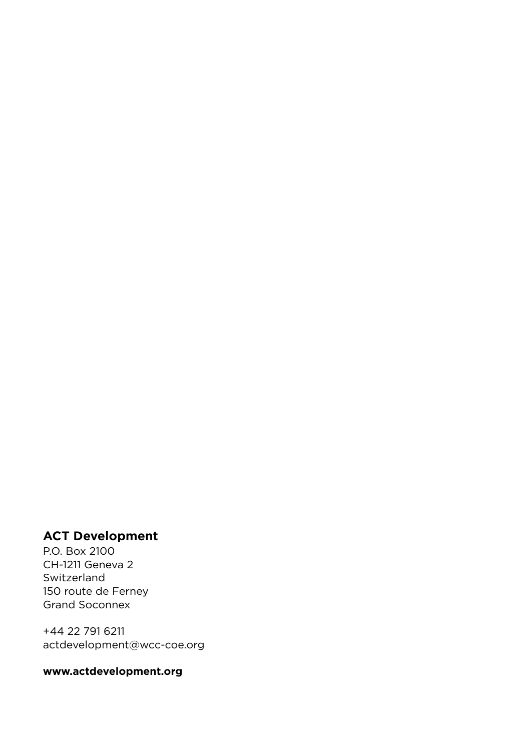**ACT Development**

P.O. Box 2100
CH-1211 Geneva 2
Switzerland
150 route de Ferney
Grand Soconnex

+44 22 791 6211
actdevelopment@wcc-coe.org

**www.actdevelopment.org**